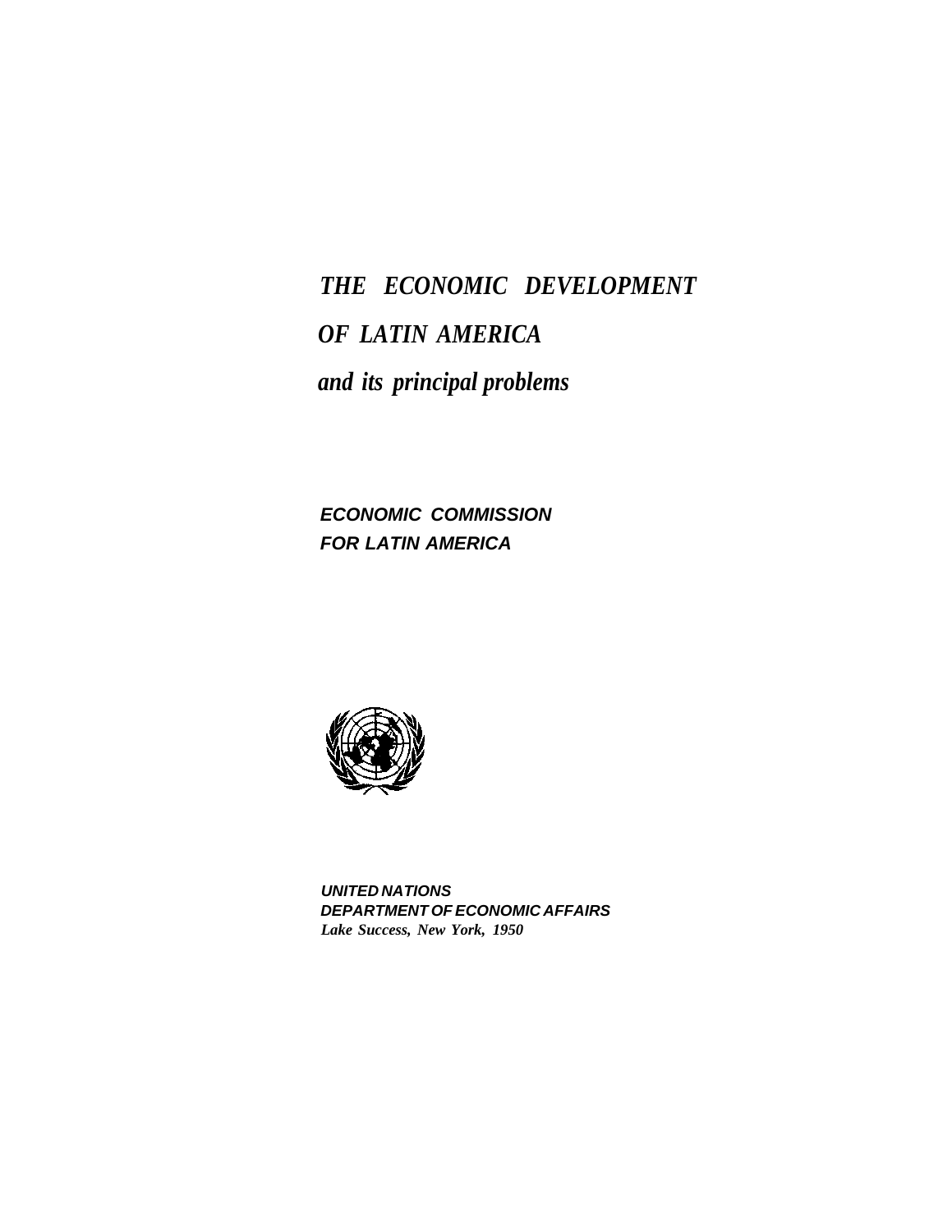# *THE ECONOMIC DEVELOPMENT OF LATIN AMERICA and its principal problems*

***ECONOMIC COMMISSION FOR LATIN AMERICA***

***UNITED NATIONS***
***DEPARTMENT OF ECONOMIC AFFAIRS***
***Lake Success, New York, 1950***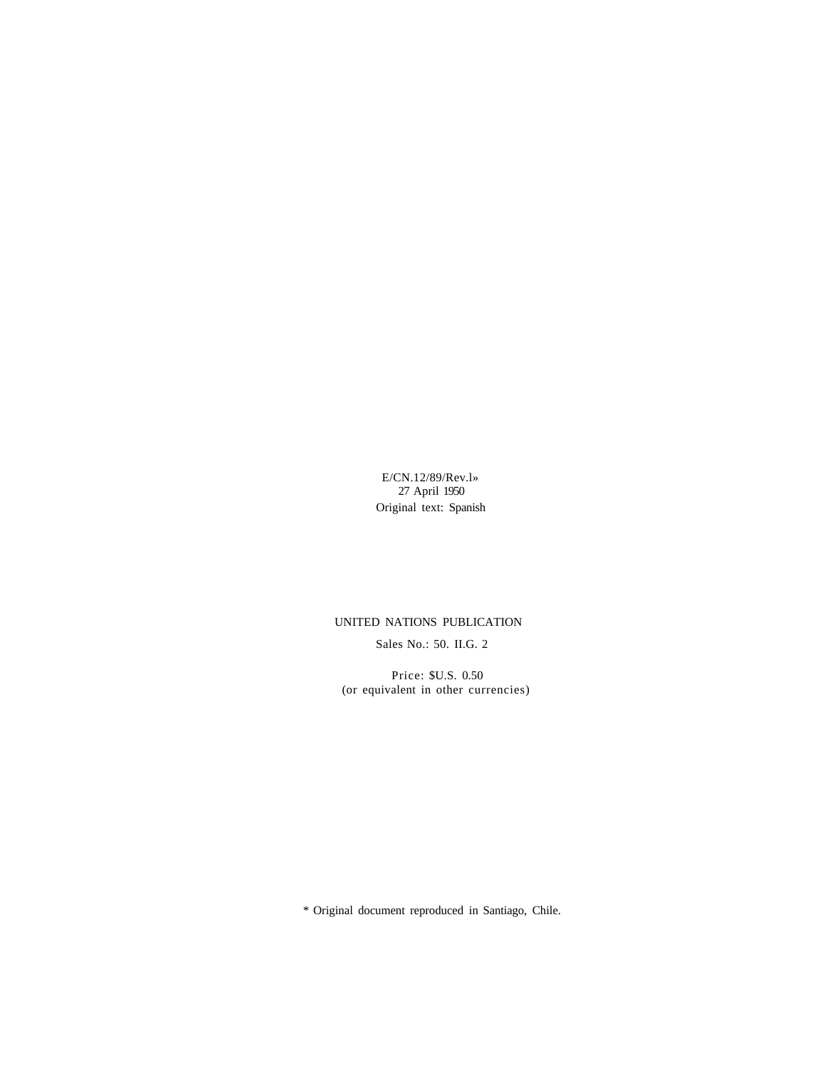E/CN.12/89/Rev.l»
27 April 1950
Original text: Spanish

UNITED NATIONS PUBLICATION

Sales No.: 50. II.G. 2

Price: $U.S. 0.50
(or equivalent in other currencies)

* Original document reproduced in Santiago, Chile.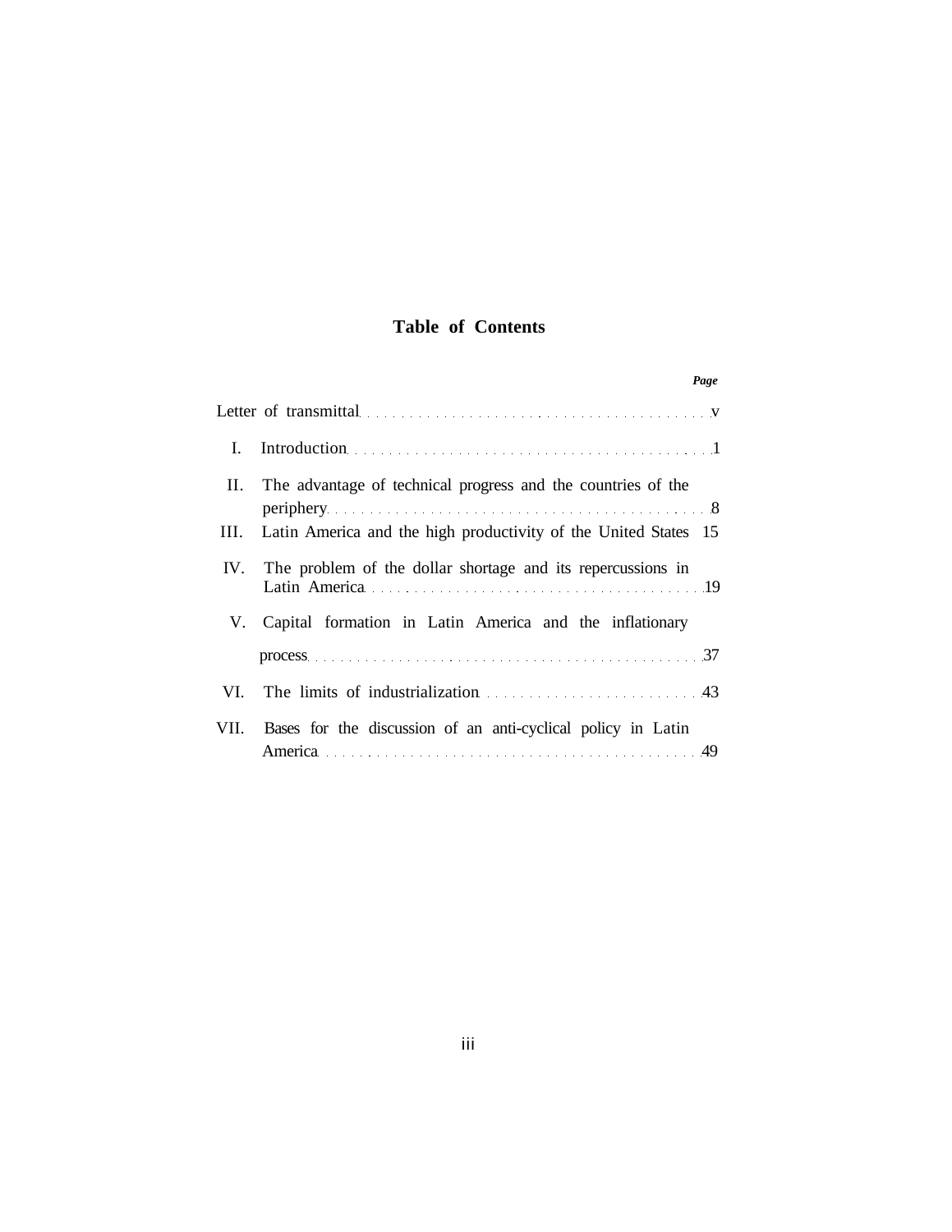# Table of Contents

| | | Page |
|---|---|---|
| | Letter of transmittal | v |
| I. | Introduction | 1 |
| II. | The advantage of technical progress and the countries of the periphery | 8 |
| III. | Latin America and the high productivity of the United States | 15 |
| IV. | The problem of the dollar shortage and its repercussions in Latin America | 19 |
| V. | Capital formation in Latin America and the inflationary process | 37 |
| VI. | The limits of industrialization | 43 |
| VII. | Bases for the discussion of an anti-cyclical policy in Latin America | 49 |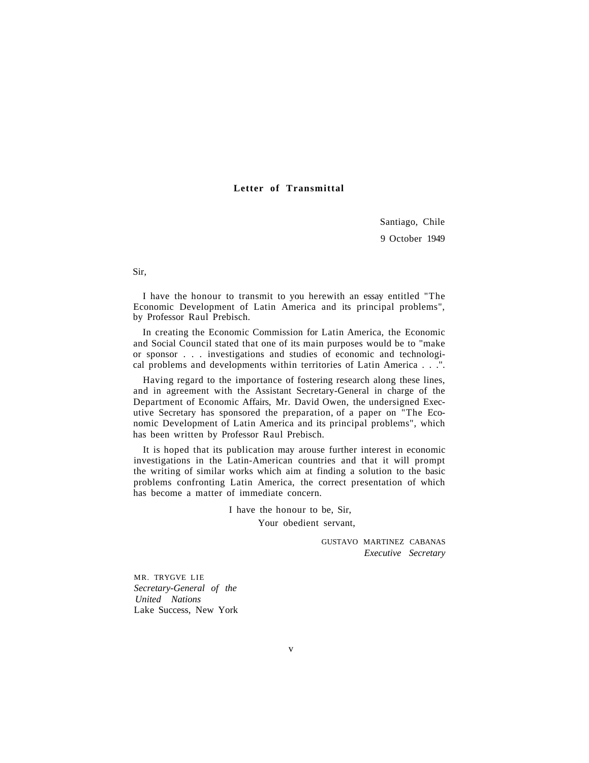## Letter of Transmittal

Santiago, Chile

9 October 1949

Sir,

I have the honour to transmit to you herewith an essay entitled "The Economic Development of Latin America and its principal problems", by Professor Raul Prebisch.

In creating the Economic Commission for Latin America, the Economic and Social Council stated that one of its main purposes would be to "make or sponsor . . . investigations and studies of economic and technological problems and developments within territories of Latin America . . .".

Having regard to the importance of fostering research along these lines, and in agreement with the Assistant Secretary-General in charge of the Department of Economic Affairs, Mr. David Owen, the undersigned Executive Secretary has sponsored the preparation, of a paper on "The Economic Development of Latin America and its principal problems", which has been written by Professor Raul Prebisch.

It is hoped that its publication may arouse further interest in economic investigations in the Latin-American countries and that it will prompt the writing of similar works which aim at finding a solution to the basic problems confronting Latin America, the correct presentation of which has become a matter of immediate concern.

I have the honour to be, Sir,
Your obedient servant,

GUSTAVO MARTINEZ CABANAS
*Executive Secretary*

MR. TRYGVE LIE
*Secretary-General of the United Nations*
Lake Success, New York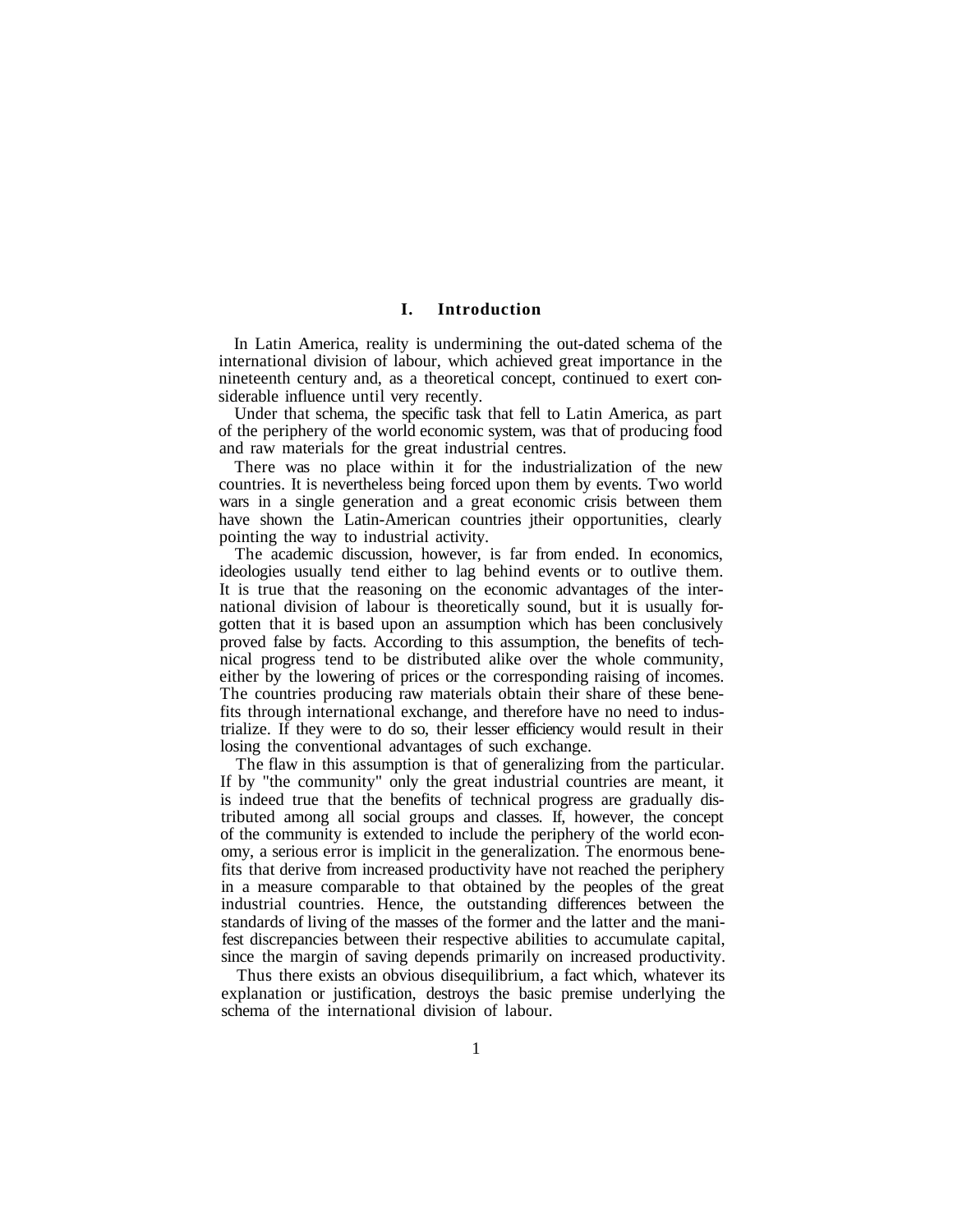# I. Introduction

In Latin America, reality is undermining the out-dated schema of the international division of labour, which achieved great importance in the nineteenth century and, as a theoretical concept, continued to exert considerable influence until very recently.

Under that schema, the specific task that fell to Latin America, as part of the periphery of the world economic system, was that of producing food and raw materials for the great industrial centres.

There was no place within it for the industrialization of the new countries. It is nevertheless being forced upon them by events. Two world wars in a single generation and a great economic crisis between them have shown the Latin-American countries jtheir opportunities, clearly pointing the way to industrial activity.

The academic discussion, however, is far from ended. In economics, ideologies usually tend either to lag behind events or to outlive them. It is true that the reasoning on the economic advantages of the international division of labour is theoretically sound, but it is usually forgotten that it is based upon an assumption which has been conclusively proved false by facts. According to this assumption, the benefits of technical progress tend to be distributed alike over the whole community, either by the lowering of prices or the corresponding raising of incomes. The countries producing raw materials obtain their share of these benefits through international exchange, and therefore have no need to industrialize. If they were to do so, their lesser efficiency would result in their losing the conventional advantages of such exchange.

The flaw in this assumption is that of generalizing from the particular. If by "the community" only the great industrial countries are meant, it is indeed true that the benefits of technical progress are gradually distributed among all social groups and classes. If, however, the concept of the community is extended to include the periphery of the world economy, a serious error is implicit in the generalization. The enormous benefits that derive from increased productivity have not reached the periphery in a measure comparable to that obtained by the peoples of the great industrial countries. Hence, the outstanding differences between the standards of living of the masses of the former and the latter and the manifest discrepancies between their respective abilities to accumulate capital, since the margin of saving depends primarily on increased productivity.

Thus there exists an obvious disequilibrium, a fact which, whatever its explanation or justification, destroys the basic premise underlying the schema of the international division of labour.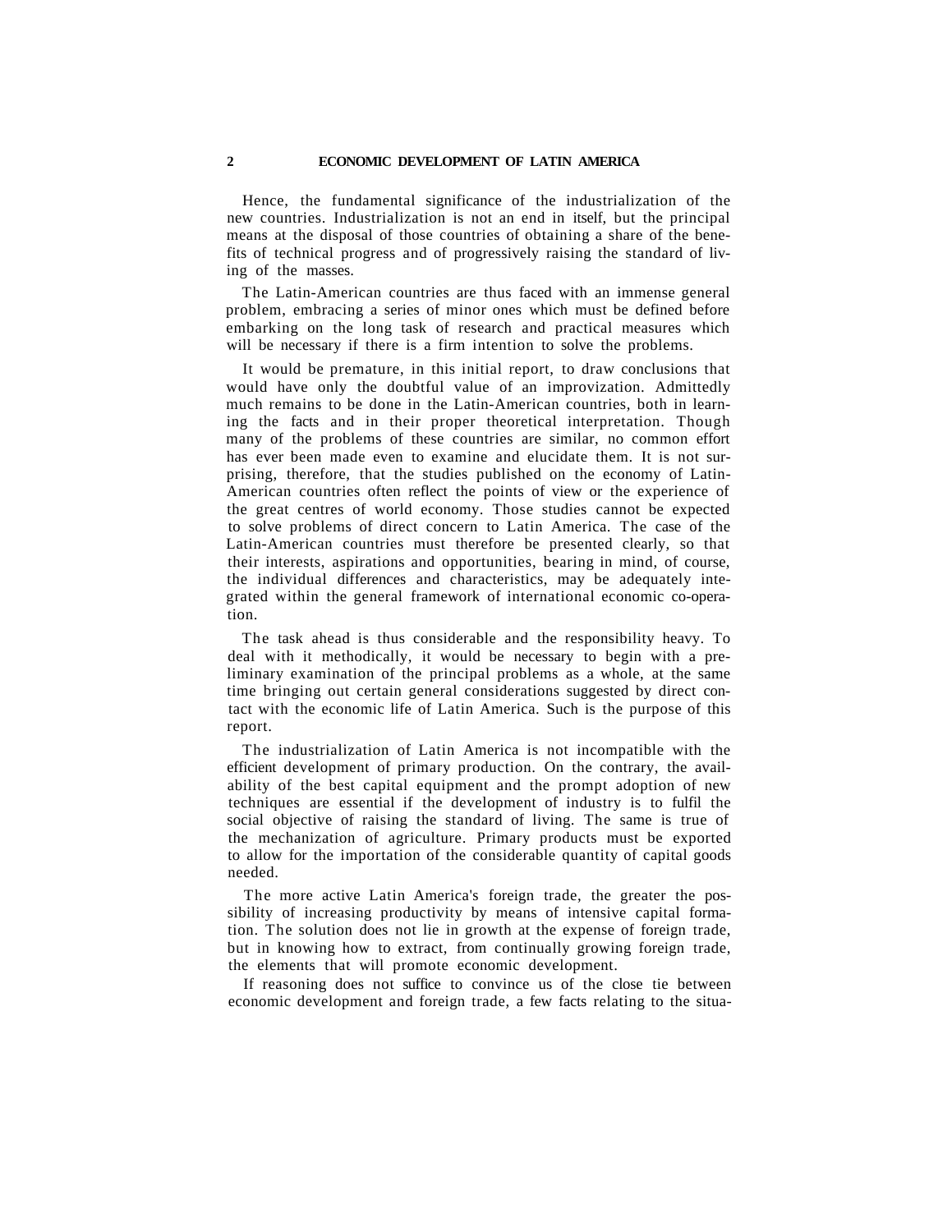Hence, the fundamental significance of the industrialization of the new countries. Industrialization is not an end in itself, but the principal means at the disposal of those countries of obtaining a share of the benefits of technical progress and of progressively raising the standard of living of the masses.

The Latin-American countries are thus faced with an immense general problem, embracing a series of minor ones which must be defined before embarking on the long task of research and practical measures which will be necessary if there is a firm intention to solve the problems.

It would be premature, in this initial report, to draw conclusions that would have only the doubtful value of an improvization. Admittedly much remains to be done in the Latin-American countries, both in learning the facts and in their proper theoretical interpretation. Though many of the problems of these countries are similar, no common effort has ever been made even to examine and elucidate them. It is not surprising, therefore, that the studies published on the economy of Latin-American countries often reflect the points of view or the experience of the great centres of world economy. Those studies cannot be expected to solve problems of direct concern to Latin America. The case of the Latin-American countries must therefore be presented clearly, so that their interests, aspirations and opportunities, bearing in mind, of course, the individual differences and characteristics, may be adequately integrated within the general framework of international economic co-operation.

The task ahead is thus considerable and the responsibility heavy. To deal with it methodically, it would be necessary to begin with a preliminary examination of the principal problems as a whole, at the same time bringing out certain general considerations suggested by direct contact with the economic life of Latin America. Such is the purpose of this report.

The industrialization of Latin America is not incompatible with the efficient development of primary production. On the contrary, the availability of the best capital equipment and the prompt adoption of new techniques are essential if the development of industry is to fulfil the social objective of raising the standard of living. The same is true of the mechanization of agriculture. Primary products must be exported to allow for the importation of the considerable quantity of capital goods needed.

The more active Latin America's foreign trade, the greater the possibility of increasing productivity by means of intensive capital formation. The solution does not lie in growth at the expense of foreign trade, but in knowing how to extract, from continually growing foreign trade, the elements that will promote economic development.

If reasoning does not suffice to convince us of the close tie between economic development and foreign trade, a few facts relating to the situa-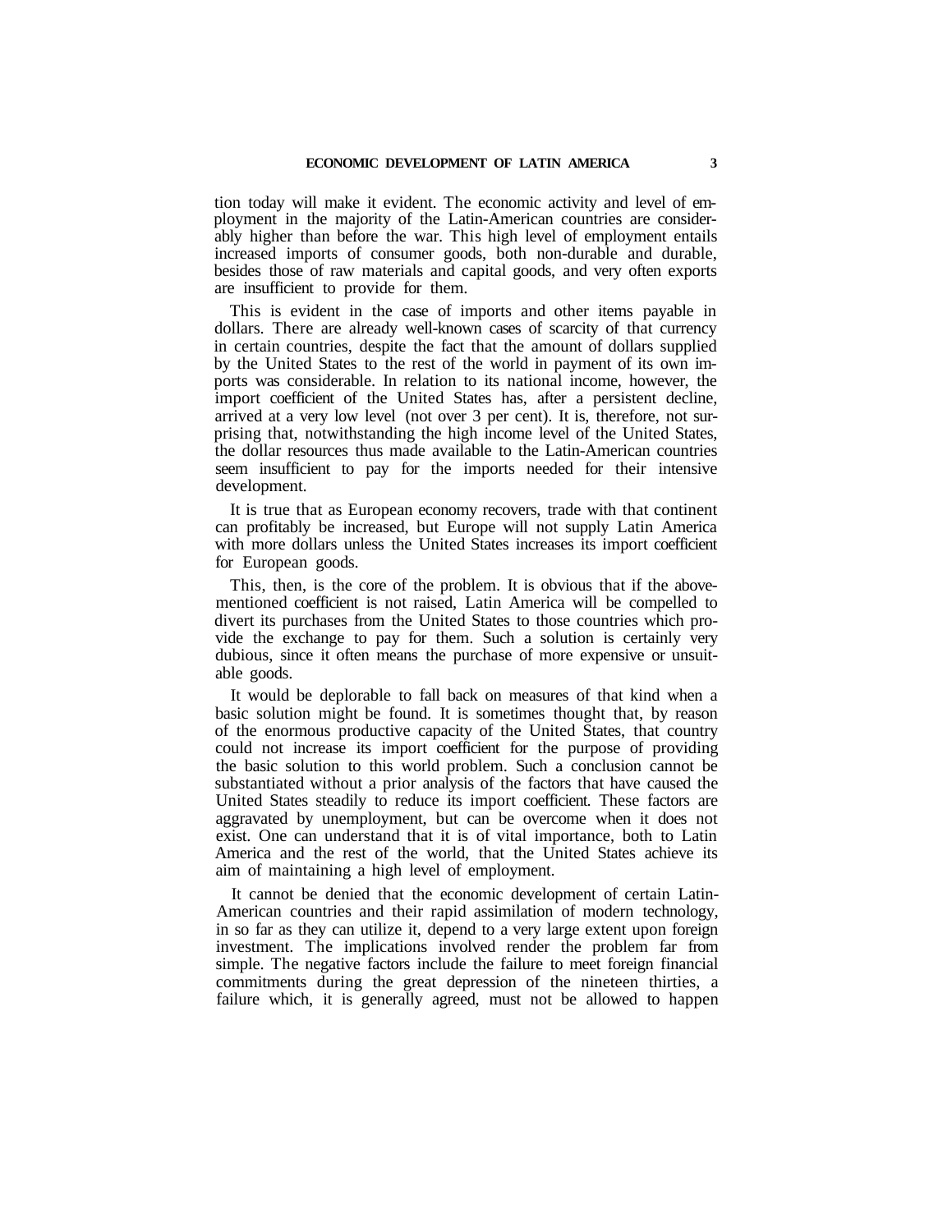tion today will make it evident. The economic activity and level of employment in the majority of the Latin-American countries are considerably higher than before the war. This high level of employment entails increased imports of consumer goods, both non-durable and durable, besides those of raw materials and capital goods, and very often exports are insufficient to provide for them.

This is evident in the case of imports and other items payable in dollars. There are already well-known cases of scarcity of that currency in certain countries, despite the fact that the amount of dollars supplied by the United States to the rest of the world in payment of its own imports was considerable. In relation to its national income, however, the import coefficient of the United States has, after a persistent decline, arrived at a very low level (not over 3 per cent). It is, therefore, not surprising that, notwithstanding the high income level of the United States, the dollar resources thus made available to the Latin-American countries seem insufficient to pay for the imports needed for their intensive development.

It is true that as European economy recovers, trade with that continent can profitably be increased, but Europe will not supply Latin America with more dollars unless the United States increases its import coefficient for European goods.

This, then, is the core of the problem. It is obvious that if the above-mentioned coefficient is not raised, Latin America will be compelled to divert its purchases from the United States to those countries which provide the exchange to pay for them. Such a solution is certainly very dubious, since it often means the purchase of more expensive or unsuitable goods.

It would be deplorable to fall back on measures of that kind when a basic solution might be found. It is sometimes thought that, by reason of the enormous productive capacity of the United States, that country could not increase its import coefficient for the purpose of providing the basic solution to this world problem. Such a conclusion cannot be substantiated without a prior analysis of the factors that have caused the United States steadily to reduce its import coefficient. These factors are aggravated by unemployment, but can be overcome when it does not exist. One can understand that it is of vital importance, both to Latin America and the rest of the world, that the United States achieve its aim of maintaining a high level of employment.

It cannot be denied that the economic development of certain Latin-American countries and their rapid assimilation of modern technology, in so far as they can utilize it, depend to a very large extent upon foreign investment. The implications involved render the problem far from simple. The negative factors include the failure to meet foreign financial commitments during the great depression of the nineteen thirties, a failure which, it is generally agreed, must not be allowed to happen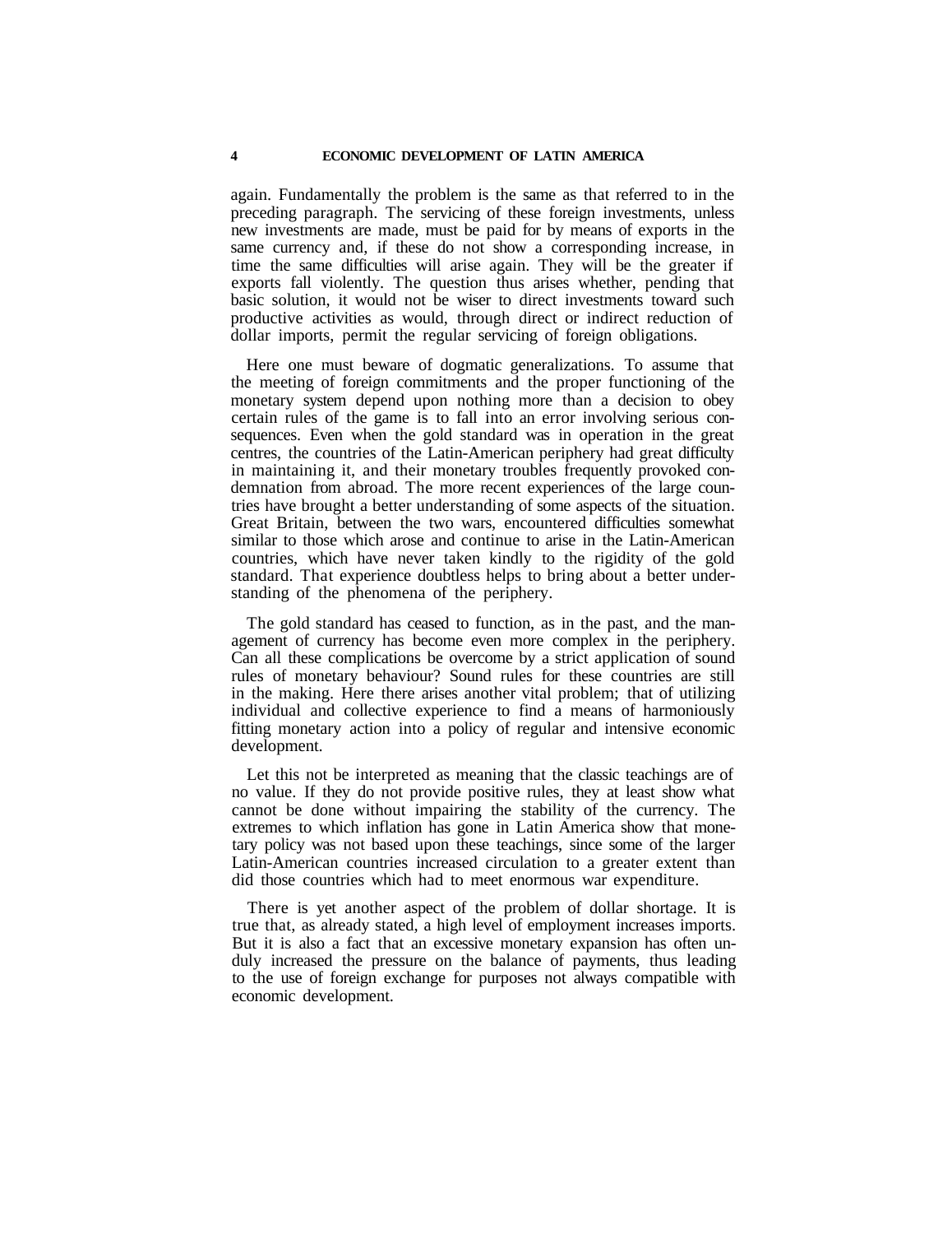again. Fundamentally the problem is the same as that referred to in the preceding paragraph. The servicing of these foreign investments, unless new investments are made, must be paid for by means of exports in the same currency and, if these do not show a corresponding increase, in time the same difficulties will arise again. They will be the greater if exports fall violently. The question thus arises whether, pending that basic solution, it would not be wiser to direct investments toward such productive activities as would, through direct or indirect reduction of dollar imports, permit the regular servicing of foreign obligations.

Here one must beware of dogmatic generalizations. To assume that the meeting of foreign commitments and the proper functioning of the monetary system depend upon nothing more than a decision to obey certain rules of the game is to fall into an error involving serious consequences. Even when the gold standard was in operation in the great centres, the countries of the Latin-American periphery had great difficulty in maintaining it, and their monetary troubles frequently provoked condemnation from abroad. The more recent experiences of the large countries have brought a better understanding of some aspects of the situation. Great Britain, between the two wars, encountered difficulties somewhat similar to those which arose and continue to arise in the Latin-American countries, which have never taken kindly to the rigidity of the gold standard. That experience doubtless helps to bring about a better understanding of the phenomena of the periphery.

The gold standard has ceased to function, as in the past, and the management of currency has become even more complex in the periphery. Can all these complications be overcome by a strict application of sound rules of monetary behaviour? Sound rules for these countries are still in the making. Here there arises another vital problem; that of utilizing individual and collective experience to find a means of harmoniously fitting monetary action into a policy of regular and intensive economic development.

Let this not be interpreted as meaning that the classic teachings are of no value. If they do not provide positive rules, they at least show what cannot be done without impairing the stability of the currency. The extremes to which inflation has gone in Latin America show that monetary policy was not based upon these teachings, since some of the larger Latin-American countries increased circulation to a greater extent than did those countries which had to meet enormous war expenditure.

There is yet another aspect of the problem of dollar shortage. It is true that, as already stated, a high level of employment increases imports. But it is also a fact that an excessive monetary expansion has often unduly increased the pressure on the balance of payments, thus leading to the use of foreign exchange for purposes not always compatible with economic development.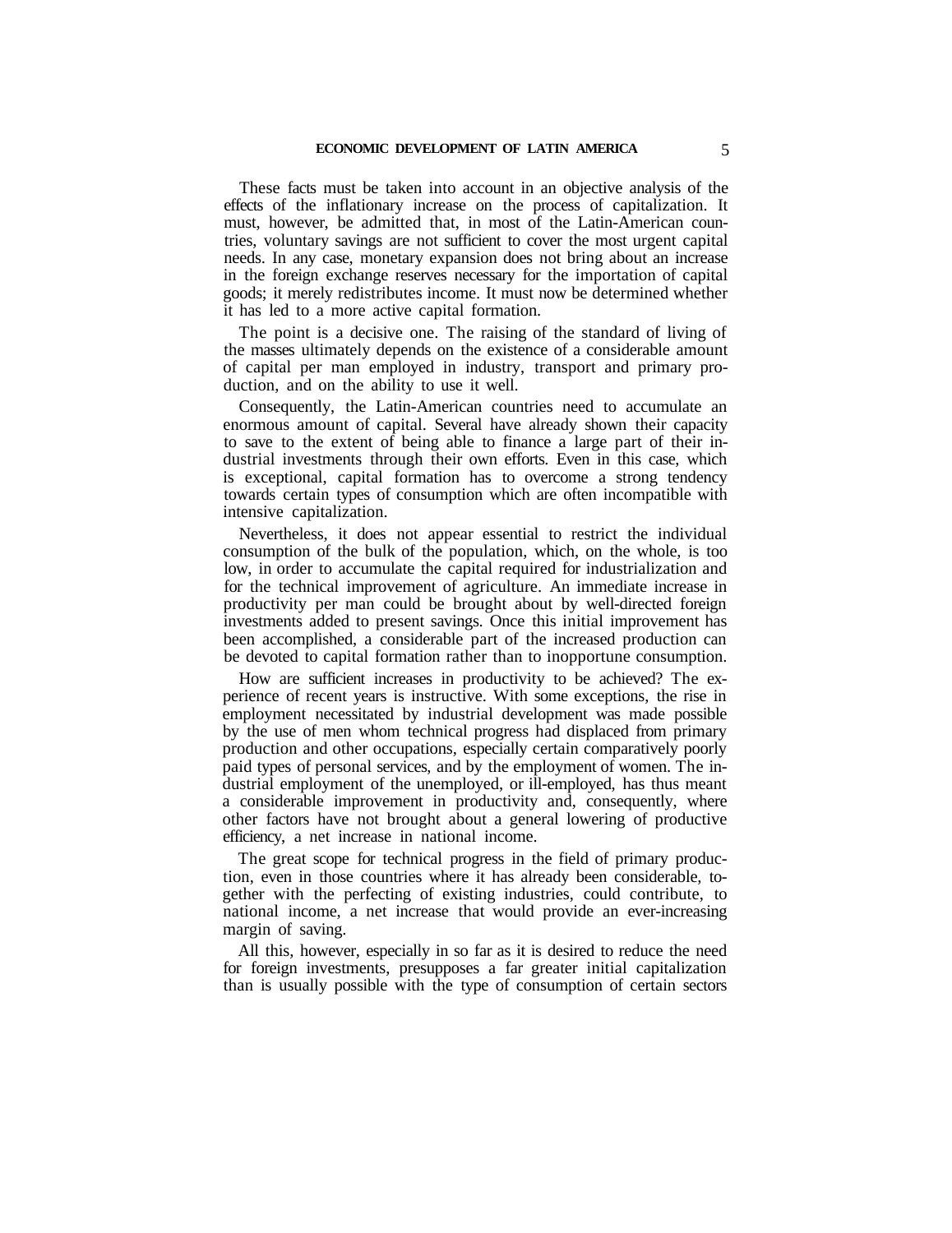These facts must be taken into account in an objective analysis of the effects of the inflationary increase on the process of capitalization. It must, however, be admitted that, in most of the Latin-American countries, voluntary savings are not sufficient to cover the most urgent capital needs. In any case, monetary expansion does not bring about an increase in the foreign exchange reserves necessary for the importation of capital goods; it merely redistributes income. It must now be determined whether it has led to a more active capital formation.

The point is a decisive one. The raising of the standard of living of the masses ultimately depends on the existence of a considerable amount of capital per man employed in industry, transport and primary production, and on the ability to use it well.

Consequently, the Latin-American countries need to accumulate an enormous amount of capital. Several have already shown their capacity to save to the extent of being able to finance a large part of their industrial investments through their own efforts. Even in this case, which is exceptional, capital formation has to overcome a strong tendency towards certain types of consumption which are often incompatible with intensive capitalization.

Nevertheless, it does not appear essential to restrict the individual consumption of the bulk of the population, which, on the whole, is too low, in order to accumulate the capital required for industrialization and for the technical improvement of agriculture. An immediate increase in productivity per man could be brought about by well-directed foreign investments added to present savings. Once this initial improvement has been accomplished, a considerable part of the increased production can be devoted to capital formation rather than to inopportune consumption.

How are sufficient increases in productivity to be achieved? The experience of recent years is instructive. With some exceptions, the rise in employment necessitated by industrial development was made possible by the use of men whom technical progress had displaced from primary production and other occupations, especially certain comparatively poorly paid types of personal services, and by the employment of women. The industrial employment of the unemployed, or ill-employed, has thus meant a considerable improvement in productivity and, consequently, where other factors have not brought about a general lowering of productive efficiency, a net increase in national income.

The great scope for technical progress in the field of primary production, even in those countries where it has already been considerable, together with the perfecting of existing industries, could contribute, to national income, a net increase that would provide an ever-increasing margin of saving.

All this, however, especially in so far as it is desired to reduce the need for foreign investments, presupposes a far greater initial capitalization than is usually possible with the type of consumption of certain sectors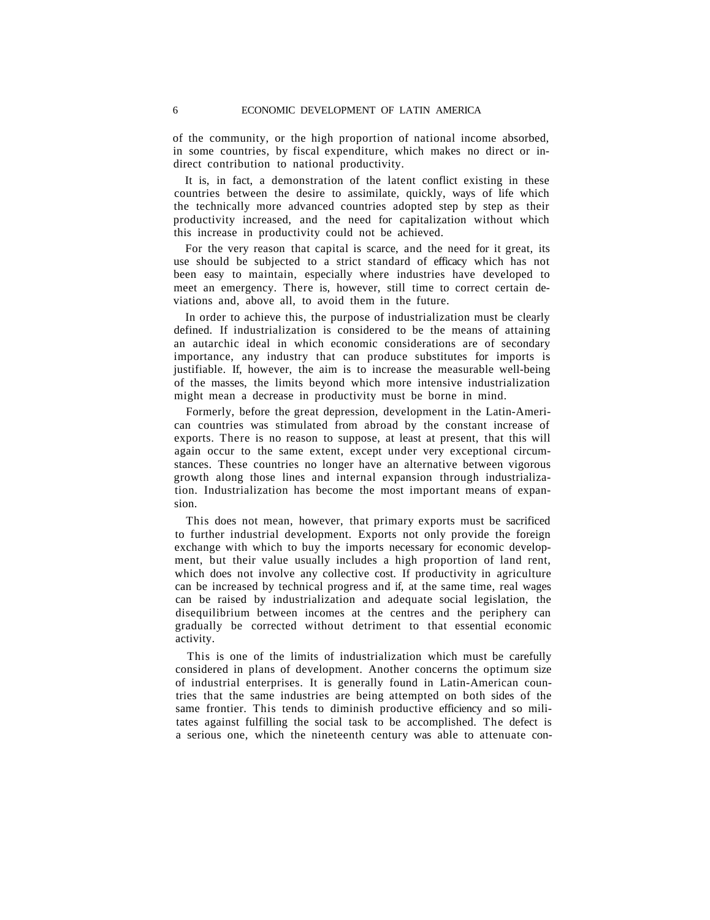of the community, or the high proportion of national income absorbed, in some countries, by fiscal expenditure, which makes no direct or indirect contribution to national productivity.

It is, in fact, a demonstration of the latent conflict existing in these countries between the desire to assimilate, quickly, ways of life which the technically more advanced countries adopted step by step as their productivity increased, and the need for capitalization without which this increase in productivity could not be achieved.

For the very reason that capital is scarce, and the need for it great, its use should be subjected to a strict standard of efficacy which has not been easy to maintain, especially where industries have developed to meet an emergency. There is, however, still time to correct certain deviations and, above all, to avoid them in the future.

In order to achieve this, the purpose of industrialization must be clearly defined. If industrialization is considered to be the means of attaining an autarchic ideal in which economic considerations are of secondary importance, any industry that can produce substitutes for imports is justifiable. If, however, the aim is to increase the measurable well-being of the masses, the limits beyond which more intensive industrialization might mean a decrease in productivity must be borne in mind.

Formerly, before the great depression, development in the Latin-American countries was stimulated from abroad by the constant increase of exports. There is no reason to suppose, at least at present, that this will again occur to the same extent, except under very exceptional circumstances. These countries no longer have an alternative between vigorous growth along those lines and internal expansion through industrialization. Industrialization has become the most important means of expansion.

This does not mean, however, that primary exports must be sacrificed to further industrial development. Exports not only provide the foreign exchange with which to buy the imports necessary for economic development, but their value usually includes a high proportion of land rent, which does not involve any collective cost. If productivity in agriculture can be increased by technical progress and if, at the same time, real wages can be raised by industrialization and adequate social legislation, the disequilibrium between incomes at the centres and the periphery can gradually be corrected without detriment to that essential economic activity.

This is one of the limits of industrialization which must be carefully considered in plans of development. Another concerns the optimum size of industrial enterprises. It is generally found in Latin-American countries that the same industries are being attempted on both sides of the same frontier. This tends to diminish productive efficiency and so militates against fulfilling the social task to be accomplished. The defect is a serious one, which the nineteenth century was able to attenuate con-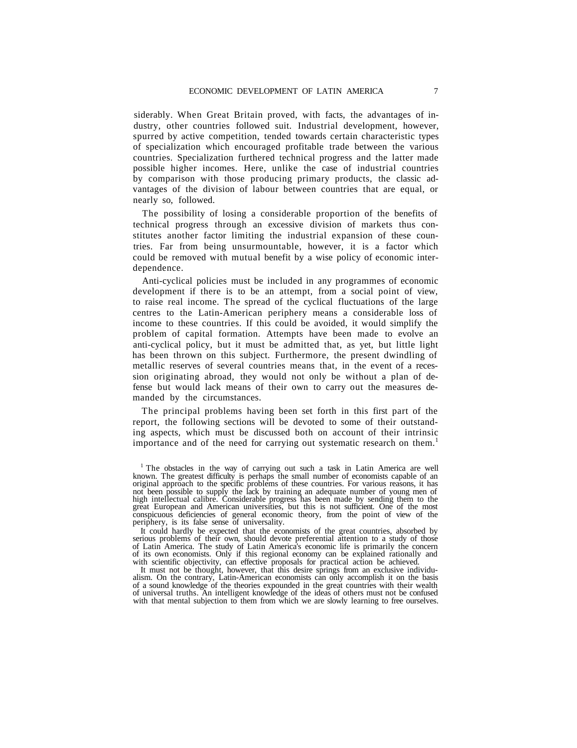siderably. When Great Britain proved, with facts, the advantages of industry, other countries followed suit. Industrial development, however, spurred by active competition, tended towards certain characteristic types of specialization which encouraged profitable trade between the various countries. Specialization furthered technical progress and the latter made possible higher incomes. Here, unlike the case of industrial countries by comparison with those producing primary products, the classic advantages of the division of labour between countries that are equal, or nearly so, followed.

The possibility of losing a considerable proportion of the benefits of technical progress through an excessive division of markets thus constitutes another factor limiting the industrial expansion of these countries. Far from being unsurmountable, however, it is a factor which could be removed with mutual benefit by a wise policy of economic interdependence.

Anti-cyclical policies must be included in any programmes of economic development if there is to be an attempt, from a social point of view, to raise real income. The spread of the cyclical fluctuations of the large centres to the Latin-American periphery means a considerable loss of income to these countries. If this could be avoided, it would simplify the problem of capital formation. Attempts have been made to evolve an anti-cyclical policy, but it must be admitted that, as yet, but little light has been thrown on this subject. Furthermore, the present dwindling of metallic reserves of several countries means that, in the event of a recession originating abroad, they would not only be without a plan of defense but would lack means of their own to carry out the measures demanded by the circumstances.

The principal problems having been set forth in this first part of the report, the following sections will be devoted to some of their outstanding aspects, which must be discussed both on account of their intrinsic importance and of the need for carrying out systematic research on them.[1]

[1] The obstacles in the way of carrying out such a task in Latin America are well known. The greatest difficulty is perhaps the small number of economists capable of an original approach to the specific problems of these countries. For various reasons, it has not been possible to supply the lack by training an adequate number of young men of high intellectual calibre. Considerable progress has been made by sending them to the great European and American universities, but this is not sufficient. One of the most conspicuous deficiencies of general economic theory, from the point of view of the periphery, is its false sense of universality.

It could hardly be expected that the economists of the great countries, absorbed by serious problems of their own, should devote preferential attention to a study of those of Latin America. The study of Latin America's economic life is primarily the concern of its own economists. Only if this regional economy can be explained rationally and with scientific objectivity, can effective proposals for practical action be achieved.

It must not be thought, however, that this desire springs from an exclusive individualism. On the contrary, Latin-American economists can only accomplish it on the basis of a sound knowledge of the theories expounded in the great countries with their wealth of universal truths. An intelligent knowledge of the ideas of others must not be confused with that mental subjection to them from which we are slowly learning to free ourselves.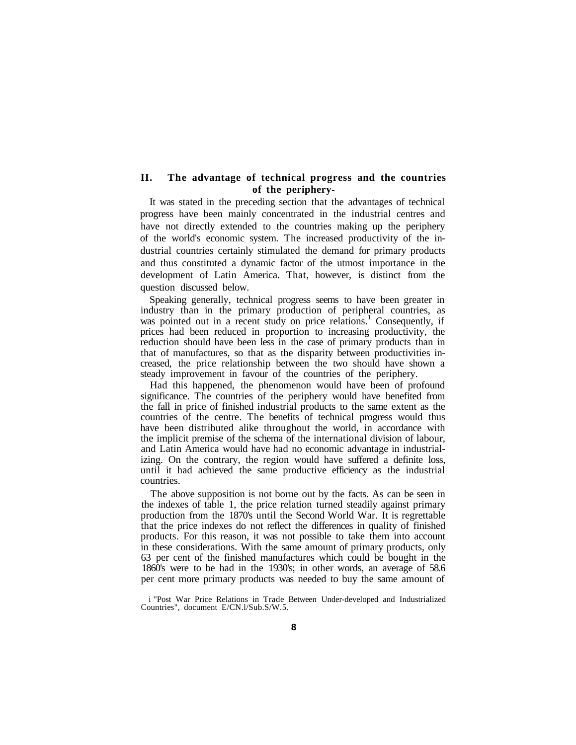## II. The advantage of technical progress and the countries of the periphery-

It was stated in the preceding section that the advantages of technical progress have been mainly concentrated in the industrial centres and have not directly extended to the countries making up the periphery of the world's economic system. The increased productivity of the industrial countries certainly stimulated the demand for primary products and thus constituted a dynamic factor of the utmost importance in the development of Latin America. That, however, is distinct from the question discussed below.

Speaking generally, technical progress seems to have been greater in industry than in the primary production of peripheral countries, as was pointed out in a recent study on price relations.[1] Consequently, if prices had been reduced in proportion to increasing productivity, the reduction should have been less in the case of primary products than in that of manufactures, so that as the disparity between productivities increased, the price relationship between the two should have shown a steady improvement in favour of the countries of the periphery.

Had this happened, the phenomenon would have been of profound significance. The countries of the periphery would have benefited from the fall in price of finished industrial products to the same extent as the countries of the centre. The benefits of technical progress would thus have been distributed alike throughout the world, in accordance with the implicit premise of the schema of the international division of labour, and Latin America would have had no economic advantage in industrializing. On the contrary, the region would have suffered a definite loss, until it had achieved the same productive efficiency as the industrial countries.

The above supposition is not borne out by the facts. As can be seen in the indexes of table 1, the price relation turned steadily against primary production from the 1870's until the Second World War. It is regrettable that the price indexes do not reflect the differences in quality of finished products. For this reason, it was not possible to take them into account in these considerations. With the same amount of primary products, only 63 per cent of the finished manufactures which could be bought in the 1860's were to be had in the 1930's; in other words, an average of 58.6 per cent more primary products was needed to buy the same amount of

[1] "Post War Price Relations in Trade Between Under-developed and Industrialized Countries", document E/CN.l/Sub.S/W.5.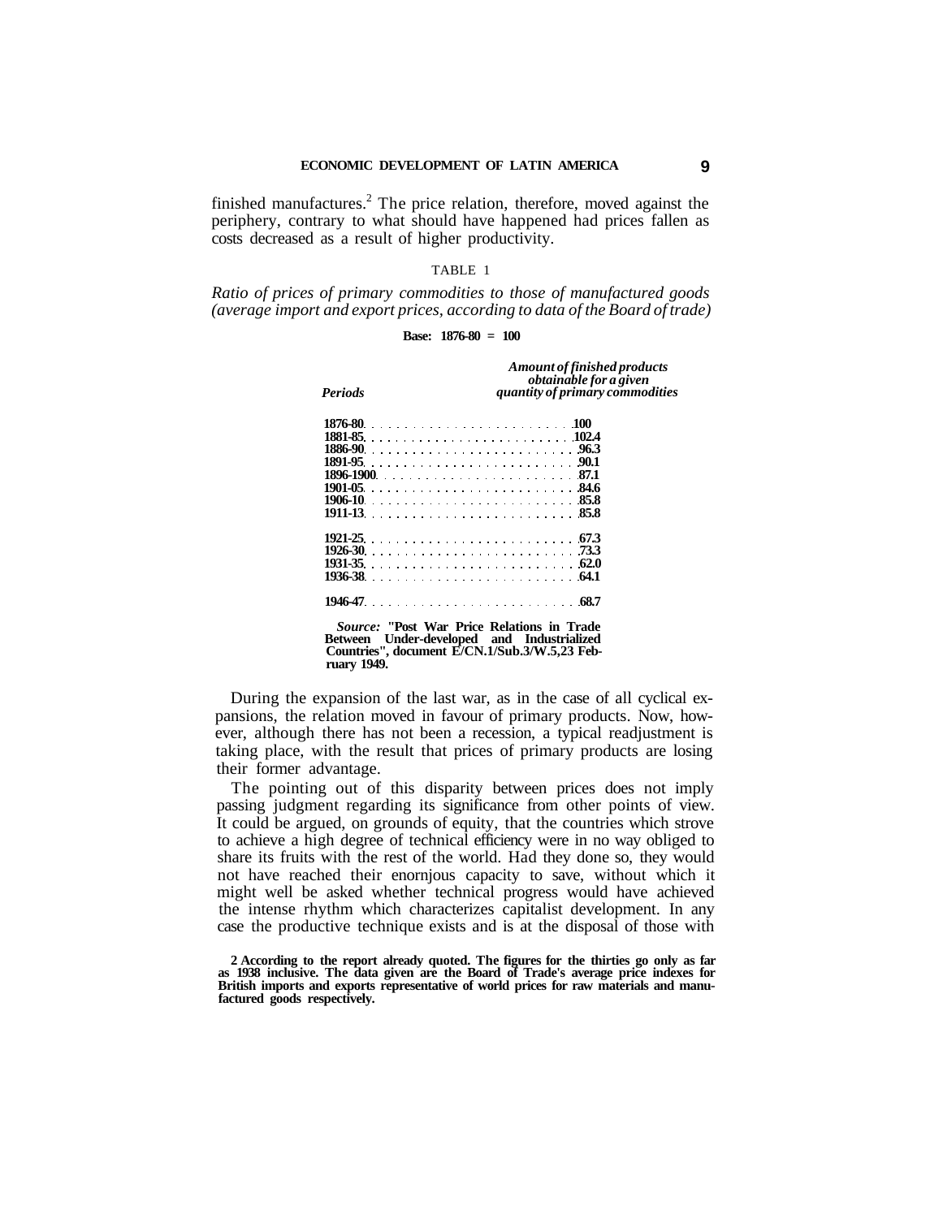finished manufactures.[2] The price relation, therefore, moved against the periphery, contrary to what should have happened had prices fallen as costs decreased as a result of higher productivity.

TABLE 1

*Ratio of prices of primary commodities to those of manufactured goods (average import and export prices, according to data of the Board of trade)*

**Base: 1876-80 = 100**

| *Periods* | *Amount of finished products obtainable for a given quantity of primary commodities* |
|---|---|
| 1876-80 | 100 |
| 1881-85 | 102.4 |
| 1886-90 | 96.3 |
| 1891-95 | 90.1 |
| 1896-1900 | 87.1 |
| 1901-05 | 84.6 |
| 1906-10 | 85.8 |
| 1911-13 | 85.8 |
| 1921-25 | 67.3 |
| 1926-30 | 73.3 |
| 1931-35 | 62.0 |
| 1936-38 | 64.1 |
| 1946-47 | 68.7 |

*Source:* "Post War Price Relations in Trade Between Under-developed and Industrialized Countries", document E/CN.1/Sub.3/W.5,23 February 1949.

During the expansion of the last war, as in the case of all cyclical expansions, the relation moved in favour of primary products. Now, however, although there has not been a recession, a typical readjustment is taking place, with the result that prices of primary products are losing their former advantage.

The pointing out of this disparity between prices does not imply passing judgment regarding its significance from other points of view. It could be argued, on grounds of equity, that the countries which strove to achieve a high degree of technical efficiency were in no way obliged to share its fruits with the rest of the world. Had they done so, they would not have reached their enornjous capacity to save, without which it might well be asked whether technical progress would have achieved the intense rhythm which characterizes capitalist development. In any case the productive technique exists and is at the disposal of those with

2 According to the report already quoted. The figures for the thirties go only as far as 1938 inclusive. The data given are the Board of Trade's average price indexes for British imports and exports representative of world prices for raw materials and manufactured goods respectively.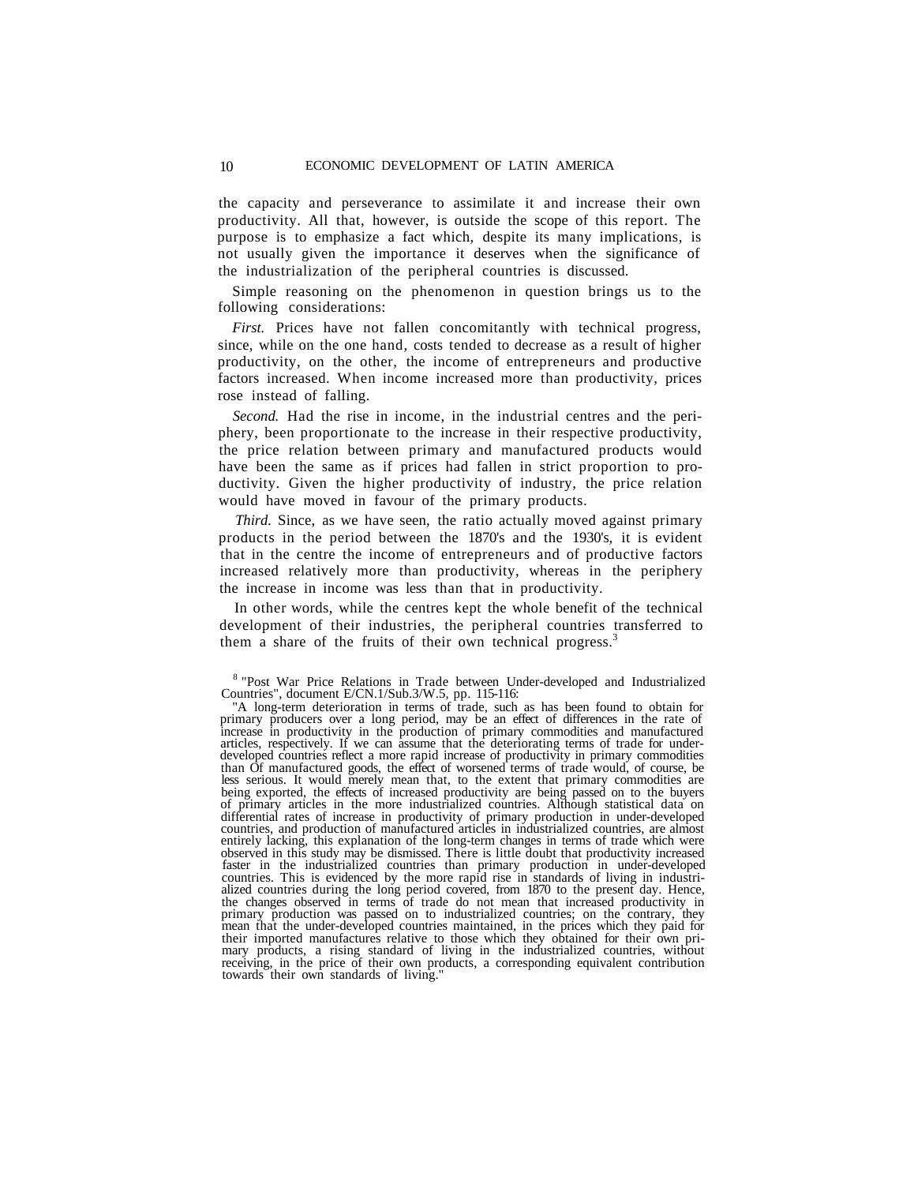the capacity and perseverance to assimilate it and increase their own productivity. All that, however, is outside the scope of this report. The purpose is to emphasize a fact which, despite its many implications, is not usually given the importance it deserves when the significance of the industrialization of the peripheral countries is discussed.

Simple reasoning on the phenomenon in question brings us to the following considerations:

*First.* Prices have not fallen concomitantly with technical progress, since, while on the one hand, costs tended to decrease as a result of higher productivity, on the other, the income of entrepreneurs and productive factors increased. When income increased more than productivity, prices rose instead of falling.

*Second.* Had the rise in income, in the industrial centres and the periphery, been proportionate to the increase in their respective productivity, the price relation between primary and manufactured products would have been the same as if prices had fallen in strict proportion to productivity. Given the higher productivity of industry, the price relation would have moved in favour of the primary products.

*Third.* Since, as we have seen, the ratio actually moved against primary products in the period between the 1870's and the 1930's, it is evident that in the centre the income of entrepreneurs and of productive factors increased relatively more than productivity, whereas in the periphery the increase in income was less than that in productivity.

In other words, while the centres kept the whole benefit of the technical development of their industries, the peripheral countries transferred to them a share of the fruits of their own technical progress.[3]

---

[3] "Post War Price Relations in Trade between Under-developed and Industrialized Countries", document E/CN.1/Sub.3/W.5, pp. 115-116:

"A long-term deterioration in terms of trade, such as has been found to obtain for primary producers over a long period, may be an effect of differences in the rate of increase in productivity in the production of primary commodities and manufactured articles, respectively. If we can assume that the deteriorating terms of trade for under-developed countries reflect a more rapid increase of productivity in primary commodities than Of manufactured goods, the effect of worsened terms of trade would, of course, be less serious. It would merely mean that, to the extent that primary commodities are being exported, the effects of increased productivity are being passed on to the buyers of primary articles in the more industrialized countries. Although statistical data on differential rates of increase in productivity of primary production in under-developed countries, and production of manufactured articles in industrialized countries, are almost entirely lacking, this explanation of the long-term changes in terms of trade which were observed in this study may be dismissed. There is little doubt that productivity increased faster in the industrialized countries than primary production in under-developed countries. This is evidenced by the more rapid rise in standards of living in industrialized countries during the long period covered, from 1870 to the present day. Hence, the changes observed in terms of trade do not mean that increased productivity in primary production was passed on to industrialized countries; on the contrary, they mean that the under-developed countries maintained, in the prices which they paid for their imported manufactures relative to those which they obtained for their own primary products, a rising standard of living in the industrialized countries, without receiving, in the price of their own products, a corresponding equivalent contribution towards their own standards of living."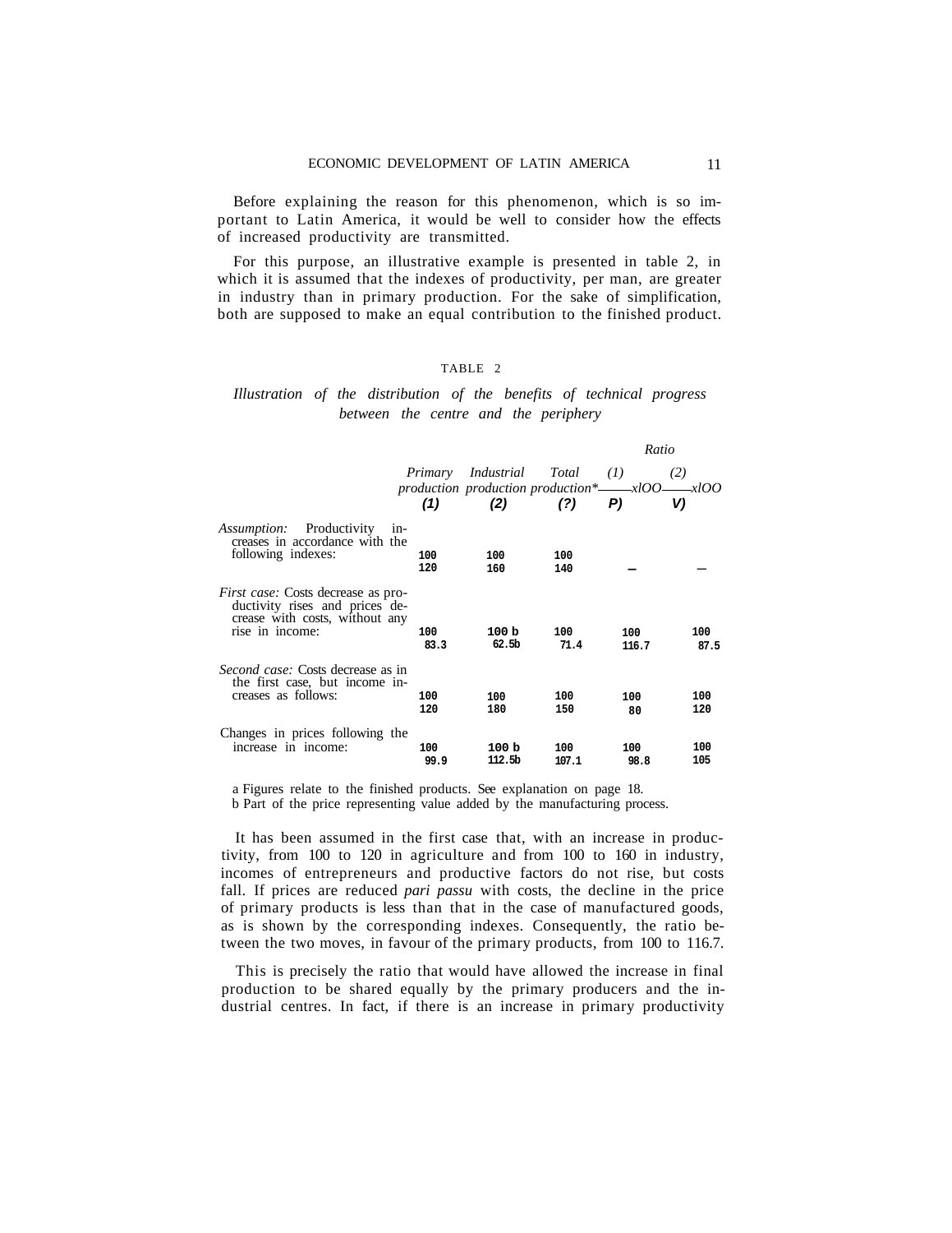Before explaining the reason for this phenomenon, which is so important to Latin America, it would be well to consider how the effects of increased productivity are transmitted.

For this purpose, an illustrative example is presented in table 2, in which it is assumed that the indexes of productivity, per man, are greater in industry than in primary production. For the sake of simplification, both are supposed to make an equal contribution to the finished product.

TABLE 2

*Illustration of the distribution of the benefits of technical progress between the centre and the periphery*

| | Primary production (1) | Industrial production (2) | Total production* (?) | Ratio (1)/(2) x100 | Ratio (2)/(?) x100 |
|---|---|---|---|---|---|
| *Assumption:* Productivity increases in accordance with the following indexes: | 100<br>120 | 100<br>160 | 100<br>140 | — | — |
| *First case:* Costs decrease as productivity rises and prices decrease with costs, without any rise in income: | 100<br>83.3 | 100 b<br>62.5b | 100<br>71.4 | 100<br>116.7 | 100<br>87.5 |
| *Second case:* Costs decrease as in the first case, but income increases as follows: | 100<br>120 | 100<br>180 | 100<br>150 | 100<br>80 | 100<br>120 |
| Changes in prices following the increase in income: | 100<br>99.9 | 100 b<br>112.5b | 100<br>107.1 | 100<br>98.8 | 100<br>105 |

a Figures relate to the finished products. See explanation on page 18.
b Part of the price representing value added by the manufacturing process.

It has been assumed in the first case that, with an increase in productivity, from 100 to 120 in agriculture and from 100 to 160 in industry, incomes of entrepreneurs and productive factors do not rise, but costs fall. If prices are reduced *pari passu* with costs, the decline in the price of primary products is less than that in the case of manufactured goods, as is shown by the corresponding indexes. Consequently, the ratio between the two moves, in favour of the primary products, from 100 to 116.7.

This is precisely the ratio that would have allowed the increase in final production to be shared equally by the primary producers and the industrial centres. In fact, if there is an increase in primary productivity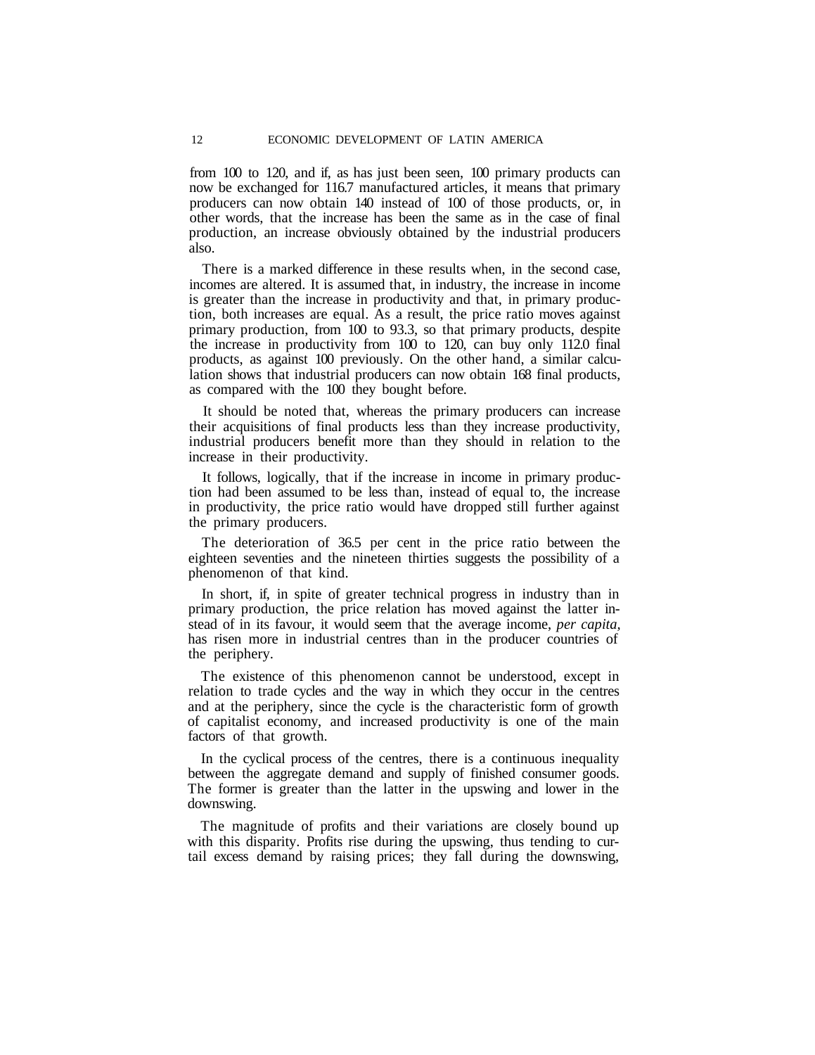from 100 to 120, and if, as has just been seen, 100 primary products can now be exchanged for 116.7 manufactured articles, it means that primary producers can now obtain 140 instead of 100 of those products, or, in other words, that the increase has been the same as in the case of final production, an increase obviously obtained by the industrial producers also.

There is a marked difference in these results when, in the second case, incomes are altered. It is assumed that, in industry, the increase in income is greater than the increase in productivity and that, in primary production, both increases are equal. As a result, the price ratio moves against primary production, from 100 to 93.3, so that primary products, despite the increase in productivity from 100 to 120, can buy only 112.0 final products, as against 100 previously. On the other hand, a similar calculation shows that industrial producers can now obtain 168 final products, as compared with the 100 they bought before.

It should be noted that, whereas the primary producers can increase their acquisitions of final products less than they increase productivity, industrial producers benefit more than they should in relation to the increase in their productivity.

It follows, logically, that if the increase in income in primary production had been assumed to be less than, instead of equal to, the increase in productivity, the price ratio would have dropped still further against the primary producers.

The deterioration of 36.5 per cent in the price ratio between the eighteen seventies and the nineteen thirties suggests the possibility of a phenomenon of that kind.

In short, if, in spite of greater technical progress in industry than in primary production, the price relation has moved against the latter instead of in its favour, it would seem that the average income, *per capita*, has risen more in industrial centres than in the producer countries of the periphery.

The existence of this phenomenon cannot be understood, except in relation to trade cycles and the way in which they occur in the centres and at the periphery, since the cycle is the characteristic form of growth of capitalist economy, and increased productivity is one of the main factors of that growth.

In the cyclical process of the centres, there is a continuous inequality between the aggregate demand and supply of finished consumer goods. The former is greater than the latter in the upswing and lower in the downswing.

The magnitude of profits and their variations are closely bound up with this disparity. Profits rise during the upswing, thus tending to curtail excess demand by raising prices; they fall during the downswing,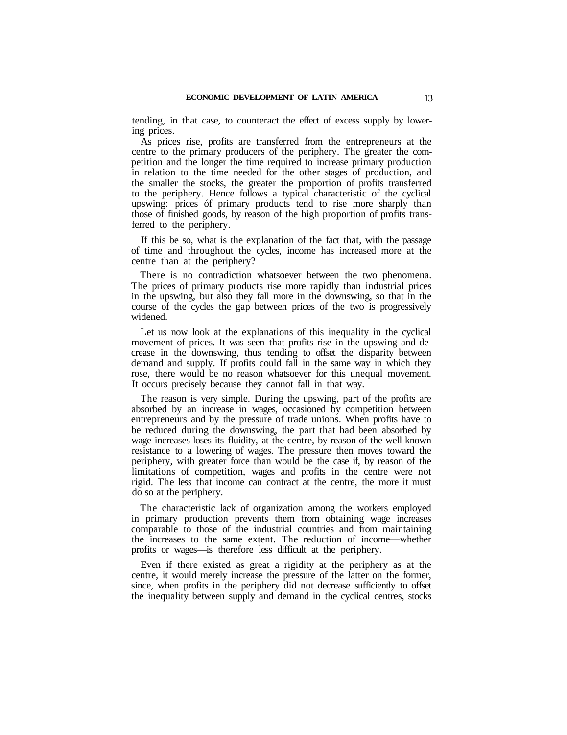tending, in that case, to counteract the effect of excess supply by lowering prices.

As prices rise, profits are transferred from the entrepreneurs at the centre to the primary producers of the periphery. The greater the competition and the longer the time required to increase primary production in relation to the time needed for the other stages of production, and the smaller the stocks, the greater the proportion of profits transferred to the periphery. Hence follows a typical characteristic of the cyclical upswing: prices óf primary products tend to rise more sharply than those of finished goods, by reason of the high proportion of profits transferred to the periphery.

If this be so, what is the explanation of the fact that, with the passage of time and throughout the cycles, income has increased more at the centre than at the periphery?

There is no contradiction whatsoever between the two phenomena. The prices of primary products rise more rapidly than industrial prices in the upswing, but also they fall more in the downswing, so that in the course of the cycles the gap between prices of the two is progressively widened.

Let us now look at the explanations of this inequality in the cyclical movement of prices. It was seen that profits rise in the upswing and decrease in the downswing, thus tending to offset the disparity between demand and supply. If profits could fall in the same way in which they rose, there would be no reason whatsoever for this unequal movement. It occurs precisely because they cannot fall in that way.

The reason is very simple. During the upswing, part of the profits are absorbed by an increase in wages, occasioned by competition between entrepreneurs and by the pressure of trade unions. When profits have to be reduced during the downswing, the part that had been absorbed by wage increases loses its fluidity, at the centre, by reason of the well-known resistance to a lowering of wages. The pressure then moves toward the periphery, with greater force than would be the case if, by reason of the limitations of competition, wages and profits in the centre were not rigid. The less that income can contract at the centre, the more it must do so at the periphery.

The characteristic lack of organization among the workers employed in primary production prevents them from obtaining wage increases comparable to those of the industrial countries and from maintaining the increases to the same extent. The reduction of income—whether profits or wages—is therefore less difficult at the periphery.

Even if there existed as great a rigidity at the periphery as at the centre, it would merely increase the pressure of the latter on the former, since, when profits in the periphery did not decrease sufficiently to offset the inequality between supply and demand in the cyclical centres, stocks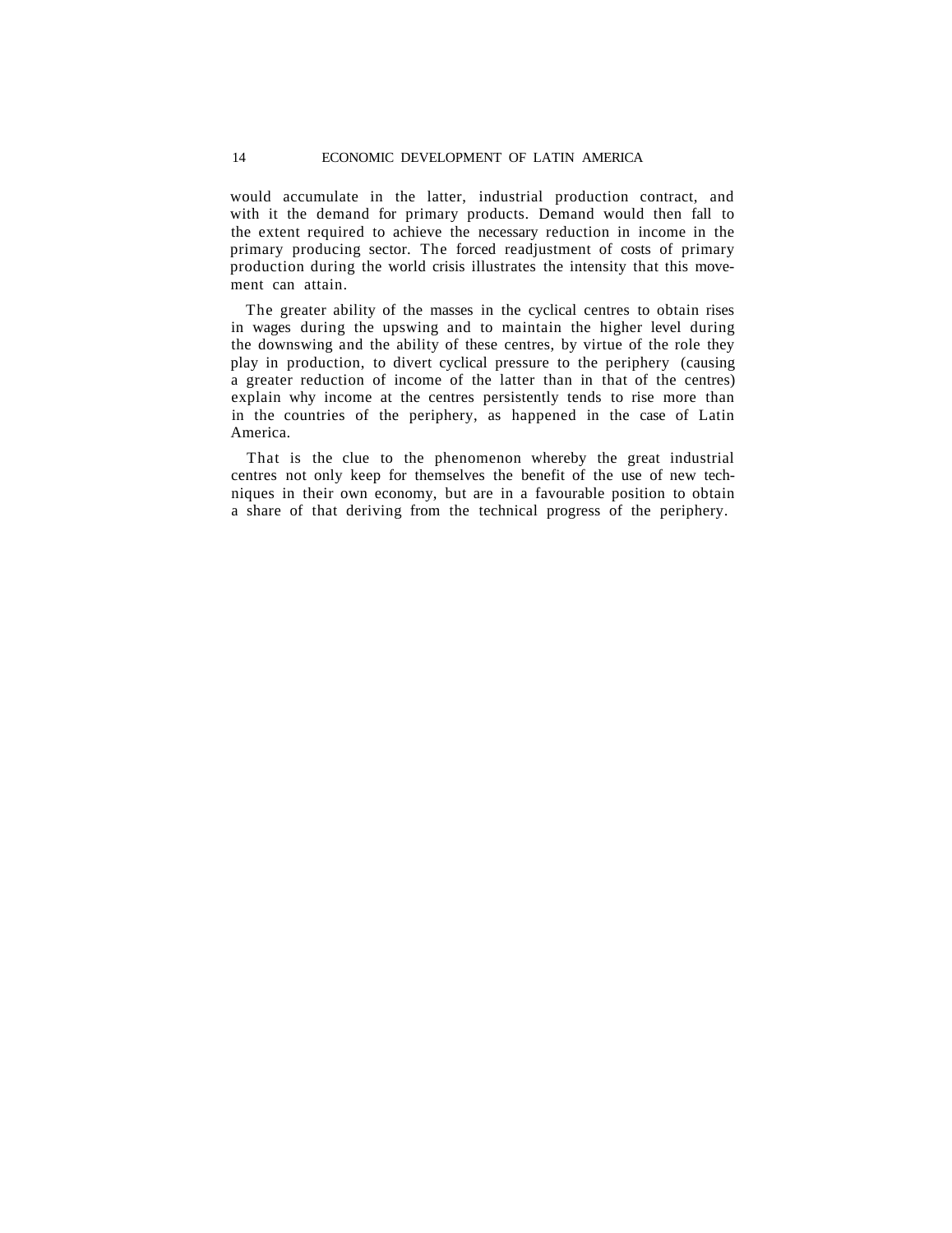would accumulate in the latter, industrial production contract, and with it the demand for primary products. Demand would then fall to the extent required to achieve the necessary reduction in income in the primary producing sector. The forced readjustment of costs of primary production during the world crisis illustrates the intensity that this movement can attain.

The greater ability of the masses in the cyclical centres to obtain rises in wages during the upswing and to maintain the higher level during the downswing and the ability of these centres, by virtue of the role they play in production, to divert cyclical pressure to the periphery (causing a greater reduction of income of the latter than in that of the centres) explain why income at the centres persistently tends to rise more than in the countries of the periphery, as happened in the case of Latin America.

That is the clue to the phenomenon whereby the great industrial centres not only keep for themselves the benefit of the use of new techniques in their own economy, but are in a favourable position to obtain a share of that deriving from the technical progress of the periphery.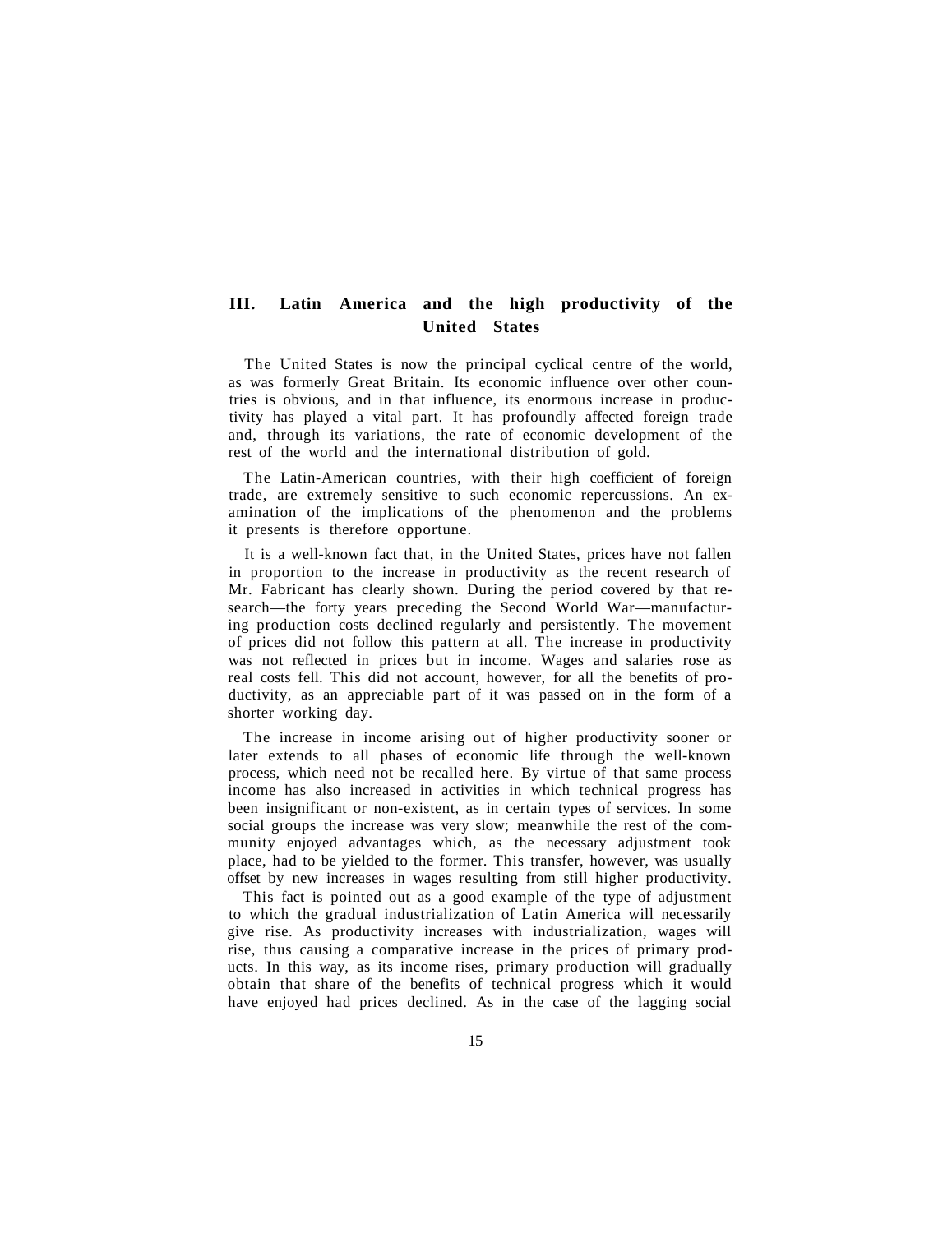## III. Latin America and the high productivity of the United States

The United States is now the principal cyclical centre of the world, as was formerly Great Britain. Its economic influence over other countries is obvious, and in that influence, its enormous increase in productivity has played a vital part. It has profoundly affected foreign trade and, through its variations, the rate of economic development of the rest of the world and the international distribution of gold.

The Latin-American countries, with their high coefficient of foreign trade, are extremely sensitive to such economic repercussions. An examination of the implications of the phenomenon and the problems it presents is therefore opportune.

It is a well-known fact that, in the United States, prices have not fallen in proportion to the increase in productivity as the recent research of Mr. Fabricant has clearly shown. During the period covered by that research—the forty years preceding the Second World War—manufacturing production costs declined regularly and persistently. The movement of prices did not follow this pattern at all. The increase in productivity was not reflected in prices but in income. Wages and salaries rose as real costs fell. This did not account, however, for all the benefits of productivity, as an appreciable part of it was passed on in the form of a shorter working day.

The increase in income arising out of higher productivity sooner or later extends to all phases of economic life through the well-known process, which need not be recalled here. By virtue of that same process income has also increased in activities in which technical progress has been insignificant or non-existent, as in certain types of services. In some social groups the increase was very slow; meanwhile the rest of the community enjoyed advantages which, as the necessary adjustment took place, had to be yielded to the former. This transfer, however, was usually offset by new increases in wages resulting from still higher productivity.

This fact is pointed out as a good example of the type of adjustment to which the gradual industrialization of Latin America will necessarily give rise. As productivity increases with industrialization, wages will rise, thus causing a comparative increase in the prices of primary products. In this way, as its income rises, primary production will gradually obtain that share of the benefits of technical progress which it would have enjoyed had prices declined. As in the case of the lagging social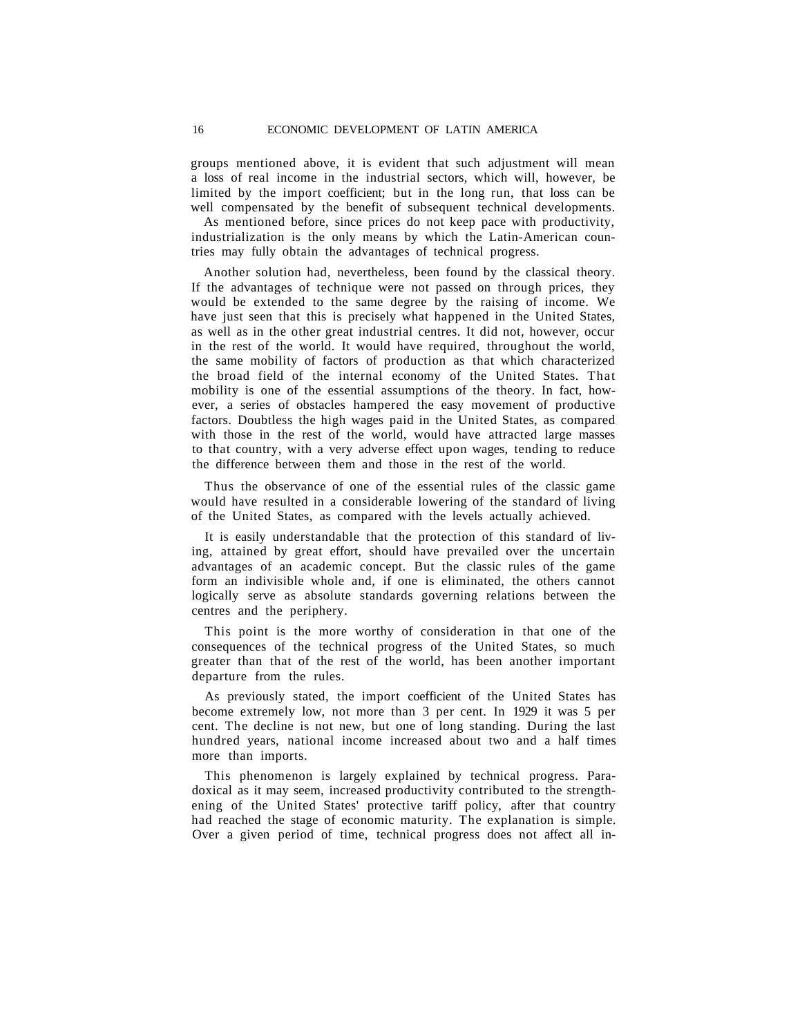groups mentioned above, it is evident that such adjustment will mean a loss of real income in the industrial sectors, which will, however, be limited by the import coefficient; but in the long run, that loss can be well compensated by the benefit of subsequent technical developments.

As mentioned before, since prices do not keep pace with productivity, industrialization is the only means by which the Latin-American countries may fully obtain the advantages of technical progress.

Another solution had, nevertheless, been found by the classical theory. If the advantages of technique were not passed on through prices, they would be extended to the same degree by the raising of income. We have just seen that this is precisely what happened in the United States, as well as in the other great industrial centres. It did not, however, occur in the rest of the world. It would have required, throughout the world, the same mobility of factors of production as that which characterized the broad field of the internal economy of the United States. That mobility is one of the essential assumptions of the theory. In fact, however, a series of obstacles hampered the easy movement of productive factors. Doubtless the high wages paid in the United States, as compared with those in the rest of the world, would have attracted large masses to that country, with a very adverse effect upon wages, tending to reduce the difference between them and those in the rest of the world.

Thus the observance of one of the essential rules of the classic game would have resulted in a considerable lowering of the standard of living of the United States, as compared with the levels actually achieved.

It is easily understandable that the protection of this standard of living, attained by great effort, should have prevailed over the uncertain advantages of an academic concept. But the classic rules of the game form an indivisible whole and, if one is eliminated, the others cannot logically serve as absolute standards governing relations between the centres and the periphery.

This point is the more worthy of consideration in that one of the consequences of the technical progress of the United States, so much greater than that of the rest of the world, has been another important departure from the rules.

As previously stated, the import coefficient of the United States has become extremely low, not more than 3 per cent. In 1929 it was 5 per cent. The decline is not new, but one of long standing. During the last hundred years, national income increased about two and a half times more than imports.

This phenomenon is largely explained by technical progress. Paradoxical as it may seem, increased productivity contributed to the strengthening of the United States' protective tariff policy, after that country had reached the stage of economic maturity. The explanation is simple. Over a given period of time, technical progress does not affect all in-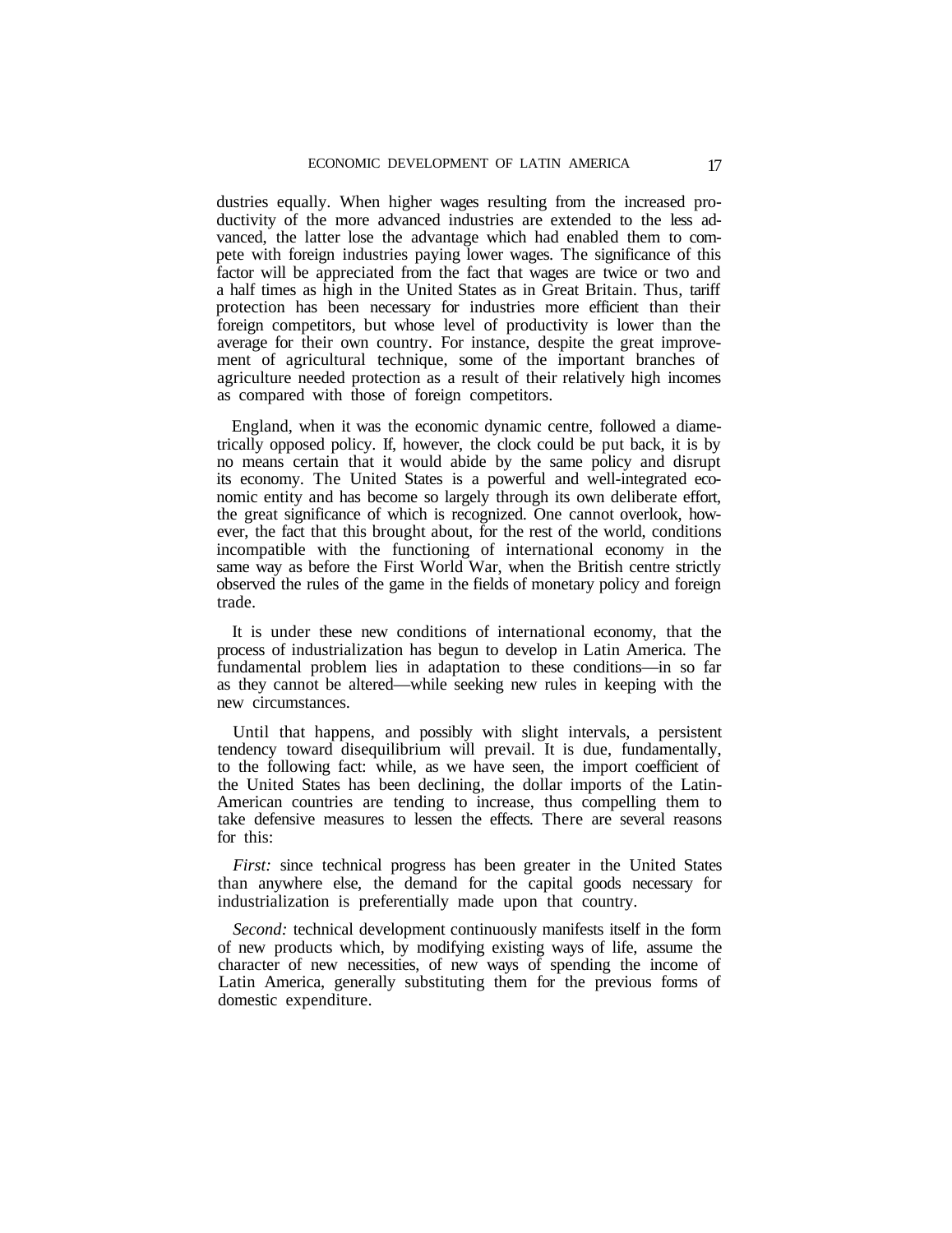dustries equally. When higher wages resulting from the increased productivity of the more advanced industries are extended to the less advanced, the latter lose the advantage which had enabled them to compete with foreign industries paying lower wages. The significance of this factor will be appreciated from the fact that wages are twice or two and a half times as high in the United States as in Great Britain. Thus, tariff protection has been necessary for industries more efficient than their foreign competitors, but whose level of productivity is lower than the average for their own country. For instance, despite the great improvement of agricultural technique, some of the important branches of agriculture needed protection as a result of their relatively high incomes as compared with those of foreign competitors.

England, when it was the economic dynamic centre, followed a diametrically opposed policy. If, however, the clock could be put back, it is by no means certain that it would abide by the same policy and disrupt its economy. The United States is a powerful and well-integrated economic entity and has become so largely through its own deliberate effort, the great significance of which is recognized. One cannot overlook, however, the fact that this brought about, for the rest of the world, conditions incompatible with the functioning of international economy in the same way as before the First World War, when the British centre strictly observed the rules of the game in the fields of monetary policy and foreign trade.

It is under these new conditions of international economy, that the process of industrialization has begun to develop in Latin America. The fundamental problem lies in adaptation to these conditions—in so far as they cannot be altered—while seeking new rules in keeping with the new circumstances.

Until that happens, and possibly with slight intervals, a persistent tendency toward disequilibrium will prevail. It is due, fundamentally, to the following fact: while, as we have seen, the import coefficient of the United States has been declining, the dollar imports of the Latin-American countries are tending to increase, thus compelling them to take defensive measures to lessen the effects. There are several reasons for this:

*First:* since technical progress has been greater in the United States than anywhere else, the demand for the capital goods necessary for industrialization is preferentially made upon that country.

*Second:* technical development continuously manifests itself in the form of new products which, by modifying existing ways of life, assume the character of new necessities, of new ways of spending the income of Latin America, generally substituting them for the previous forms of domestic expenditure.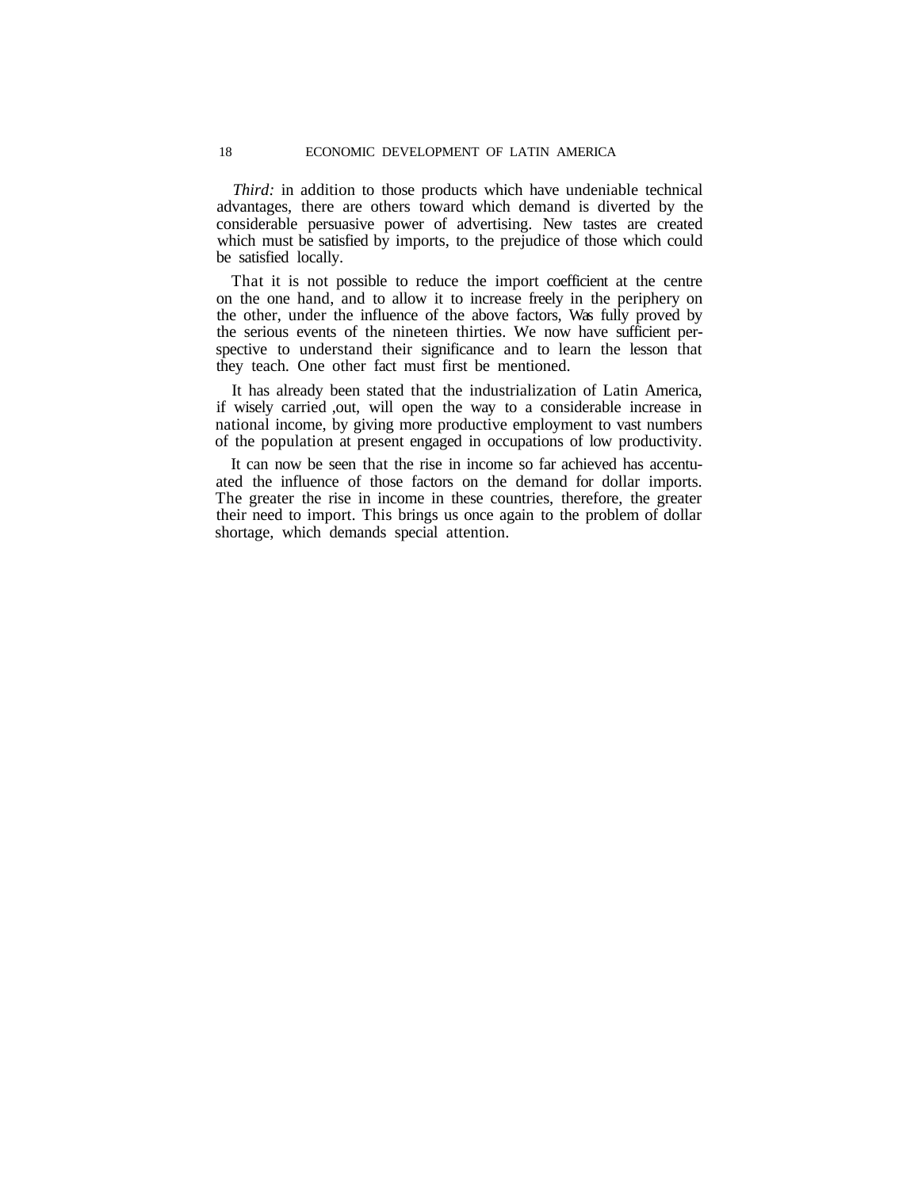*Third:* in addition to those products which have undeniable technical advantages, there are others toward which demand is diverted by the considerable persuasive power of advertising. New tastes are created which must be satisfied by imports, to the prejudice of those which could be satisfied locally.

That it is not possible to reduce the import coefficient at the centre on the one hand, and to allow it to increase freely in the periphery on the other, under the influence of the above factors, Was fully proved by the serious events of the nineteen thirties. We now have sufficient perspective to understand their significance and to learn the lesson that they teach. One other fact must first be mentioned.

It has already been stated that the industrialization of Latin America, if wisely carried ,out, will open the way to a considerable increase in national income, by giving more productive employment to vast numbers of the population at present engaged in occupations of low productivity.

It can now be seen that the rise in income so far achieved has accentuated the influence of those factors on the demand for dollar imports. The greater the rise in income in these countries, therefore, the greater their need to import. This brings us once again to the problem of dollar shortage, which demands special attention.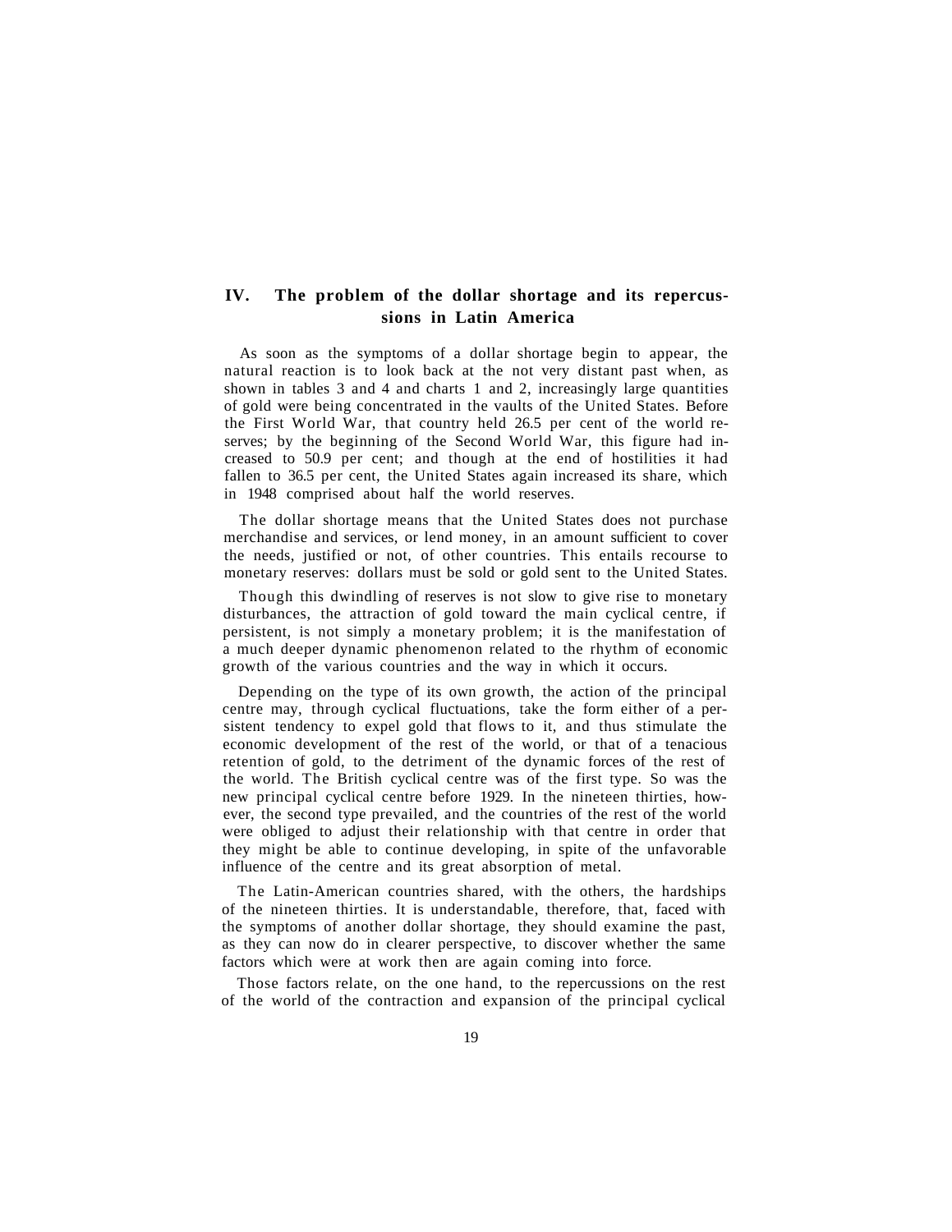## IV. The problem of the dollar shortage and its repercussions in Latin America

As soon as the symptoms of a dollar shortage begin to appear, the natural reaction is to look back at the not very distant past when, as shown in tables 3 and 4 and charts 1 and 2, increasingly large quantities of gold were being concentrated in the vaults of the United States. Before the First World War, that country held 26.5 per cent of the world reserves; by the beginning of the Second World War, this figure had increased to 50.9 per cent; and though at the end of hostilities it had fallen to 36.5 per cent, the United States again increased its share, which in 1948 comprised about half the world reserves.

The dollar shortage means that the United States does not purchase merchandise and services, or lend money, in an amount sufficient to cover the needs, justified or not, of other countries. This entails recourse to monetary reserves: dollars must be sold or gold sent to the United States.

Though this dwindling of reserves is not slow to give rise to monetary disturbances, the attraction of gold toward the main cyclical centre, if persistent, is not simply a monetary problem; it is the manifestation of a much deeper dynamic phenomenon related to the rhythm of economic growth of the various countries and the way in which it occurs.

Depending on the type of its own growth, the action of the principal centre may, through cyclical fluctuations, take the form either of a persistent tendency to expel gold that flows to it, and thus stimulate the economic development of the rest of the world, or that of a tenacious retention of gold, to the detriment of the dynamic forces of the rest of the world. The British cyclical centre was of the first type. So was the new principal cyclical centre before 1929. In the nineteen thirties, however, the second type prevailed, and the countries of the rest of the world were obliged to adjust their relationship with that centre in order that they might be able to continue developing, in spite of the unfavorable influence of the centre and its great absorption of metal.

The Latin-American countries shared, with the others, the hardships of the nineteen thirties. It is understandable, therefore, that, faced with the symptoms of another dollar shortage, they should examine the past, as they can now do in clearer perspective, to discover whether the same factors which were at work then are again coming into force.

Those factors relate, on the one hand, to the repercussions on the rest of the world of the contraction and expansion of the principal cyclical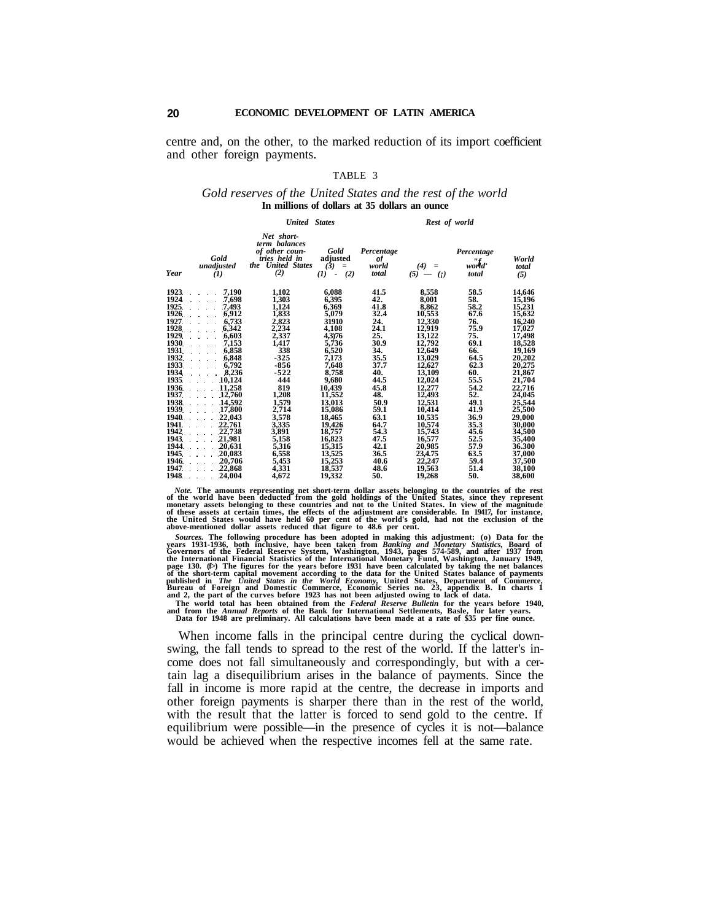centre and, on the other, to the marked reduction of its import coefficient and other foreign payments.

TABLE 3

*Gold reserves of the United States and the rest of the world*
**In millions of dollars at 35 dollars an ounce**

| | United States | | | | Rest of world | | |
|---|---|---|---|---|---|---|---|
| *Year* | *Gold unadjusted (1)* | *Net short-term balances of other countries held in the United States (2)* | *Gold adjusted (3) = (1) - (2)* | *Percentage of world total* | *(4) = (5) — (3)* | *Percentage of world total* | *World total (5)* |
| 1923 | 7,190 | 1,102 | 6,088 | 41.5 | 8,558 | 58.5 | 14,646 |
| 1924 | 7,698 | 1,303 | 6,395 | 42. | 8,001 | 58. | 15,196 |
| 1925 | 7,493 | 1,124 | 6,369 | 41.8 | 8,862 | 58.2 | 15,231 |
| 1926 | 6,912 | 1,833 | 5,079 | 32.4 | 10,553 | 67.6 | 15,632 |
| 1927 | 6,733 | 2,823 | 31910 | 24. | 12,330 | 76. | 16,240 |
| 1928 | 6,342 | 2,234 | 4,108 | 24.1 | 12,919 | 75.9 | 17,027 |
| 1929 | 6,603 | 2,337 | 4,3)76 | 25. | 13,122 | 75. | 17,498 |
| 1930 | 7,153 | 1,417 | 5,736 | 30.9 | 12,792 | 69.1 | 18,528 |
| 1931 | 6,858 | 338 | 6,520 | 34. | 12,649 | 66. | 19,169 |
| 1932 | 6,848 | -325 | 7,173 | 35.5 | 13,029 | 64.5 | 20,202 |
| 1933 | 6,792 | -856 | 7,648 | 37.7 | 12,627 | 62.3 | 20,275 |
| 1934 | 8,236 | -522 | 8,758 | 40. | 13,109 | 60. | 21,867 |
| 1935 | 10,124 | 444 | 9,680 | 44.5 | 12,024 | 55.5 | 21,704 |
| 1936 | 11,258 | 819 | 10,439 | 45.8 | 12,277 | 54.2 | 22,716 |
| 1937 | 12,760 | 1,208 | 11,552 | 48. | 12,493 | 52. | 24,045 |
| 1938 | 14,592 | 1,579 | 13,013 | 50.9 | 12,531 | 49.1 | 25,544 |
| 1939 | 17,800 | 2,714 | 15,086 | 59.1 | 10,414 | 41.9 | 25,500 |
| 1940 | 22,043 | 3,578 | 18,465 | 63.1 | 10,535 | 36.9 | 29,000 |
| 1941 | 22,761 | 3,335 | 19,426 | 64.7 | 10,574 | 35.3 | 30,000 |
| 1942 | 22,738 | 3,891 | 18,757 | 54.3 | 15,743 | 45.6 | 34,500 |
| 1943 | 21,981 | 5,158 | 16,823 | 47.5 | 16,577 | 52.5 | 35,400 |
| 1944 | 20,631 | 5,316 | 15,315 | 42.1 | 20,985 | 57.9 | 36.300 |
| 1945 | 20,083 | 6,558 | 13,525 | 36.5 | 23,4.75 | 63.5 | 37,000 |
| 1946 | 20,706 | 5,453 | 15,253 | 40.6 | 22,247 | 59.4 | 37,500 |
| 1947 | 22,868 | 4,331 | 18,537 | 48.6 | 19,563 | 51.4 | 38,100 |
| 1948 | 24,004 | 4,672 | 19,332 | 50. | 19,268 | 50. | 38,600 |

*Note.* The amounts representing net short-term dollar assets belonging to the countries of the rest of the world have been deducted from the gold holdings of the United States, since they represent monetary assets belonging to these countries and not to the United States. In view of the magnitude of these assets at certain times, the effects of the adjustment are considerable. In 19417, for instance, the United States would have held 60 per cent of the world's gold, had not the exclusion of the above-mentioned dollar assets reduced that figure to 48.6 per cent.

*Sources.* The following procedure has been adopted in making this adjustment: (o) Data for the years 1931-1936, both inclusive, have been taken from *Banking and Monetary Statistics,* Board of Governors of the Federal Reserve System, Washington, 1943, pages 574-589, and after 1937 from the International Financial Statistics of the International Monetary Fund, Washington, January 1949, page 130. (b) The figures for the years before 1931 have been calculated by taking the net balances of the short-term capital movement according to the data for the United States balance of payments published in *The United States in the World Economy,* United States, Department of Commerce, Bureau of Foreign and Domestic Commerce, Economic Series no. 23, appendix B. In charts 1 and 2, the part of the curves before 1923 has not been adjusted owing to lack of data.

The world total has been obtained from the *Federal Reserve Bulletin* for the years before 1940, and from the *Annual Reports* of the Bank for International Settlements, Basle, for later years. Data for 1948 are preliminary. All calculations have been made at a rate of $35 per fine ounce.

When income falls in the principal centre during the cyclical downswing, the fall tends to spread to the rest of the world. If the latter's income does not fall simultaneously and correspondingly, but with a certain lag a disequilibrium arises in the balance of payments. Since the fall in income is more rapid at the centre, the decrease in imports and other foreign payments is sharper there than in the rest of the world, with the result that the latter is forced to send gold to the centre. If equilibrium were possible—in the presence of cycles it is not—balance would be achieved when the respective incomes fell at the same rate.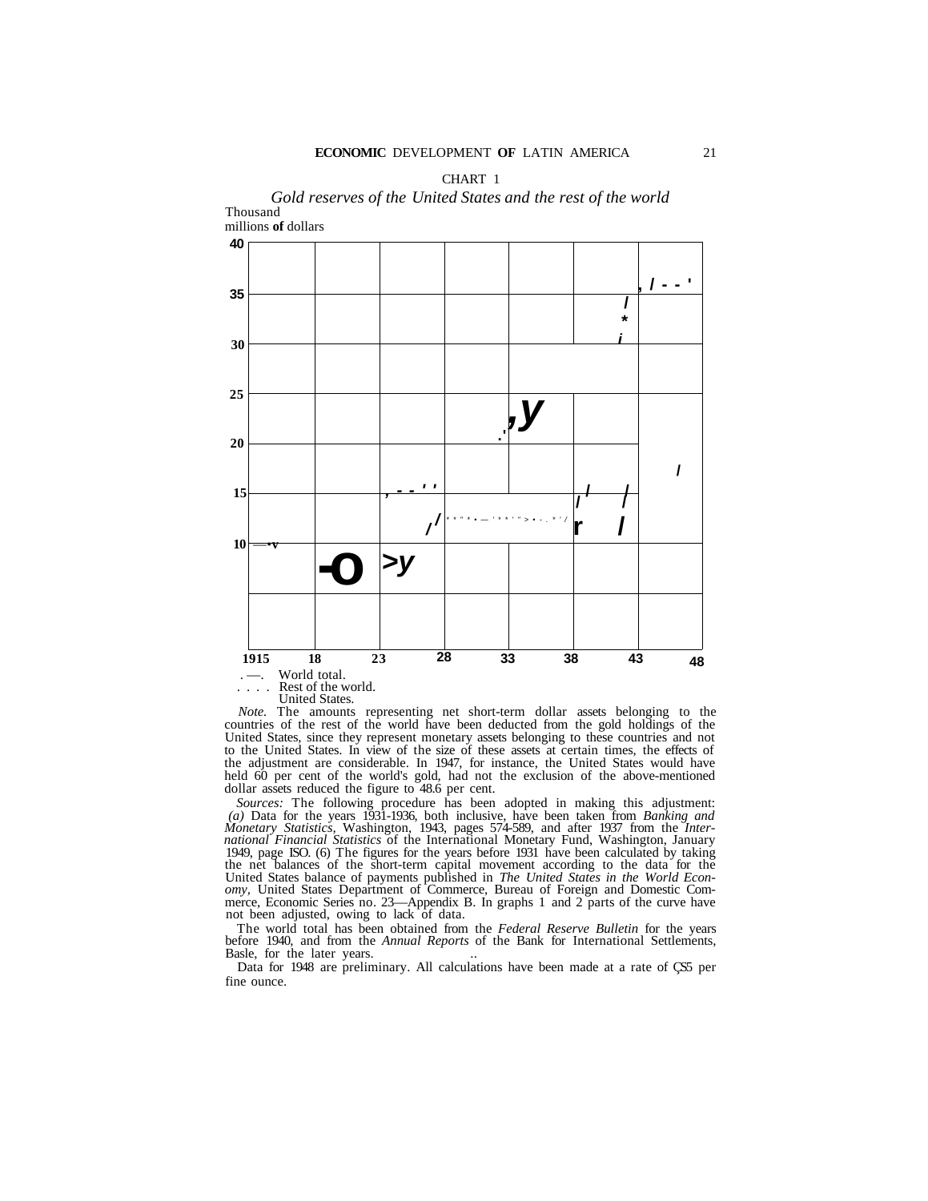CHART 1

*Gold reserves of the United States and the rest of the world*

Thousand millions of dollars

. —. World total.
. . . . Rest of the world.
United States.

*Note.* The amounts representing net short-term dollar assets belonging to the countries of the rest of the world have been deducted from the gold holdings of the United States, since they represent monetary assets belonging to these countries and not to the United States. In view of the size of these assets at certain times, the effects of the adjustment are considerable. In 1947, for instance, the United States would have held 60 per cent of the world's gold, had not the exclusion of the above-mentioned dollar assets reduced the figure to 48.6 per cent.

*Sources:* The following procedure has been adopted in making this adjustment: *(a)* Data for the years 1931-1936, both inclusive, have been taken from *Banking and Monetary Statistics,* Washington, 1943, pages 574-589, and after 1937 from the *International Financial Statistics* of the International Monetary Fund, Washington, January 1949, page ISO. (6) The figures for the years before 1931 have been calculated by taking the net balances of the short-term capital movement according to the data for the United States balance of payments published in *The United States in the World Economy,* United States Department of Commerce, Bureau of Foreign and Domestic Commerce, Economic Series no. 23—Appendix B. In graphs 1 and 2 parts of the curve have not been adjusted, owing to lack of data.

The world total has been obtained from the *Federal Reserve Bulletin* for the years before 1940, and from the *Annual Reports* of the Bank for International Settlements, Basle, for the later years.

Data for 1948 are preliminary. All calculations have been made at a rate of Ç35 per fine ounce.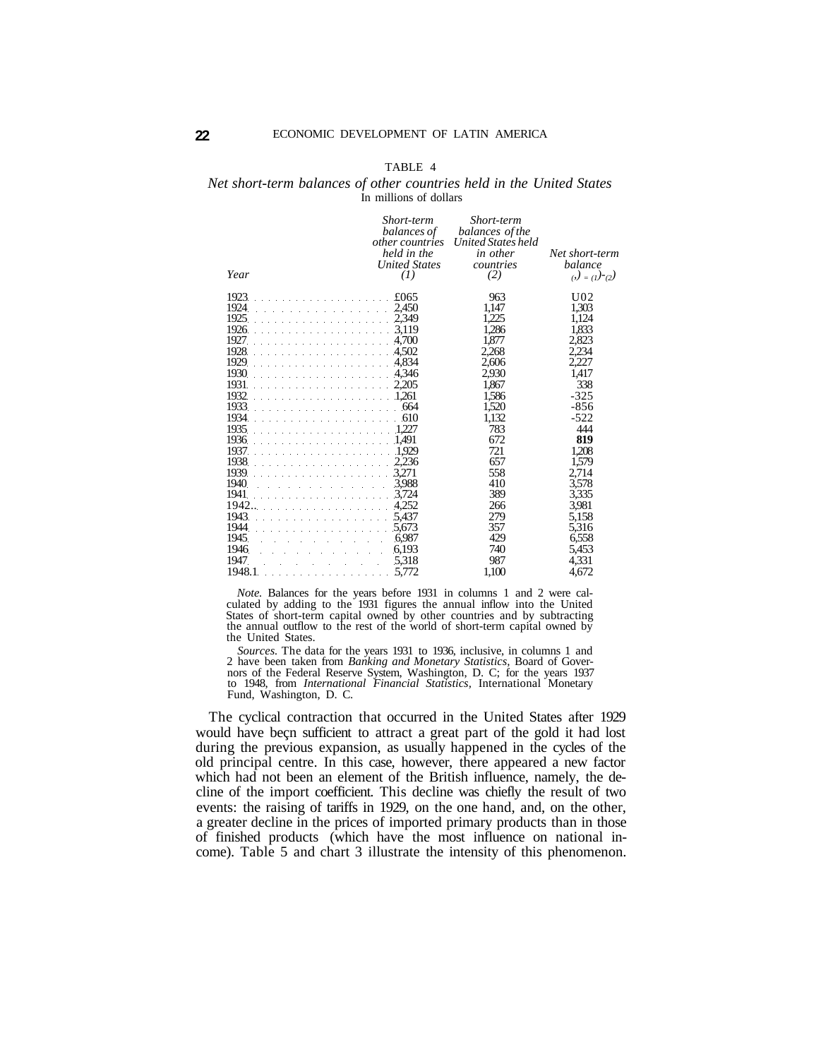TABLE 4

*Net short-term balances of other countries held in the United States*
In millions of dollars

| *Year* | *Short-term balances of other countries held in the United States* (1) | *Short-term balances of the United States held in other countries* (2) | *Net short-term balance* (3) = (1)-(2) |
|---|---|---|---|
| 1923 | £065 | 963 | U02 |
| 1924 | 2,450 | 1,147 | 1,303 |
| 1925 | 2,349 | 1,225 | 1,124 |
| 1926 | 3,119 | 1,286 | 1,833 |
| 1927 | 4,700 | 1,877 | 2,823 |
| 1928 | 4,502 | 2,268 | 2,234 |
| 1929 | 4,834 | 2,606 | 2,227 |
| 1930 | 4,346 | 2,930 | 1,417 |
| 1931 | 2,205 | 1,867 | 338 |
| 1932 | 1,261 | 1,586 | -325 |
| 1933 | 664 | 1,520 | -856 |
| 1934 | 610 | 1,132 | -522 |
| 1935 | 1,227 | 783 | 444 |
| 1936 | 1,491 | 672 | **819** |
| 1937 | 1,929 | 721 | 1,208 |
| 1938 | 2,236 | 657 | 1,579 |
| 1939 | 3,271 | 558 | 2,714 |
| 1940 | 3,988 | 410 | 3,578 |
| 1941 | 3,724 | 389 | 3,335 |
| 1942 | 4,252 | 266 | 3,981 |
| 1943 | 5,437 | 279 | 5,158 |
| 1944 | 5,673 | 357 | 5,316 |
| 1945 | 6,987 | 429 | 6,558 |
| 1946 | 6,193 | 740 | 5,453 |
| 1947 | 5,318 | 987 | 4,331 |
| 1948.1 | 5,772 | 1,100 | 4,672 |

*Note.* Balances for the years before 1931 in columns 1 and 2 were calculated by adding to the 1931 figures the annual inflow into the United States of short-term capital owned by other countries and by subtracting the annual outflow to the rest of the world of short-term capital owned by the United States.

*Sources.* The data for the years 1931 to 1936, inclusive, in columns 1 and 2 have been taken from *Banking and Monetary Statistics,* Board of Governors of the Federal Reserve System, Washington, D. C; for the years 1937 to 1948, from *International Financial Statistics,* International Monetary Fund, Washington, D. C.

The cyclical contraction that occurred in the United States after 1929 would have beçn sufficient to attract a great part of the gold it had lost during the previous expansion, as usually happened in the cycles of the old principal centre. In this case, however, there appeared a new factor which had not been an element of the British influence, namely, the decline of the import coefficient. This decline was chiefly the result of two events: the raising of tariffs in 1929, on the one hand, and, on the other, a greater decline in the prices of imported primary products than in those of finished products (which have the most influence on national income). Table 5 and chart 3 illustrate the intensity of this phenomenon.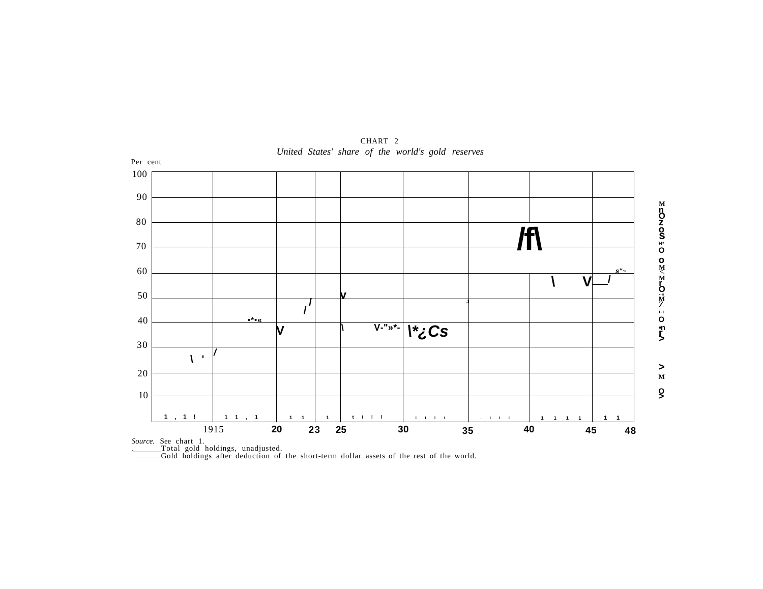CHART 2

*United States' share of the world's gold reserves*

*Source.* See chart 1.

——— Total gold holdings, unadjusted.

——— Gold holdings after deduction of the short-term dollar assets of the rest of the world.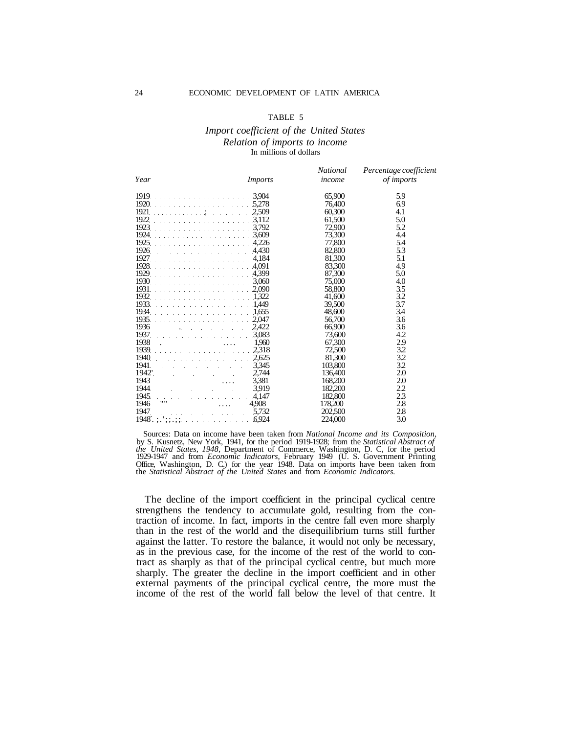TABLE 5

*Import coefficient of the United States*
*Relation of imports to income*
In millions of dollars

| *Year* | *Imports* | *National income* | *Percentage coefficient of imports* |
|---|---|---|---|
| 1919 | 3,904 | 65,900 | 5.9 |
| 1920 | 5,278 | 76,400 | 6.9 |
| 1921 | 2,509 | 60,300 | 4.1 |
| 1922 | 3,112 | 61,500 | 5.0 |
| 1923 | 3,792 | 72,900 | 5.2 |
| 1924 | 3,609 | 73,300 | 4.4 |
| 1925 | 4,226 | 77,800 | 5.4 |
| 1926 | 4,430 | 82,800 | 5.3 |
| 1927 | 4,184 | 81,300 | 5.1 |
| 1928 | 4,091 | 83,300 | 4.9 |
| 1929 | 4,399 | 87,300 | 5.0 |
| 1930 | 3,060 | 75,000 | 4.0 |
| 1931 | 2,090 | 58,800 | 3.5 |
| 1932 | 1,322 | 41,600 | 3.2 |
| 1933 | 1,449 | 39,500 | 3.7 |
| 1934 | 1,655 | 48,600 | 3.4 |
| 1935 | 2,047 | 56,700 | 3.6 |
| 1936 | 2,422 | 66,900 | 3.6 |
| 1937 | 3,083 | 73,600 | 4.2 |
| 1938 | 1,960 | 67,300 | 2.9 |
| 1939 | 2,318 | 72,500 | 3.2 |
| 1940 | 2,625 | 81,300 | 3.2 |
| 1941 | 3,345 | 103,800 | 3.2 |
| 1942 | 2,744 | 136,400 | 2.0 |
| 1943 | 3,381 | 168,200 | 2.0 |
| 1944 | 3,919 | 182,200 | 2.2 |
| 1945 | 4,147 | 182,800 | 2.3 |
| 1946 | 4,908 | 178,200 | 2.8 |
| 1947 | 5,732 | 202,500 | 2.8 |
| 1948 | 6,924 | 224,000 | 3.0 |

Sources: Data on income have been taken from *National Income and its Composition,* by S. Kusnetz, New York, 1941, for the period 1919-1928; from the *Statistical Abstract of the United States, 1948,* Department of Commerce, Washington, D. C, for the period 1929-1947 and from *Economic Indicators,* February 1949 (U. S. Government Printing Office, Washington, D. C.) for the year 1948. Data on imports have been taken from the *Statistical Abstract of the United States* and from *Economic Indicators.*

The decline of the import coefficient in the principal cyclical centre strengthens the tendency to accumulate gold, resulting from the contraction of income. In fact, imports in the centre fall even more sharply than in the rest of the world and the disequilibrium turns still further against the latter. To restore the balance, it would not only be necessary, as in the previous case, for the income of the rest of the world to contract as sharply as that of the principal cyclical centre, but much more sharply. The greater the decline in the import coefficient and in other external payments of the principal cyclical centre, the more must the income of the rest of the world fall below the level of that centre. It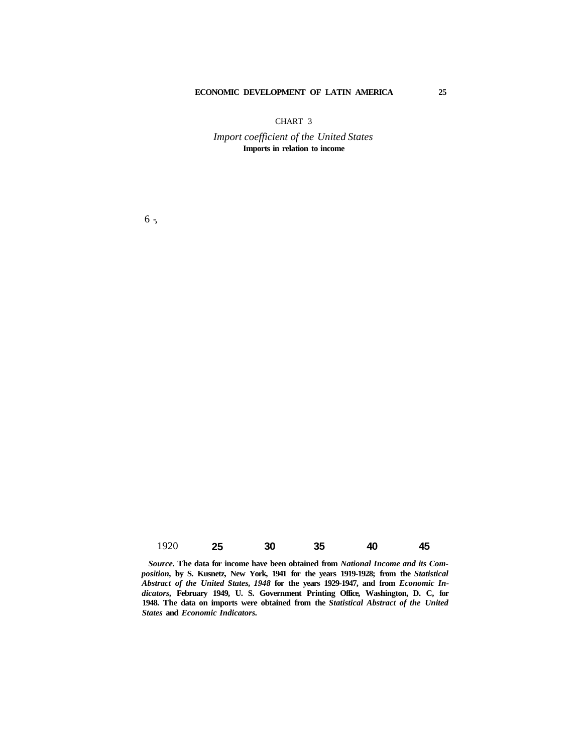CHART 3

*Import coefficient of the United States*
**Imports in relation to income**

6 -

1920 **25** **30** **35** **40** **45**

***Source.*** **The data for income have been obtained from *National Income and its Composition*, by S. Kusnetz, New York, 1941 for the years 1919-1928; from the *Statistical Abstract of the United States, 1948* for the years 1929-1947, and from *Economic Indicators*, February 1949, U. S. Government Printing Office, Washington, D. C, for 1948. The data on imports were obtained from the *Statistical Abstract of the United States* and *Economic Indicators.***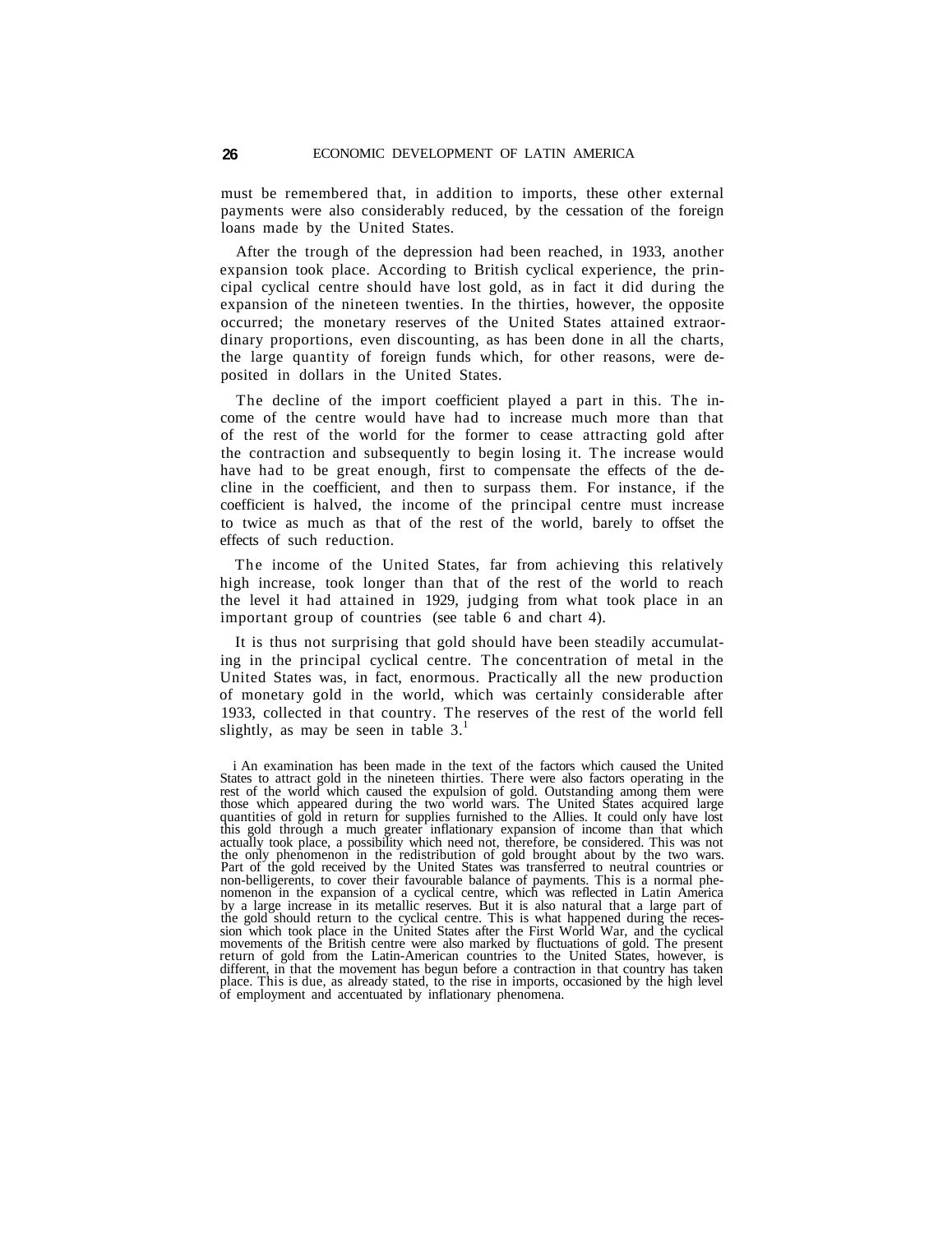must be remembered that, in addition to imports, these other external payments were also considerably reduced, by the cessation of the foreign loans made by the United States.

After the trough of the depression had been reached, in 1933, another expansion took place. According to British cyclical experience, the principal cyclical centre should have lost gold, as in fact it did during the expansion of the nineteen twenties. In the thirties, however, the opposite occurred; the monetary reserves of the United States attained extraordinary proportions, even discounting, as has been done in all the charts, the large quantity of foreign funds which, for other reasons, were deposited in dollars in the United States.

The decline of the import coefficient played a part in this. The income of the centre would have had to increase much more than that of the rest of the world for the former to cease attracting gold after the contraction and subsequently to begin losing it. The increase would have had to be great enough, first to compensate the effects of the decline in the coefficient, and then to surpass them. For instance, if the coefficient is halved, the income of the principal centre must increase to twice as much as that of the rest of the world, barely to offset the effects of such reduction.

The income of the United States, far from achieving this relatively high increase, took longer than that of the rest of the world to reach the level it had attained in 1929, judging from what took place in an important group of countries (see table 6 and chart 4).

It is thus not surprising that gold should have been steadily accumulating in the principal cyclical centre. The concentration of metal in the United States was, in fact, enormous. Practically all the new production of monetary gold in the world, which was certainly considerable after 1933, collected in that country. The reserves of the rest of the world fell slightly, as may be seen in table 3.[1]

[1] An examination has been made in the text of the factors which caused the United States to attract gold in the nineteen thirties. There were also factors operating in the rest of the world which caused the expulsion of gold. Outstanding among them were those which appeared during the two world wars. The United States acquired large quantities of gold in return for supplies furnished to the Allies. It could only have lost this gold through a much greater inflationary expansion of income than that which actually took place, a possibility which need not, therefore, be considered. This was not the only phenomenon in the redistribution of gold brought about by the two wars. Part of the gold received by the United States was transferred to neutral countries or non-belligerents, to cover their favourable balance of payments. This is a normal phenomenon in the expansion of a cyclical centre, which was reflected in Latin America by a large increase in its metallic reserves. But it is also natural that a large part of the gold should return to the cyclical centre. This is what happened during the recession which took place in the United States after the First World War, and the cyclical movements of the British centre were also marked by fluctuations of gold. The present return of gold from the Latin-American countries to the United States, however, is different, in that the movement has begun before a contraction in that country has taken place. This is due, as already stated, to the rise in imports, occasioned by the high level of employment and accentuated by inflationary phenomena.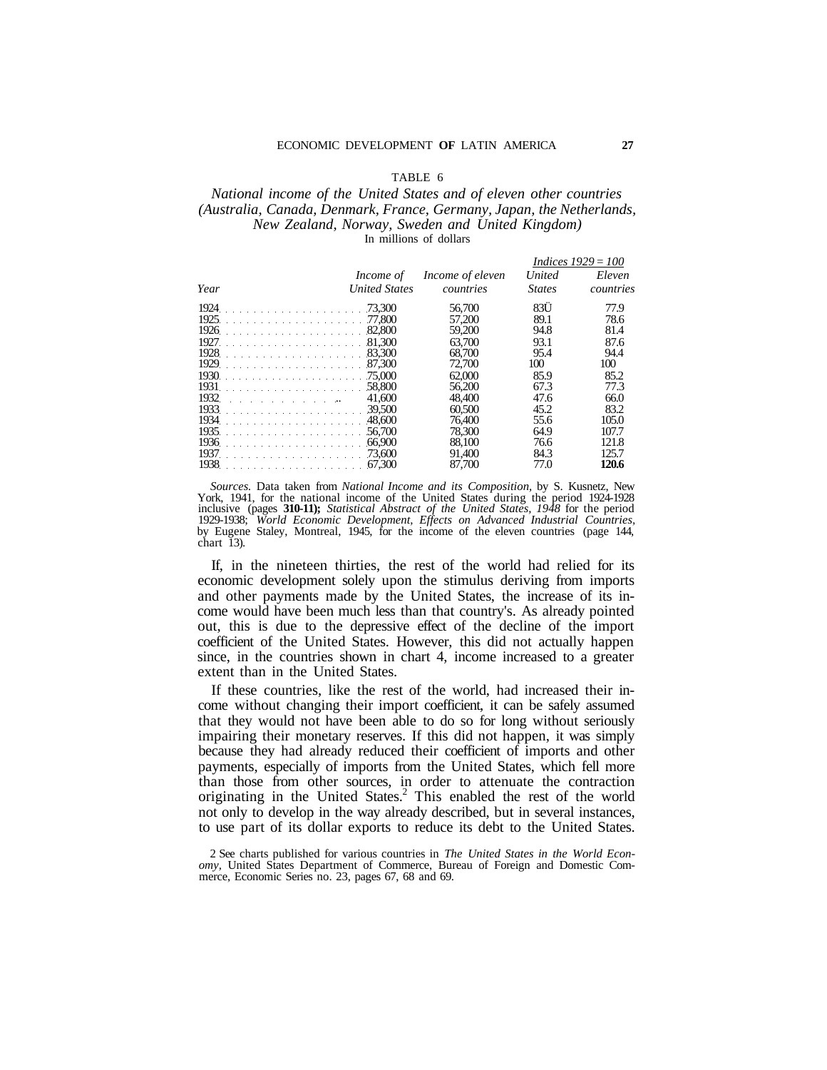TABLE 6

*National income of the United States and of eleven other countries (Australia, Canada, Denmark, France, Germany, Japan, the Netherlands, New Zealand, Norway, Sweden and United Kingdom)*
In millions of dollars

| Year | *Income of United States* | *Income of eleven countries* | *Indices 1929 = 100* | |
|---|---|---|---|---|
| | | | *United States* | *Eleven countries* |
| 1924 | 73,300 | 56,700 | 83Ü | 77.9 |
| 1925 | 77,800 | 57,200 | 89.1 | 78.6 |
| 1926 | 82,800 | 59,200 | 94.8 | 81.4 |
| 1927 | 81,300 | 63,700 | 93.1 | 87.6 |
| 1928 | 83,300 | 68,700 | 95.4 | 94.4 |
| 1929 | 87,300 | 72,700 | 100 | 100 |
| 1930 | 75,000 | 62,000 | 85.9 | 85.2 |
| 1931 | 58,800 | 56,200 | 67.3 | 77.3 |
| 1932 | 41,600 | 48,400 | 47.6 | 66.0 |
| 1933 | 39,500 | 60,500 | 45.2 | 83.2 |
| 1934 | 48,600 | 76,400 | 55.6 | 105.0 |
| 1935 | 56,700 | 78,300 | 64.9 | 107.7 |
| 1936 | 66,900 | 88,100 | 76.6 | 121.8 |
| 1937 | 73,600 | 91,400 | 84.3 | 125.7 |
| 1938 | 67,300 | 87,700 | 77.0 | **120.6** |

*Sources.* Data taken from *National Income and its Composition*, by S. Kusnetz, New York, 1941, for the national income of the United States during the period 1924-1928 inclusive (pages **310-11);** *Statistical Abstract of the United States, 1948* for the period 1929-1938; *World Economic Development, Effects on Advanced Industrial Countries*, by Eugene Staley, Montreal, 1945, for the income of the eleven countries (page 144, chart 13).

If, in the nineteen thirties, the rest of the world had relied for its economic development solely upon the stimulus deriving from imports and other payments made by the United States, the increase of its income would have been much less than that country's. As already pointed out, this is due to the depressive effect of the decline of the import coefficient of the United States. However, this did not actually happen since, in the countries shown in chart 4, income increased to a greater extent than in the United States.

If these countries, like the rest of the world, had increased their income without changing their import coefficient, it can be safely assumed that they would not have been able to do so for long without seriously impairing their monetary reserves. If this did not happen, it was simply because they had already reduced their coefficient of imports and other payments, especially of imports from the United States, which fell more than those from other sources, in order to attenuate the contraction originating in the United States.[2] This enabled the rest of the world not only to develop in the way already described, but in several instances, to use part of its dollar exports to reduce its debt to the United States.

2 See charts published for various countries in *The United States in the World Economy*, United States Department of Commerce, Bureau of Foreign and Domestic Commerce, Economic Series no. 23, pages 67, 68 and 69.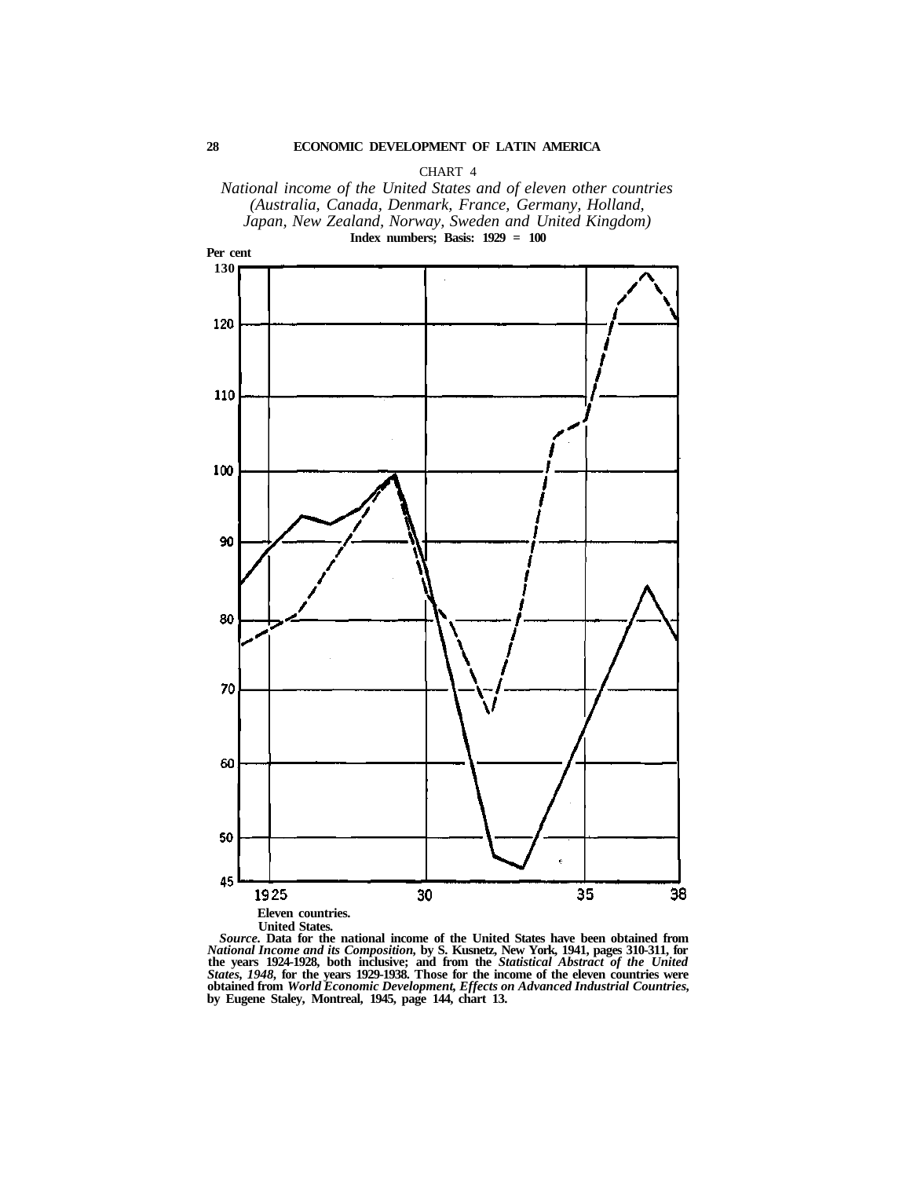CHART 4

*National income of the United States and of eleven other countries (Australia, Canada, Denmark, France, Germany, Holland, Japan, New Zealand, Norway, Sweden and United Kingdom)*

**Index numbers; Basis: 1929 = 100**

Per cent

130

120

110

100

90

80

70

60

50

45

1925 30 35 38

**Eleven countries.**

**United States.**

***Source.* Data for the national income of the United States have been obtained from *National Income and its Composition*, by S. Kusnetz, New York, 1941, pages 310-311, for the years 1924-1928, both inclusive; and from the *Statistical Abstract of the United States, 1948*, for the years 1929-1938. Those for the income of the eleven countries were obtained from *World Economic Development, Effects on Advanced Industrial Countries*, by Eugene Staley, Montreal, 1945, page 144, chart 13.**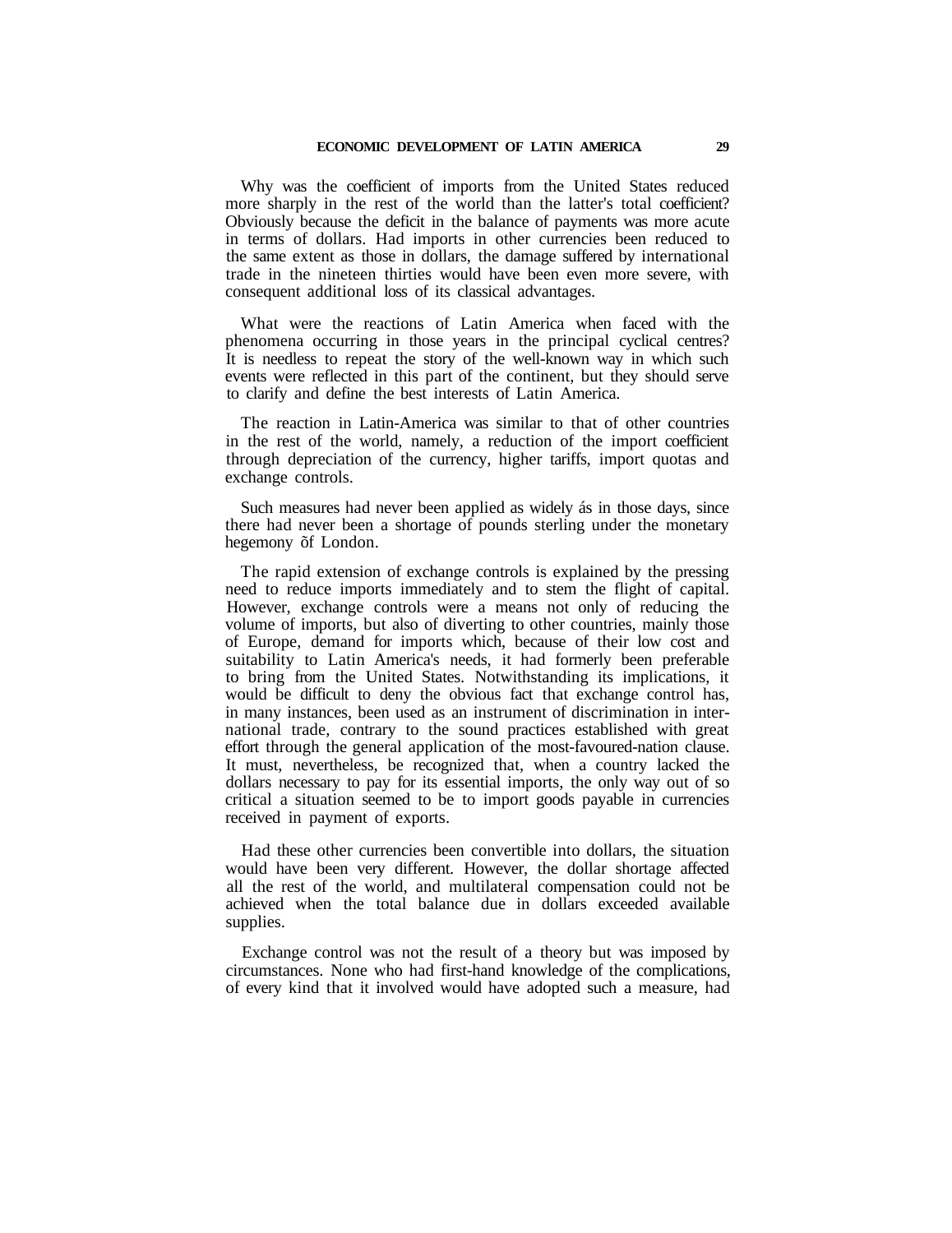Why was the coefficient of imports from the United States reduced more sharply in the rest of the world than the latter's total coefficient? Obviously because the deficit in the balance of payments was more acute in terms of dollars. Had imports in other currencies been reduced to the same extent as those in dollars, the damage suffered by international trade in the nineteen thirties would have been even more severe, with consequent additional loss of its classical advantages.

What were the reactions of Latin America when faced with the phenomena occurring in those years in the principal cyclical centres? It is needless to repeat the story of the well-known way in which such events were reflected in this part of the continent, but they should serve to clarify and define the best interests of Latin America.

The reaction in Latin-America was similar to that of other countries in the rest of the world, namely, a reduction of the import coefficient through depreciation of the currency, higher tariffs, import quotas and exchange controls.

Such measures had never been applied as widely ás in those days, since there had never been a shortage of pounds sterling under the monetary hegemony õf London.

The rapid extension of exchange controls is explained by the pressing need to reduce imports immediately and to stem the flight of capital. However, exchange controls were a means not only of reducing the volume of imports, but also of diverting to other countries, mainly those of Europe, demand for imports which, because of their low cost and suitability to Latin America's needs, it had formerly been preferable to bring from the United States. Notwithstanding its implications, it would be difficult to deny the obvious fact that exchange control has, in many instances, been used as an instrument of discrimination in international trade, contrary to the sound practices established with great effort through the general application of the most-favoured-nation clause. It must, nevertheless, be recognized that, when a country lacked the dollars necessary to pay for its essential imports, the only way out of so critical a situation seemed to be to import goods payable in currencies received in payment of exports.

Had these other currencies been convertible into dollars, the situation would have been very different. However, the dollar shortage affected all the rest of the world, and multilateral compensation could not be achieved when the total balance due in dollars exceeded available supplies.

Exchange control was not the result of a theory but was imposed by circumstances. None who had first-hand knowledge of the complications, of every kind that it involved would have adopted such a measure, had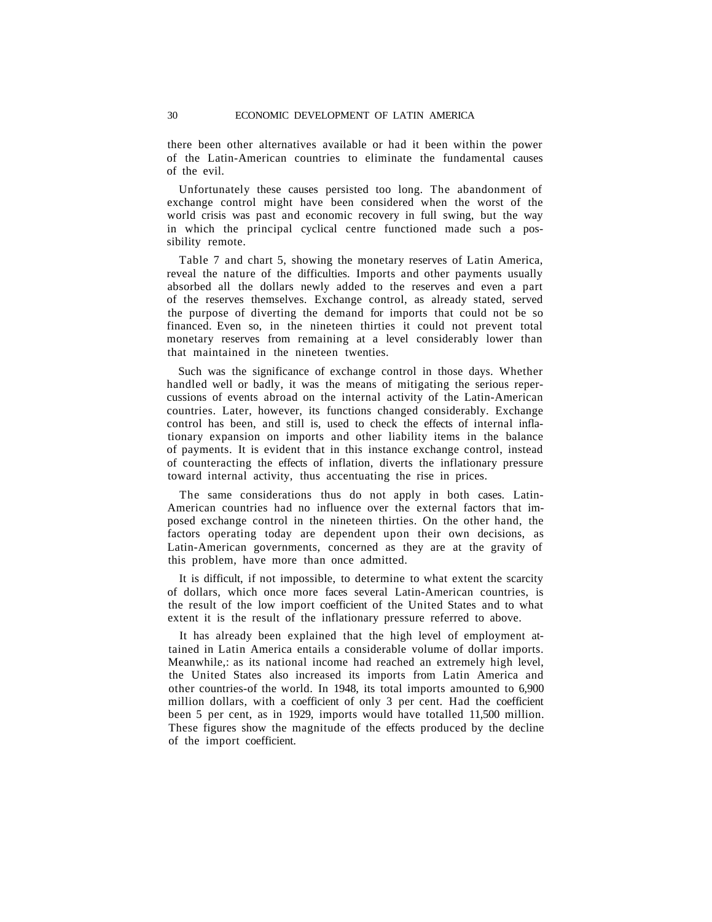there been other alternatives available or had it been within the power of the Latin-American countries to eliminate the fundamental causes of the evil.

Unfortunately these causes persisted too long. The abandonment of exchange control might have been considered when the worst of the world crisis was past and economic recovery in full swing, but the way in which the principal cyclical centre functioned made such a possibility remote.

Table 7 and chart 5, showing the monetary reserves of Latin America, reveal the nature of the difficulties. Imports and other payments usually absorbed all the dollars newly added to the reserves and even a part of the reserves themselves. Exchange control, as already stated, served the purpose of diverting the demand for imports that could not be so financed. Even so, in the nineteen thirties it could not prevent total monetary reserves from remaining at a level considerably lower than that maintained in the nineteen twenties.

Such was the significance of exchange control in those days. Whether handled well or badly, it was the means of mitigating the serious repercussions of events abroad on the internal activity of the Latin-American countries. Later, however, its functions changed considerably. Exchange control has been, and still is, used to check the effects of internal inflationary expansion on imports and other liability items in the balance of payments. It is evident that in this instance exchange control, instead of counteracting the effects of inflation, diverts the inflationary pressure toward internal activity, thus accentuating the rise in prices.

The same considerations thus do not apply in both cases. Latin-American countries had no influence over the external factors that imposed exchange control in the nineteen thirties. On the other hand, the factors operating today are dependent upon their own decisions, as Latin-American governments, concerned as they are at the gravity of this problem, have more than once admitted.

It is difficult, if not impossible, to determine to what extent the scarcity of dollars, which once more faces several Latin-American countries, is the result of the low import coefficient of the United States and to what extent it is the result of the inflationary pressure referred to above.

It has already been explained that the high level of employment attained in Latin America entails a considerable volume of dollar imports. Meanwhile,: as its national income had reached an extremely high level, the United States also increased its imports from Latin America and other countries-of the world. In 1948, its total imports amounted to 6,900 million dollars, with a coefficient of only 3 per cent. Had the coefficient been 5 per cent, as in 1929, imports would have totalled 11,500 million. These figures show the magnitude of the effects produced by the decline of the import coefficient.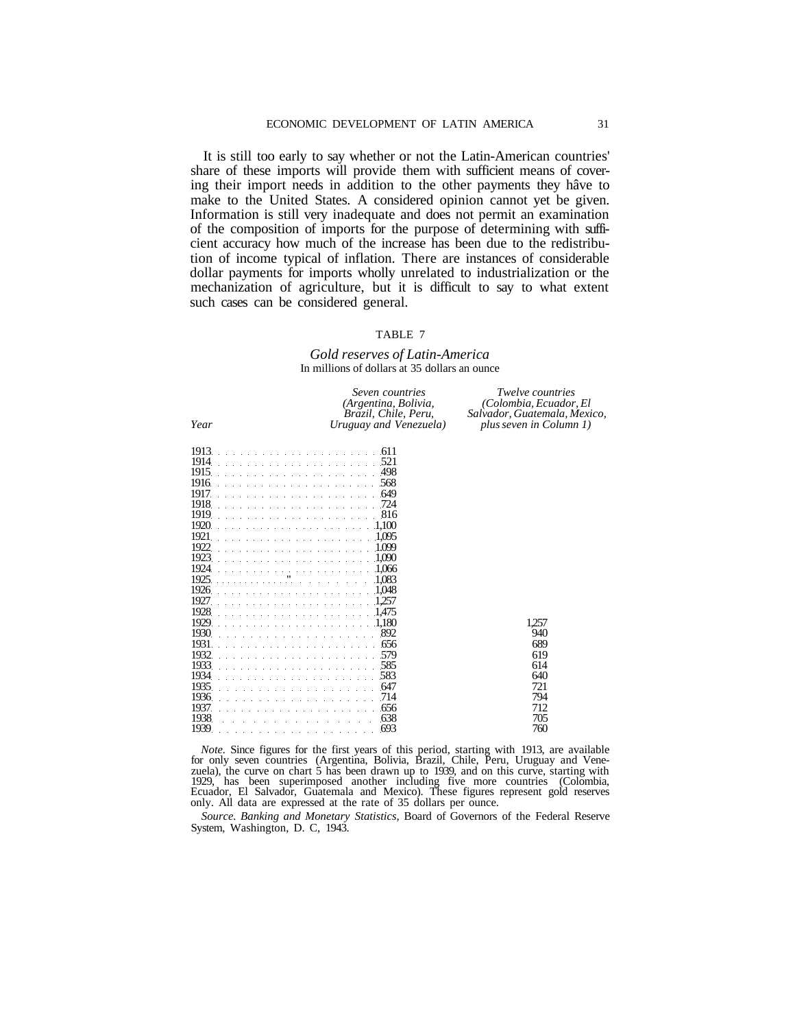It is still too early to say whether or not the Latin-American countries' share of these imports will provide them with sufficient means of covering their import needs in addition to the other payments they hâve to make to the United States. A considered opinion cannot yet be given. Information is still very inadequate and does not permit an examination of the composition of imports for the purpose of determining with sufficient accuracy how much of the increase has been due to the redistribution of income typical of inflation. There are instances of considerable dollar payments for imports wholly unrelated to industrialization or the mechanization of agriculture, but it is difficult to say to what extent such cases can be considered general.

TABLE 7

*Gold reserves of Latin-America*
In millions of dollars at 35 dollars an ounce

| *Year* | *Seven countries (Argentina, Bolivia, Brazil, Chile, Peru, Uruguay and Venezuela)* | *Twelve countries (Colombia, Ecuador, El Salvador, Guatemala, Mexico, plus seven in Column 1)* |
|---|---|---|
| 1913 | 611 | |
| 1914 | 521 | |
| 1915 | 498 | |
| 1916 | 568 | |
| 1917 | 649 | |
| 1918 | 724 | |
| 1919 | 816 | |
| 1920 | 1,100 | |
| 1921 | 1,095 | |
| 1922 | 1,099 | |
| 1923 | 1,090 | |
| 1924 | 1,066 | |
| 1925 | 1,083 | |
| 1926 | 1,048 | |
| 1927 | 1,257 | |
| 1928 | 1,475 | |
| 1929 | 1,180 | 1,257 |
| 1930 | 892 | 940 |
| 1931 | 656 | 689 |
| 1932 | 579 | 619 |
| 1933 | 585 | 614 |
| 1934 | 583 | 640 |
| 1935 | 647 | 721 |
| 1936 | 714 | 794 |
| 1937 | 656 | 712 |
| 1938 | 638 | 705 |
| 1939 | 693 | 760 |

*Note.* Since figures for the first years of this period, starting with 1913, are available for only seven countries (Argentina, Bolivia, Brazil, Chile, Peru, Uruguay and Venezuela), the curve on chart 5 has been drawn up to 1939, and on this curve, starting with 1929, has been superimposed another including five more countries (Colombia, Ecuador, El Salvador, Guatemala and Mexico). These figures represent gold reserves only. All data are expressed at the rate of 35 dollars per ounce.

*Source. Banking and Monetary Statistics,* Board of Governors of the Federal Reserve System, Washington, D. C, 1943.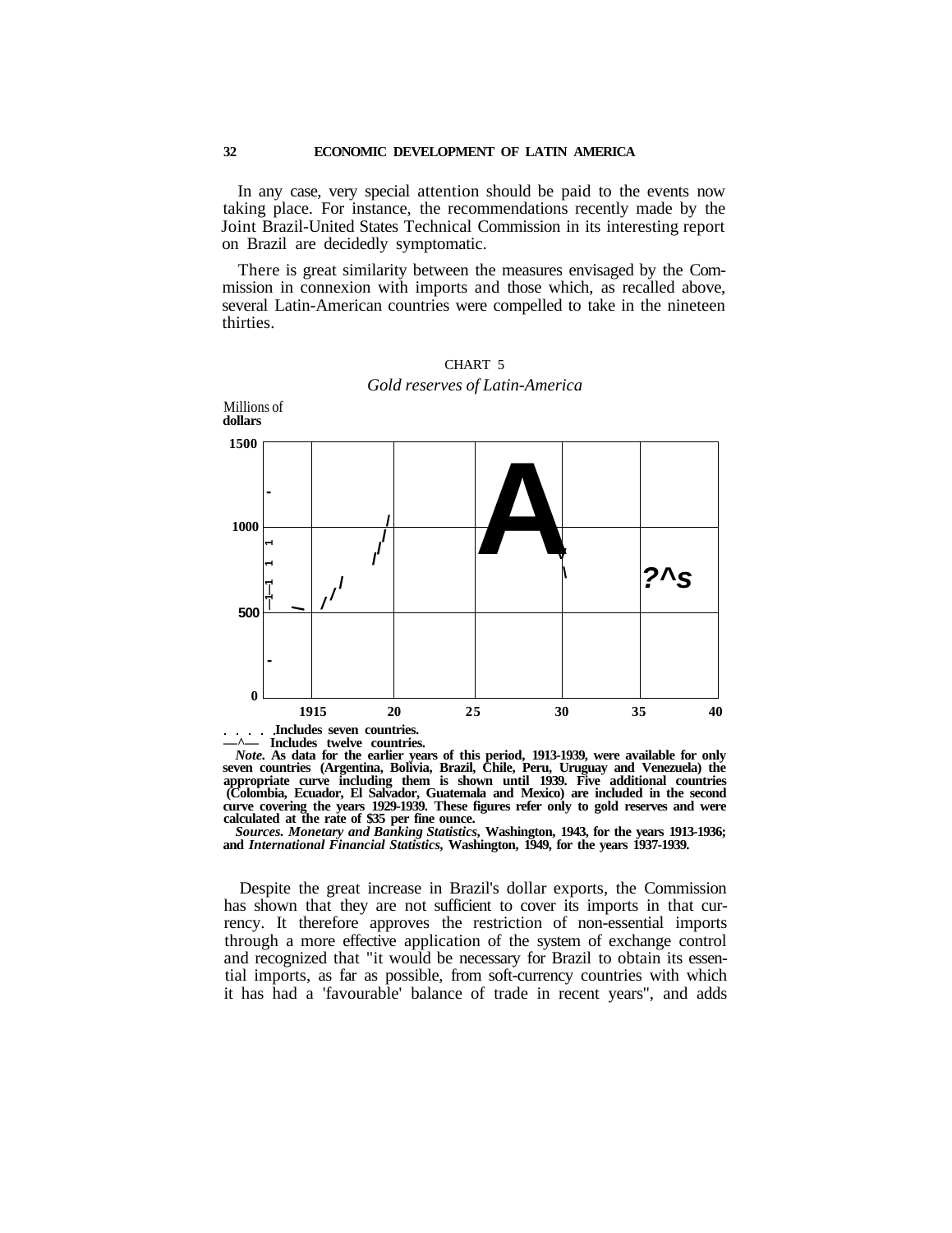In any case, very special attention should be paid to the events now taking place. For instance, the recommendations recently made by the Joint Brazil-United States Technical Commission in its interesting report on Brazil are decidedly symptomatic.

There is great similarity between the measures envisaged by the Commission in connexion with imports and those which, as recalled above, several Latin-American countries were compelled to take in the nineteen thirties.

CHART 5

*Gold reserves of Latin-America*

Millions of dollars

1500

1000

500

0

1915 20 25 30 35 40

. . . . .Includes seven countries.

—^— Includes twelve countries.

*Note.* As data for the earlier years of this period, 1913-1939, were available for only seven countries (Argentina, Bolivia, Brazil, Chile, Peru, Uruguay and Venezuela) the appropriate curve including them is shown until 1939. Five additional countries (Colombia, Ecuador, El Salvador, Guatemala and Mexico) are included in the second curve covering the years 1929-1939. These figures refer only to gold reserves and were calculated at the rate of $35 per fine ounce.

*Sources. Monetary and Banking Statistics*, Washington, 1943, for the years 1913-1936; and *International Financial Statistics*, Washington, 1949, for the years 1937-1939.

Despite the great increase in Brazil's dollar exports, the Commission has shown that they are not sufficient to cover its imports in that currency. It therefore approves the restriction of non-essential imports through a more effective application of the system of exchange control and recognized that "it would be necessary for Brazil to obtain its essential imports, as far as possible, from soft-currency countries with which it has had a 'favourable' balance of trade in recent years", and adds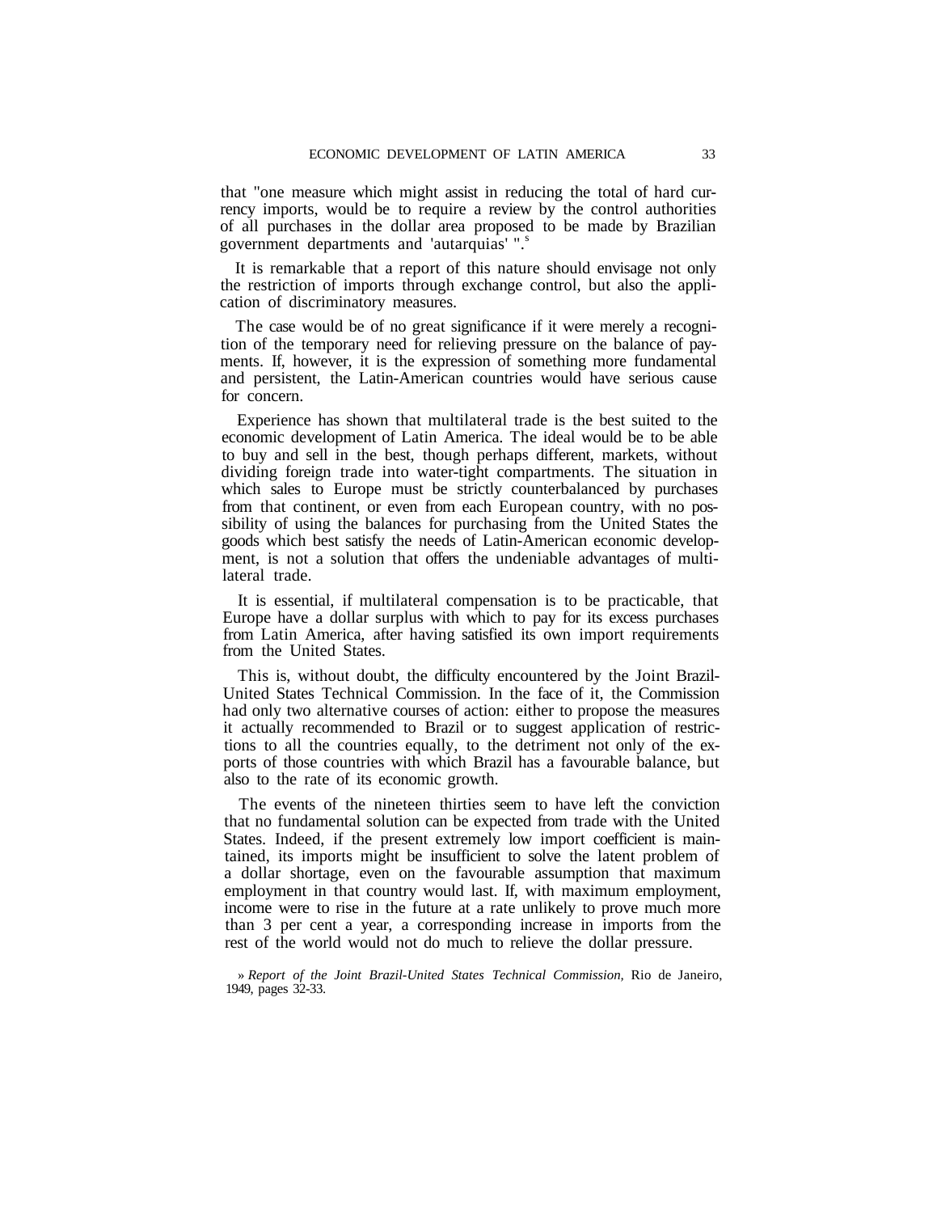that "one measure which might assist in reducing the total of hard currency imports, would be to require a review by the control authorities of all purchases in the dollar area proposed to be made by Brazilian government departments and 'autarquias' ".[5]

It is remarkable that a report of this nature should envisage not only the restriction of imports through exchange control, but also the application of discriminatory measures.

The case would be of no great significance if it were merely a recognition of the temporary need for relieving pressure on the balance of payments. If, however, it is the expression of something more fundamental and persistent, the Latin-American countries would have serious cause for concern.

Experience has shown that multilateral trade is the best suited to the economic development of Latin America. The ideal would be to be able to buy and sell in the best, though perhaps different, markets, without dividing foreign trade into water-tight compartments. The situation in which sales to Europe must be strictly counterbalanced by purchases from that continent, or even from each European country, with no possibility of using the balances for purchasing from the United States the goods which best satisfy the needs of Latin-American economic development, is not a solution that offers the undeniable advantages of multilateral trade.

It is essential, if multilateral compensation is to be practicable, that Europe have a dollar surplus with which to pay for its excess purchases from Latin America, after having satisfied its own import requirements from the United States.

This is, without doubt, the difficulty encountered by the Joint Brazil-United States Technical Commission. In the face of it, the Commission had only two alternative courses of action: either to propose the measures it actually recommended to Brazil or to suggest application of restrictions to all the countries equally, to the detriment not only of the exports of those countries with which Brazil has a favourable balance, but also to the rate of its economic growth.

The events of the nineteen thirties seem to have left the conviction that no fundamental solution can be expected from trade with the United States. Indeed, if the present extremely low import coefficient is maintained, its imports might be insufficient to solve the latent problem of a dollar shortage, even on the favourable assumption that maximum employment in that country would last. If, with maximum employment, income were to rise in the future at a rate unlikely to prove much more than 3 per cent a year, a corresponding increase in imports from the rest of the world would not do much to relieve the dollar pressure.

[5] *Report of the Joint Brazil-United States Technical Commission,* Rio de Janeiro, 1949, pages 32-33.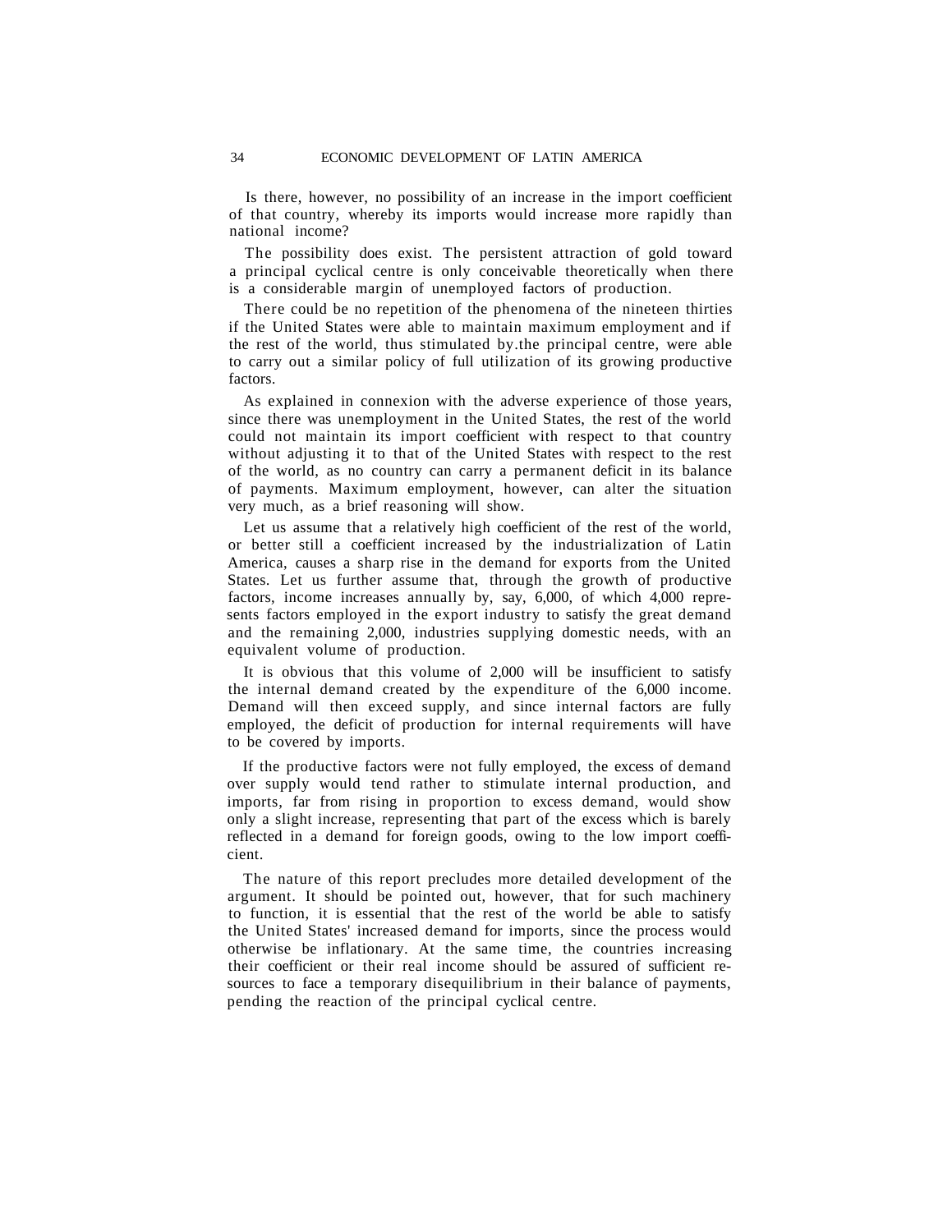Is there, however, no possibility of an increase in the import coefficient of that country, whereby its imports would increase more rapidly than national income?

The possibility does exist. The persistent attraction of gold toward a principal cyclical centre is only conceivable theoretically when there is a considerable margin of unemployed factors of production.

There could be no repetition of the phenomena of the nineteen thirties if the United States were able to maintain maximum employment and if the rest of the world, thus stimulated by.the principal centre, were able to carry out a similar policy of full utilization of its growing productive factors.

As explained in connexion with the adverse experience of those years, since there was unemployment in the United States, the rest of the world could not maintain its import coefficient with respect to that country without adjusting it to that of the United States with respect to the rest of the world, as no country can carry a permanent deficit in its balance of payments. Maximum employment, however, can alter the situation very much, as a brief reasoning will show.

Let us assume that a relatively high coefficient of the rest of the world, or better still a coefficient increased by the industrialization of Latin America, causes a sharp rise in the demand for exports from the United States. Let us further assume that, through the growth of productive factors, income increases annually by, say, 6,000, of which 4,000 represents factors employed in the export industry to satisfy the great demand and the remaining 2,000, industries supplying domestic needs, with an equivalent volume of production.

It is obvious that this volume of 2,000 will be insufficient to satisfy the internal demand created by the expenditure of the 6,000 income. Demand will then exceed supply, and since internal factors are fully employed, the deficit of production for internal requirements will have to be covered by imports.

If the productive factors were not fully employed, the excess of demand over supply would tend rather to stimulate internal production, and imports, far from rising in proportion to excess demand, would show only a slight increase, representing that part of the excess which is barely reflected in a demand for foreign goods, owing to the low import coefficient.

The nature of this report precludes more detailed development of the argument. It should be pointed out, however, that for such machinery to function, it is essential that the rest of the world be able to satisfy the United States' increased demand for imports, since the process would otherwise be inflationary. At the same time, the countries increasing their coefficient or their real income should be assured of sufficient resources to face a temporary disequilibrium in their balance of payments, pending the reaction of the principal cyclical centre.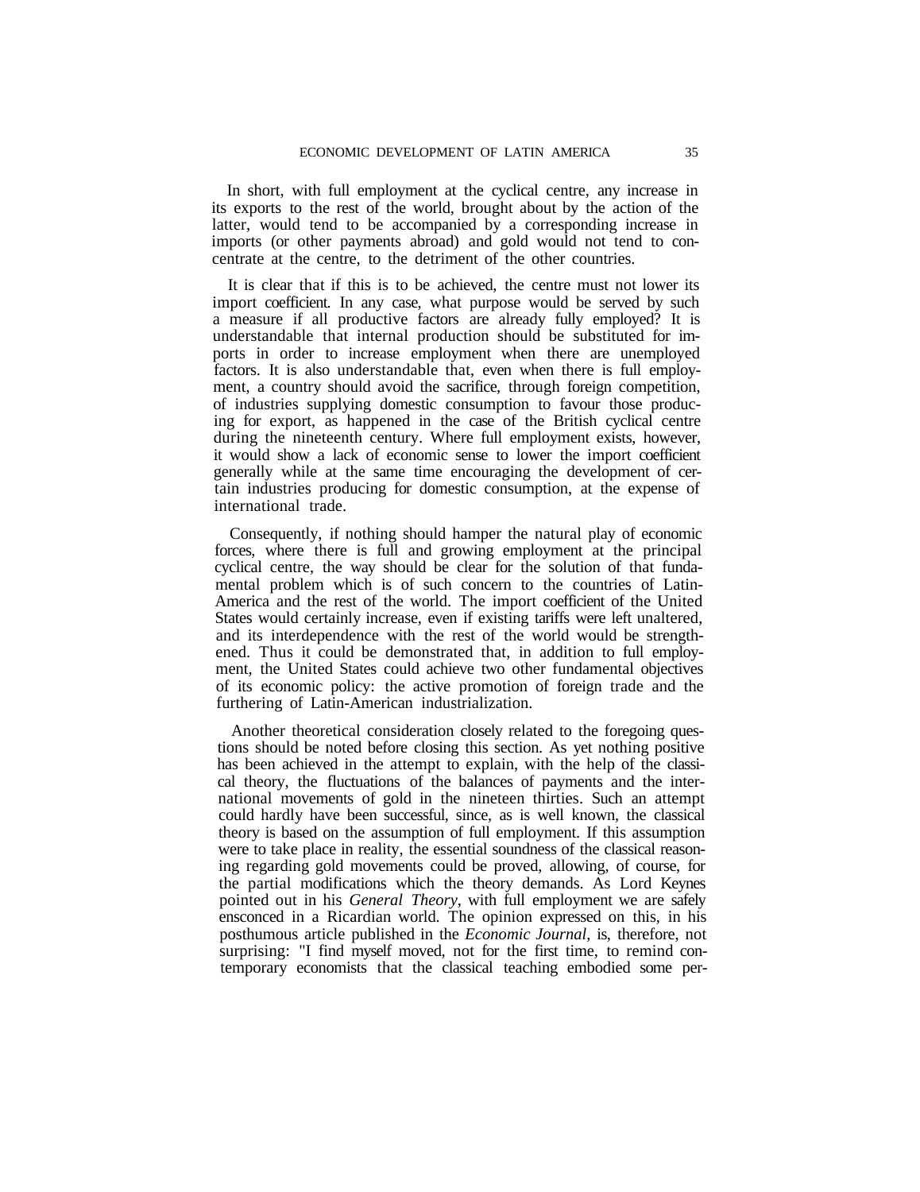In short, with full employment at the cyclical centre, any increase in its exports to the rest of the world, brought about by the action of the latter, would tend to be accompanied by a corresponding increase in imports (or other payments abroad) and gold would not tend to concentrate at the centre, to the detriment of the other countries.

It is clear that if this is to be achieved, the centre must not lower its import coefficient. In any case, what purpose would be served by such a measure if all productive factors are already fully employed? It is understandable that internal production should be substituted for imports in order to increase employment when there are unemployed factors. It is also understandable that, even when there is full employment, a country should avoid the sacrifice, through foreign competition, of industries supplying domestic consumption to favour those producing for export, as happened in the case of the British cyclical centre during the nineteenth century. Where full employment exists, however, it would show a lack of economic sense to lower the import coefficient generally while at the same time encouraging the development of certain industries producing for domestic consumption, at the expense of international trade.

Consequently, if nothing should hamper the natural play of economic forces, where there is full and growing employment at the principal cyclical centre, the way should be clear for the solution of that fundamental problem which is of such concern to the countries of Latin-America and the rest of the world. The import coefficient of the United States would certainly increase, even if existing tariffs were left unaltered, and its interdependence with the rest of the world would be strengthened. Thus it could be demonstrated that, in addition to full employment, the United States could achieve two other fundamental objectives of its economic policy: the active promotion of foreign trade and the furthering of Latin-American industrialization.

Another theoretical consideration closely related to the foregoing questions should be noted before closing this section. As yet nothing positive has been achieved in the attempt to explain, with the help of the classical theory, the fluctuations of the balances of payments and the international movements of gold in the nineteen thirties. Such an attempt could hardly have been successful, since, as is well known, the classical theory is based on the assumption of full employment. If this assumption were to take place in reality, the essential soundness of the classical reasoning regarding gold movements could be proved, allowing, of course, for the partial modifications which the theory demands. As Lord Keynes pointed out in his *General Theory,* with full employment we are safely ensconced in a Ricardian world. The opinion expressed on this, in his posthumous article published in the *Economic Journal,* is, therefore, not surprising: "I find myself moved, not for the first time, to remind contemporary economists that the classical teaching embodied some per-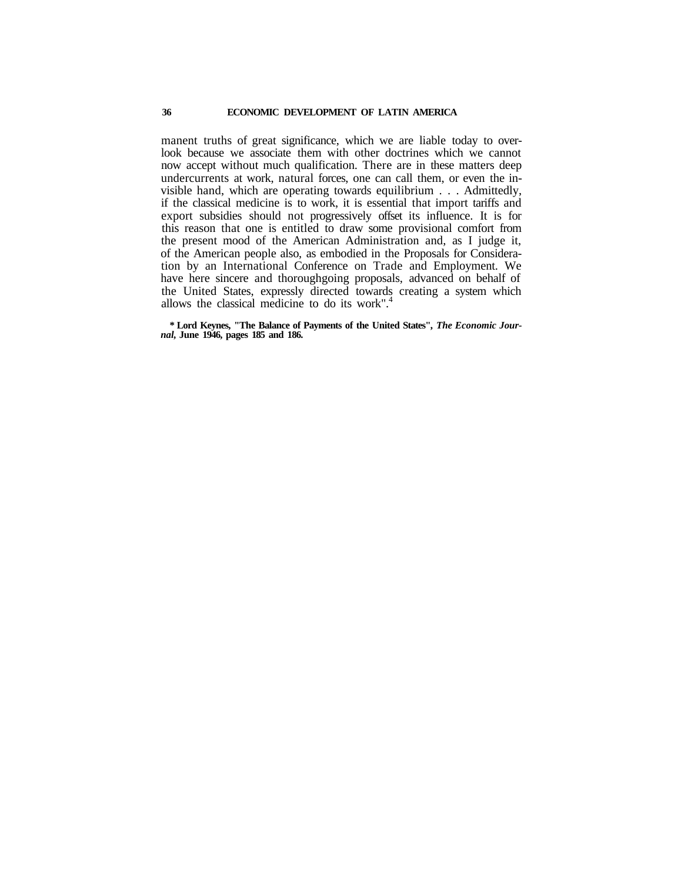manent truths of great significance, which we are liable today to overlook because we associate them with other doctrines which we cannot now accept without much qualification. There are in these matters deep undercurrents at work, natural forces, one can call them, or even the invisible hand, which are operating towards equilibrium . . . Admittedly, if the classical medicine is to work, it is essential that import tariffs and export subsidies should not progressively offset its influence. It is for this reason that one is entitled to draw some provisional comfort from the present mood of the American Administration and, as I judge it, of the American people also, as embodied in the Proposals for Consideration by an International Conference on Trade and Employment. We have here sincere and thoroughgoing proposals, advanced on behalf of the United States, expressly directed towards creating a system which allows the classical medicine to do its work".[4]

**[4] Lord Keynes, "The Balance of Payments of the United States", *The Economic Journal*, June 1946, pages 185 and 186.**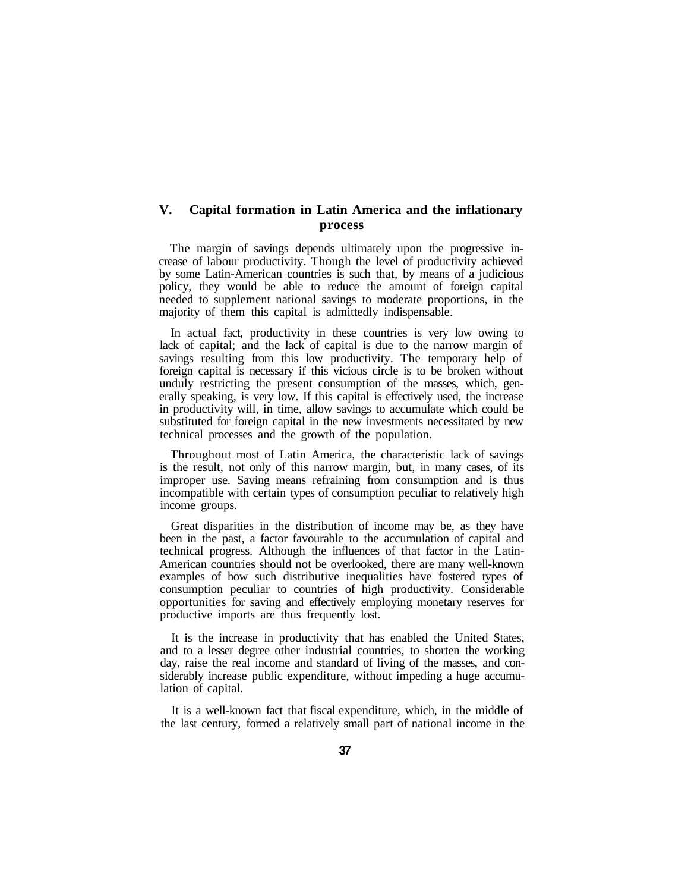## V. Capital formation in Latin America and the inflationary process

The margin of savings depends ultimately upon the progressive increase of labour productivity. Though the level of productivity achieved by some Latin-American countries is such that, by means of a judicious policy, they would be able to reduce the amount of foreign capital needed to supplement national savings to moderate proportions, in the majority of them this capital is admittedly indispensable.

In actual fact, productivity in these countries is very low owing to lack of capital; and the lack of capital is due to the narrow margin of savings resulting from this low productivity. The temporary help of foreign capital is necessary if this vicious circle is to be broken without unduly restricting the present consumption of the masses, which, generally speaking, is very low. If this capital is effectively used, the increase in productivity will, in time, allow savings to accumulate which could be substituted for foreign capital in the new investments necessitated by new technical processes and the growth of the population.

Throughout most of Latin America, the characteristic lack of savings is the result, not only of this narrow margin, but, in many cases, of its improper use. Saving means refraining from consumption and is thus incompatible with certain types of consumption peculiar to relatively high income groups.

Great disparities in the distribution of income may be, as they have been in the past, a factor favourable to the accumulation of capital and technical progress. Although the influences of that factor in the Latin-American countries should not be overlooked, there are many well-known examples of how such distributive inequalities have fostered types of consumption peculiar to countries of high productivity. Considerable opportunities for saving and effectively employing monetary reserves for productive imports are thus frequently lost.

It is the increase in productivity that has enabled the United States, and to a lesser degree other industrial countries, to shorten the working day, raise the real income and standard of living of the masses, and considerably increase public expenditure, without impeding a huge accumulation of capital.

It is a well-known fact that fiscal expenditure, which, in the middle of the last century, formed a relatively small part of national income in the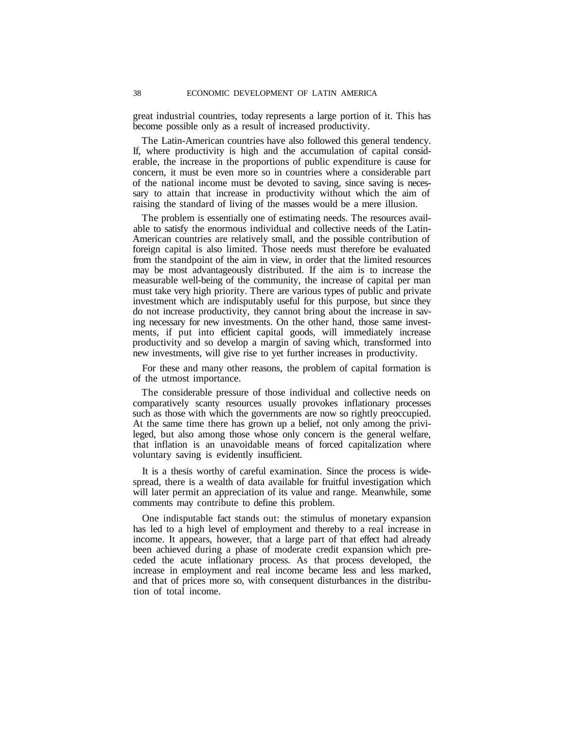great industrial countries, today represents a large portion of it. This has become possible only as a result of increased productivity.

The Latin-American countries have also followed this general tendency. If, where productivity is high and the accumulation of capital considerable, the increase in the proportions of public expenditure is cause for concern, it must be even more so in countries where a considerable part of the national income must be devoted to saving, since saving is necessary to attain that increase in productivity without which the aim of raising the standard of living of the masses would be a mere illusion.

The problem is essentially one of estimating needs. The resources available to satisfy the enormous individual and collective needs of the Latin-American countries are relatively small, and the possible contribution of foreign capital is also limited. Those needs must therefore be evaluated from the standpoint of the aim in view, in order that the limited resources may be most advantageously distributed. If the aim is to increase the measurable well-being of the community, the increase of capital per man must take very high priority. There are various types of public and private investment which are indisputably useful for this purpose, but since they do not increase productivity, they cannot bring about the increase in saving necessary for new investments. On the other hand, those same investments, if put into efficient capital goods, will immediately increase productivity and so develop a margin of saving which, transformed into new investments, will give rise to yet further increases in productivity.

For these and many other reasons, the problem of capital formation is of the utmost importance.

The considerable pressure of those individual and collective needs on comparatively scanty resources usually provokes inflationary processes such as those with which the governments are now so rightly preoccupied. At the same time there has grown up a belief, not only among the privileged, but also among those whose only concern is the general welfare, that inflation is an unavoidable means of forced capitalization where voluntary saving is evidently insufficient.

It is a thesis worthy of careful examination. Since the process is widespread, there is a wealth of data available for fruitful investigation which will later permit an appreciation of its value and range. Meanwhile, some comments may contribute to define this problem.

One indisputable fact stands out: the stimulus of monetary expansion has led to a high level of employment and thereby to a real increase in income. It appears, however, that a large part of that effect had already been achieved during a phase of moderate credit expansion which preceded the acute inflationary process. As that process developed, the increase in employment and real income became less and less marked, and that of prices more so, with consequent disturbances in the distribution of total income.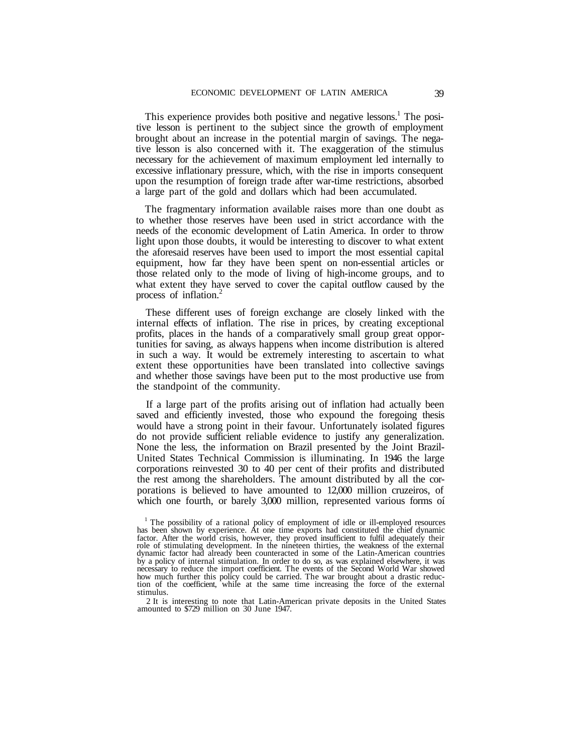This experience provides both positive and negative lessons.[1] The positive lesson is pertinent to the subject since the growth of employment brought about an increase in the potential margin of savings. The negative lesson is also concerned with it. The exaggeration of the stimulus necessary for the achievement of maximum employment led internally to excessive inflationary pressure, which, with the rise in imports consequent upon the resumption of foreign trade after war-time restrictions, absorbed a large part of the gold and dollars which had been accumulated.

The fragmentary information available raises more than one doubt as to whether those reserves have been used in strict accordance with the needs of the economic development of Latin America. In order to throw light upon those doubts, it would be interesting to discover to what extent the aforesaid reserves have been used to import the most essential capital equipment, how far they have been spent on non-essential articles or those related only to the mode of living of high-income groups, and to what extent they have served to cover the capital outflow caused by the process of inflation.[2]

These different uses of foreign exchange are closely linked with the internal effects of inflation. The rise in prices, by creating exceptional profits, places in the hands of a comparatively small group great opportunities for saving, as always happens when income distribution is altered in such a way. It would be extremely interesting to ascertain to what extent these opportunities have been translated into collective savings and whether those savings have been put to the most productive use from the standpoint of the community.

If a large part of the profits arising out of inflation had actually been saved and efficiently invested, those who expound the foregoing thesis would have a strong point in their favour. Unfortunately isolated figures do not provide sufficient reliable evidence to justify any generalization. None the less, the information on Brazil presented by the Joint Brazil-United States Technical Commission is illuminating. In 1946 the large corporations reinvested 30 to 40 per cent of their profits and distributed the rest among the shareholders. The amount distributed by all the corporations is believed to have amounted to 12,000 million cruzeiros, of which one fourth, or barely 3,000 million, represented various forms of

[1] The possibility of a rational policy of employment of idle or ill-employed resources has been shown by experience. At one time exports had constituted the chief dynamic factor. After the world crisis, however, they proved insufficient to fulfil adequately their role of stimulating development. In the nineteen thirties, the weakness of the external dynamic factor had already been counteracted in some of the Latin-American countries by a policy of internal stimulation. In order to do so, as was explained elsewhere, it was necessary to reduce the import coefficient. The events of the Second World War showed how much further this policy could be carried. The war brought about a drastic reduction of the coefficient, while at the same time increasing the force of the external stimulus.

[2] It is interesting to note that Latin-American private deposits in the United States amounted to $729 million on 30 June 1947.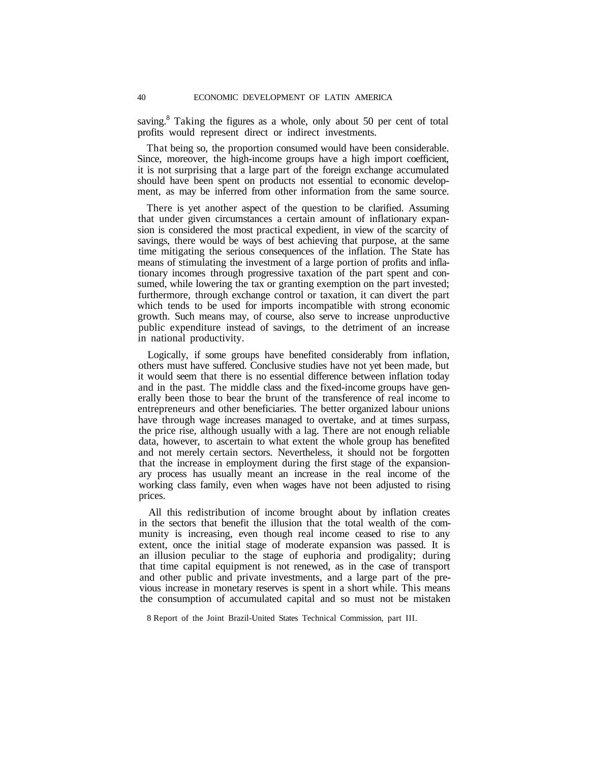saving.[8] Taking the figures as a whole, only about 50 per cent of total profits would represent direct or indirect investments.

That being so, the proportion consumed would have been considerable. Since, moreover, the high-income groups have a high import coefficient, it is not surprising that a large part of the foreign exchange accumulated should have been spent on products not essential to economic development, as may be inferred from other information from the same source.

There is yet another aspect of the question to be clarified. Assuming that under given circumstances a certain amount of inflationary expansion is considered the most practical expedient, in view of the scarcity of savings, there would be ways of best achieving that purpose, at the same time mitigating the serious consequences of the inflation. The State has means of stimulating the investment of a large portion of profits and inflationary incomes through progressive taxation of the part spent and consumed, while lowering the tax or granting exemption on the part invested; furthermore, through exchange control or taxation, it can divert the part which tends to be used for imports incompatible with strong economic growth. Such means may, of course, also serve to increase unproductive public expenditure instead of savings, to the detriment of an increase in national productivity.

Logically, if some groups have benefited considerably from inflation, others must have suffered. Conclusive studies have not yet been made, but it would seem that there is no essential difference between inflation today and in the past. The middle class and the fixed-income groups have generally been those to bear the brunt of the transference of real income to entrepreneurs and other beneficiaries. The better organized labour unions have through wage increases managed to overtake, and at times surpass, the price rise, although usually with a lag. There are not enough reliable data, however, to ascertain to what extent the whole group has benefited and not merely certain sectors. Nevertheless, it should not be forgotten that the increase in employment during the first stage of the expansionary process has usually meant an increase in the real income of the working class family, even when wages have not been adjusted to rising prices.

All this redistribution of income brought about by inflation creates in the sectors that benefit the illusion that the total wealth of the community is increasing, even though real income ceased to rise to any extent, once the initial stage of moderate expansion was passed. It is an illusion peculiar to the stage of euphoria and prodigality; during that time capital equipment is not renewed, as in the case of transport and other public and private investments, and a large part of the previous increase in monetary reserves is spent in a short while. This means the consumption of accumulated capital and so must not be mistaken

[8] Report of the Joint Brazil-United States Technical Commission, part III.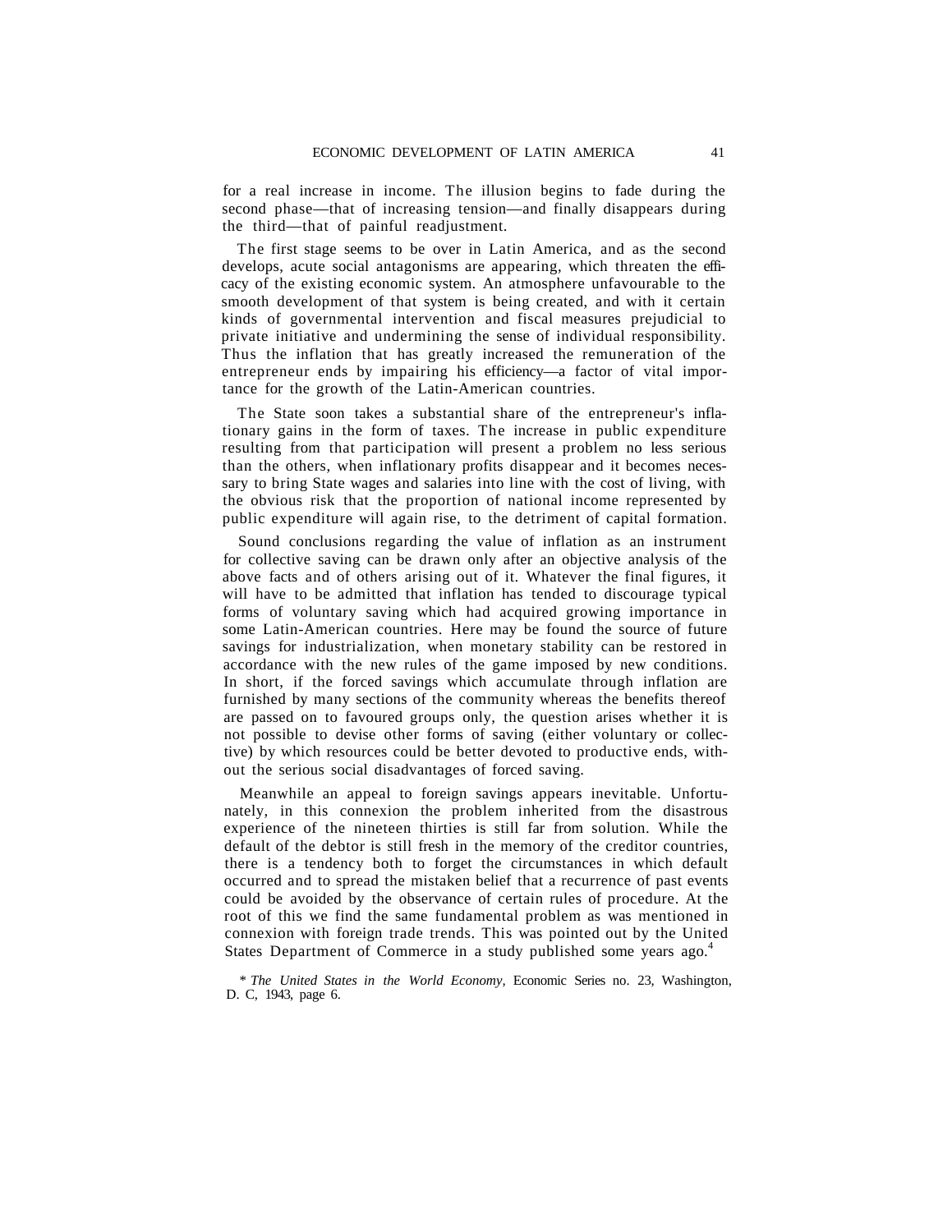for a real increase in income. The illusion begins to fade during the second phase—that of increasing tension—and finally disappears during the third—that of painful readjustment.

The first stage seems to be over in Latin America, and as the second develops, acute social antagonisms are appearing, which threaten the efficacy of the existing economic system. An atmosphere unfavourable to the smooth development of that system is being created, and with it certain kinds of governmental intervention and fiscal measures prejudicial to private initiative and undermining the sense of individual responsibility. Thus the inflation that has greatly increased the remuneration of the entrepreneur ends by impairing his efficiency—a factor of vital importance for the growth of the Latin-American countries.

The State soon takes a substantial share of the entrepreneur's inflationary gains in the form of taxes. The increase in public expenditure resulting from that participation will present a problem no less serious than the others, when inflationary profits disappear and it becomes necessary to bring State wages and salaries into line with the cost of living, with the obvious risk that the proportion of national income represented by public expenditure will again rise, to the detriment of capital formation.

Sound conclusions regarding the value of inflation as an instrument for collective saving can be drawn only after an objective analysis of the above facts and of others arising out of it. Whatever the final figures, it will have to be admitted that inflation has tended to discourage typical forms of voluntary saving which had acquired growing importance in some Latin-American countries. Here may be found the source of future savings for industrialization, when monetary stability can be restored in accordance with the new rules of the game imposed by new conditions. In short, if the forced savings which accumulate through inflation are furnished by many sections of the community whereas the benefits thereof are passed on to favoured groups only, the question arises whether it is not possible to devise other forms of saving (either voluntary or collective) by which resources could be better devoted to productive ends, without the serious social disadvantages of forced saving.

Meanwhile an appeal to foreign savings appears inevitable. Unfortunately, in this connexion the problem inherited from the disastrous experience of the nineteen thirties is still far from solution. While the default of the debtor is still fresh in the memory of the creditor countries, there is a tendency both to forget the circumstances in which default occurred and to spread the mistaken belief that a recurrence of past events could be avoided by the observance of certain rules of procedure. At the root of this we find the same fundamental problem as was mentioned in connexion with foreign trade trends. This was pointed out by the United States Department of Commerce in a study published some years ago.[4]

[4] *The United States in the World Economy,* Economic Series no. 23, Washington, D. C, 1943, page 6.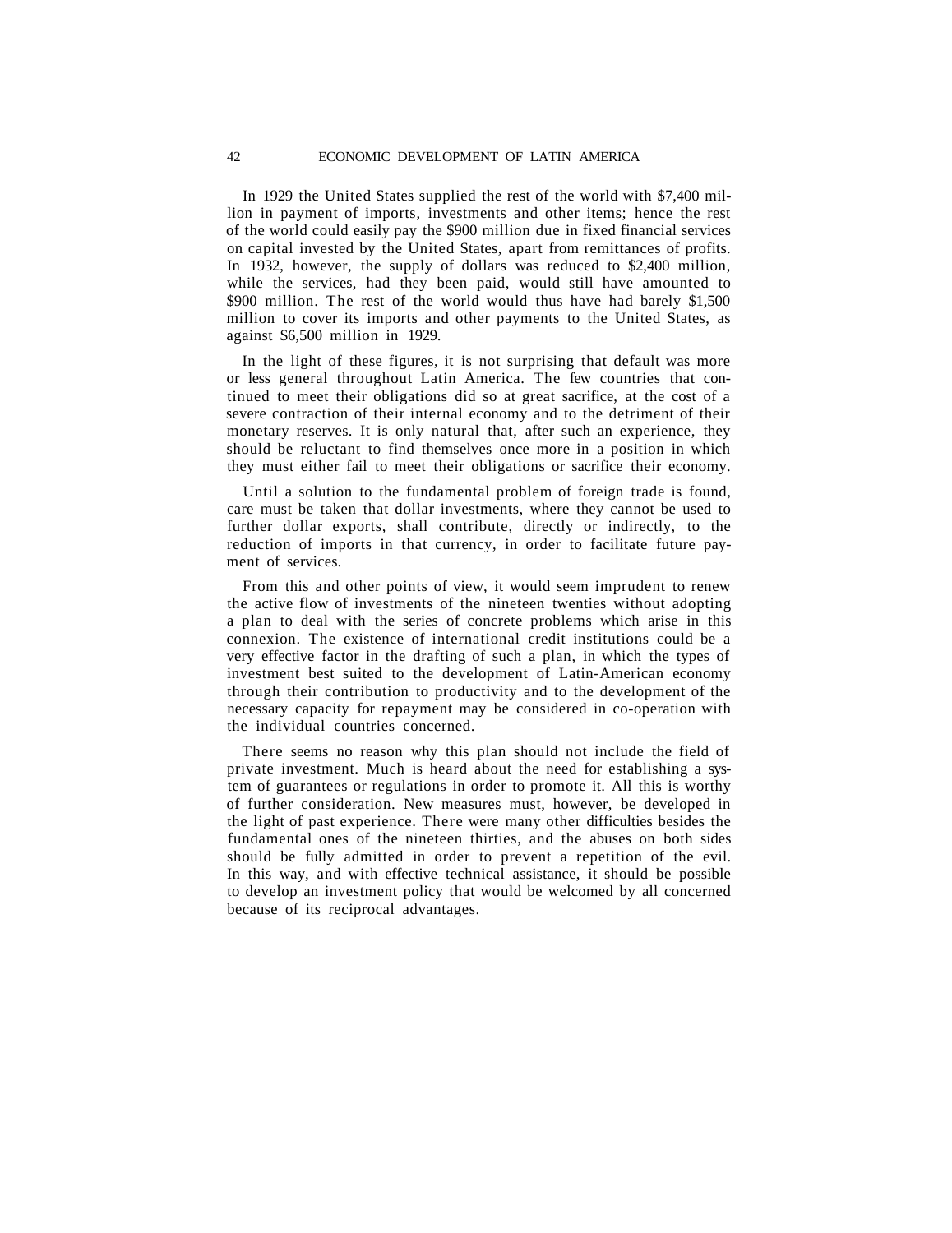In 1929 the United States supplied the rest of the world with $7,400 million in payment of imports, investments and other items; hence the rest of the world could easily pay the $900 million due in fixed financial services on capital invested by the United States, apart from remittances of profits. In 1932, however, the supply of dollars was reduced to $2,400 million, while the services, had they been paid, would still have amounted to $900 million. The rest of the world would thus have had barely $1,500 million to cover its imports and other payments to the United States, as against $6,500 million in 1929.

In the light of these figures, it is not surprising that default was more or less general throughout Latin America. The few countries that continued to meet their obligations did so at great sacrifice, at the cost of a severe contraction of their internal economy and to the detriment of their monetary reserves. It is only natural that, after such an experience, they should be reluctant to find themselves once more in a position in which they must either fail to meet their obligations or sacrifice their economy.

Until a solution to the fundamental problem of foreign trade is found, care must be taken that dollar investments, where they cannot be used to further dollar exports, shall contribute, directly or indirectly, to the reduction of imports in that currency, in order to facilitate future payment of services.

From this and other points of view, it would seem imprudent to renew the active flow of investments of the nineteen twenties without adopting a plan to deal with the series of concrete problems which arise in this connexion. The existence of international credit institutions could be a very effective factor in the drafting of such a plan, in which the types of investment best suited to the development of Latin-American economy through their contribution to productivity and to the development of the necessary capacity for repayment may be considered in co-operation with the individual countries concerned.

There seems no reason why this plan should not include the field of private investment. Much is heard about the need for establishing a system of guarantees or regulations in order to promote it. All this is worthy of further consideration. New measures must, however, be developed in the light of past experience. There were many other difficulties besides the fundamental ones of the nineteen thirties, and the abuses on both sides should be fully admitted in order to prevent a repetition of the evil. In this way, and with effective technical assistance, it should be possible to develop an investment policy that would be welcomed by all concerned because of its reciprocal advantages.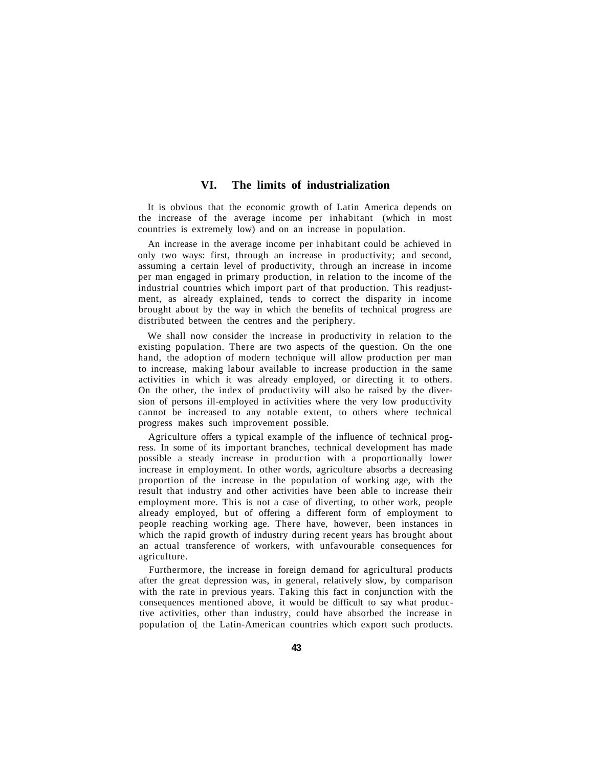## VI. The limits of industrialization

It is obvious that the economic growth of Latin America depends on the increase of the average income per inhabitant (which in most countries is extremely low) and on an increase in population.

An increase in the average income per inhabitant could be achieved in only two ways: first, through an increase in productivity; and second, assuming a certain level of productivity, through an increase in income per man engaged in primary production, in relation to the income of the industrial countries which import part of that production. This readjustment, as already explained, tends to correct the disparity in income brought about by the way in which the benefits of technical progress are distributed between the centres and the periphery.

We shall now consider the increase in productivity in relation to the existing population. There are two aspects of the question. On the one hand, the adoption of modern technique will allow production per man to increase, making labour available to increase production in the same activities in which it was already employed, or directing it to others. On the other, the index of productivity will also be raised by the diversion of persons ill-employed in activities where the very low productivity cannot be increased to any notable extent, to others where technical progress makes such improvement possible.

Agriculture offers a typical example of the influence of technical progress. In some of its important branches, technical development has made possible a steady increase in production with a proportionally lower increase in employment. In other words, agriculture absorbs a decreasing proportion of the increase in the population of working age, with the result that industry and other activities have been able to increase their employment more. This is not a case of diverting, to other work, people already employed, but of offering a different form of employment to people reaching working age. There have, however, been instances in which the rapid growth of industry during recent years has brought about an actual transference of workers, with unfavourable consequences for agriculture.

Furthermore, the increase in foreign demand for agricultural products after the great depression was, in general, relatively slow, by comparison with the rate in previous years. Taking this fact in conjunction with the consequences mentioned above, it would be difficult to say what productive activities, other than industry, could have absorbed the increase in population of[ the Latin-American countries which export such products.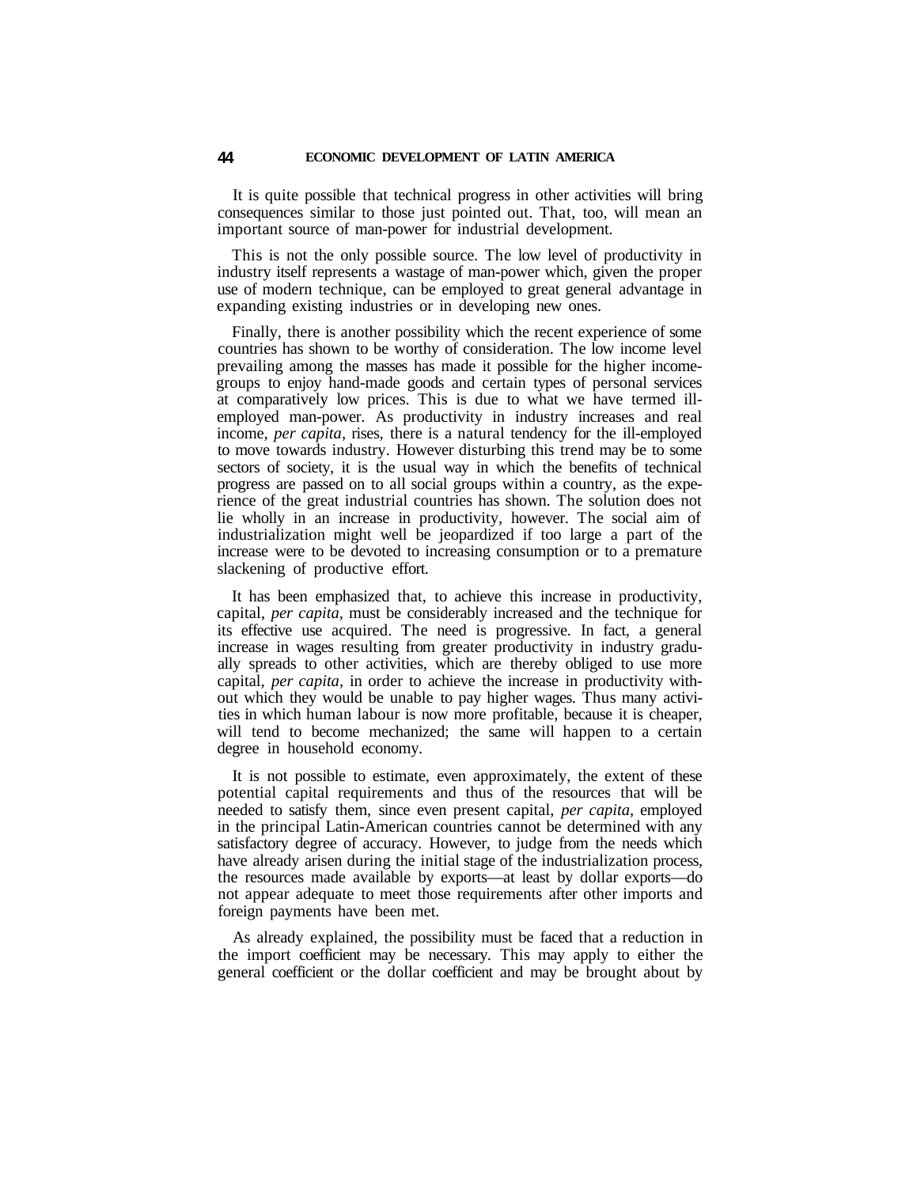It is quite possible that technical progress in other activities will bring consequences similar to those just pointed out. That, too, will mean an important source of man-power for industrial development.

This is not the only possible source. The low level of productivity in industry itself represents a wastage of man-power which, given the proper use of modern technique, can be employed to great general advantage in expanding existing industries or in developing new ones.

Finally, there is another possibility which the recent experience of some countries has shown to be worthy of consideration. The low income level prevailing among the masses has made it possible for the higher income-groups to enjoy hand-made goods and certain types of personal services at comparatively low prices. This is due to what we have termed ill-employed man-power. As productivity in industry increases and real income, *per capita,* rises, there is a natural tendency for the ill-employed to move towards industry. However disturbing this trend may be to some sectors of society, it is the usual way in which the benefits of technical progress are passed on to all social groups within a country, as the experience of the great industrial countries has shown. The solution does not lie wholly in an increase in productivity, however. The social aim of industrialization might well be jeopardized if too large a part of the increase were to be devoted to increasing consumption or to a premature slackening of productive effort.

It has been emphasized that, to achieve this increase in productivity, capital, *per capita,* must be considerably increased and the technique for its effective use acquired. The need is progressive. In fact, a general increase in wages resulting from greater productivity in industry gradually spreads to other activities, which are thereby obliged to use more capital, *per capita,* in order to achieve the increase in productivity without which they would be unable to pay higher wages. Thus many activities in which human labour is now more profitable, because it is cheaper, will tend to become mechanized; the same will happen to a certain degree in household economy.

It is not possible to estimate, even approximately, the extent of these potential capital requirements and thus of the resources that will be needed to satisfy them, since even present capital, *per capita,* employed in the principal Latin-American countries cannot be determined with any satisfactory degree of accuracy. However, to judge from the needs which have already arisen during the initial stage of the industrialization process, the resources made available by exports—at least by dollar exports—do not appear adequate to meet those requirements after other imports and foreign payments have been met.

As already explained, the possibility must be faced that a reduction in the import coefficient may be necessary. This may apply to either the general coefficient or the dollar coefficient and may be brought about by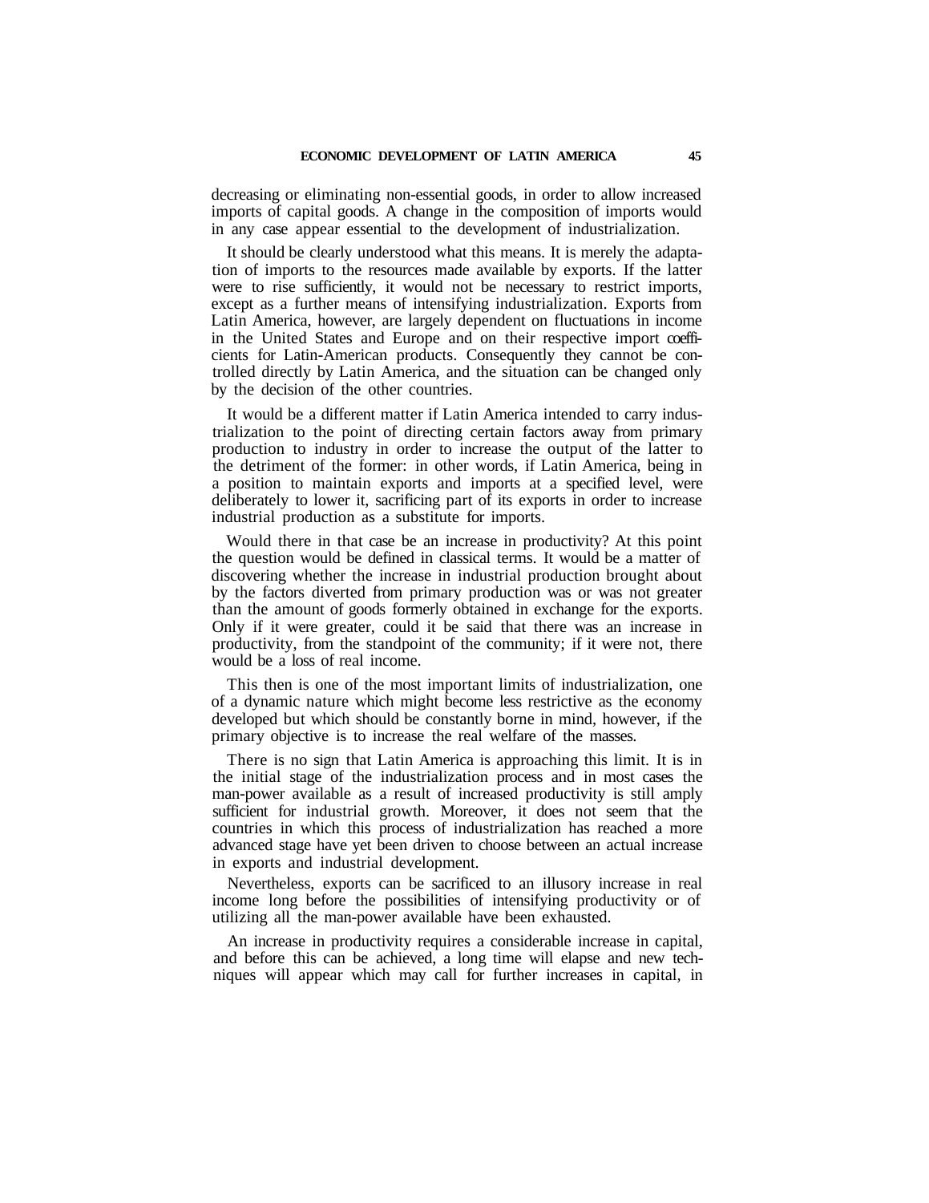decreasing or eliminating non-essential goods, in order to allow increased imports of capital goods. A change in the composition of imports would in any case appear essential to the development of industrialization.

It should be clearly understood what this means. It is merely the adaptation of imports to the resources made available by exports. If the latter were to rise sufficiently, it would not be necessary to restrict imports, except as a further means of intensifying industrialization. Exports from Latin America, however, are largely dependent on fluctuations in income in the United States and Europe and on their respective import coefficients for Latin-American products. Consequently they cannot be controlled directly by Latin America, and the situation can be changed only by the decision of the other countries.

It would be a different matter if Latin America intended to carry industrialization to the point of directing certain factors away from primary production to industry in order to increase the output of the latter to the detriment of the former: in other words, if Latin America, being in a position to maintain exports and imports at a specified level, were deliberately to lower it, sacrificing part of its exports in order to increase industrial production as a substitute for imports.

Would there in that case be an increase in productivity? At this point the question would be defined in classical terms. It would be a matter of discovering whether the increase in industrial production brought about by the factors diverted from primary production was or was not greater than the amount of goods formerly obtained in exchange for the exports. Only if it were greater, could it be said that there was an increase in productivity, from the standpoint of the community; if it were not, there would be a loss of real income.

This then is one of the most important limits of industrialization, one of a dynamic nature which might become less restrictive as the economy developed but which should be constantly borne in mind, however, if the primary objective is to increase the real welfare of the masses.

There is no sign that Latin America is approaching this limit. It is in the initial stage of the industrialization process and in most cases the man-power available as a result of increased productivity is still amply sufficient for industrial growth. Moreover, it does not seem that the countries in which this process of industrialization has reached a more advanced stage have yet been driven to choose between an actual increase in exports and industrial development.

Nevertheless, exports can be sacrificed to an illusory increase in real income long before the possibilities of intensifying productivity or of utilizing all the man-power available have been exhausted.

An increase in productivity requires a considerable increase in capital, and before this can be achieved, a long time will elapse and new techniques will appear which may call for further increases in capital, in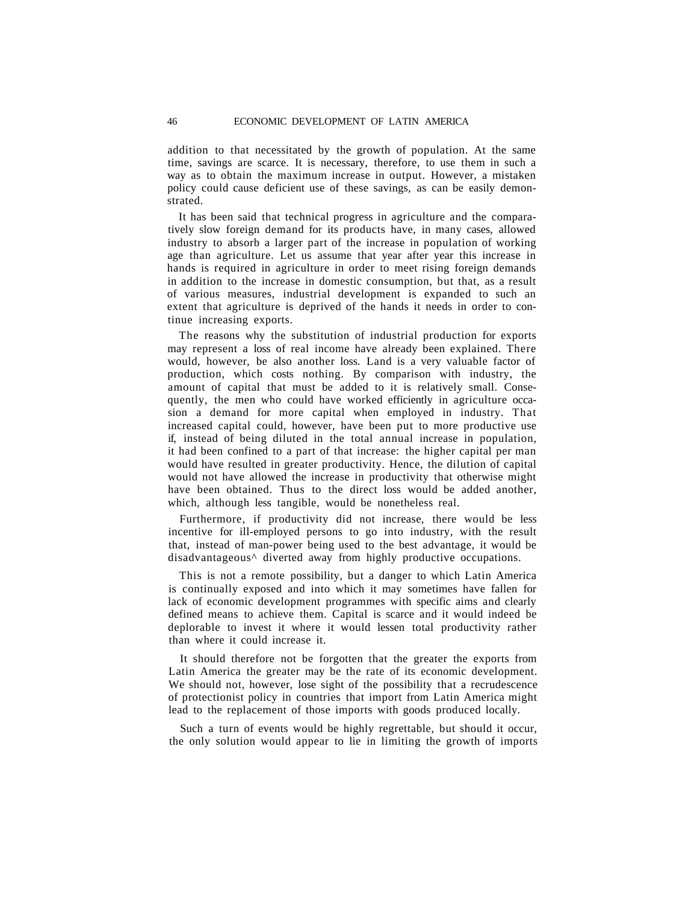addition to that necessitated by the growth of population. At the same time, savings are scarce. It is necessary, therefore, to use them in such a way as to obtain the maximum increase in output. However, a mistaken policy could cause deficient use of these savings, as can be easily demonstrated.

It has been said that technical progress in agriculture and the comparatively slow foreign demand for its products have, in many cases, allowed industry to absorb a larger part of the increase in population of working age than agriculture. Let us assume that year after year this increase in hands is required in agriculture in order to meet rising foreign demands in addition to the increase in domestic consumption, but that, as a result of various measures, industrial development is expanded to such an extent that agriculture is deprived of the hands it needs in order to continue increasing exports.

The reasons why the substitution of industrial production for exports may represent a loss of real income have already been explained. There would, however, be also another loss. Land is a very valuable factor of production, which costs nothing. By comparison with industry, the amount of capital that must be added to it is relatively small. Consequently, the men who could have worked efficiently in agriculture occasion a demand for more capital when employed in industry. That increased capital could, however, have been put to more productive use if, instead of being diluted in the total annual increase in population, it had been confined to a part of that increase: the higher capital per man would have resulted in greater productivity. Hence, the dilution of capital would not have allowed the increase in productivity that otherwise might have been obtained. Thus to the direct loss would be added another, which, although less tangible, would be nonetheless real.

Furthermore, if productivity did not increase, there would be less incentive for ill-employed persons to go into industry, with the result that, instead of man-power being used to the best advantage, it would be disadvantageous^ diverted away from highly productive occupations.

This is not a remote possibility, but a danger to which Latin America is continually exposed and into which it may sometimes have fallen for lack of economic development programmes with specific aims and clearly defined means to achieve them. Capital is scarce and it would indeed be deplorable to invest it where it would lessen total productivity rather than where it could increase it.

It should therefore not be forgotten that the greater the exports from Latin America the greater may be the rate of its economic development. We should not, however, lose sight of the possibility that a recrudescence of protectionist policy in countries that import from Latin America might lead to the replacement of those imports with goods produced locally.

Such a turn of events would be highly regrettable, but should it occur, the only solution would appear to lie in limiting the growth of imports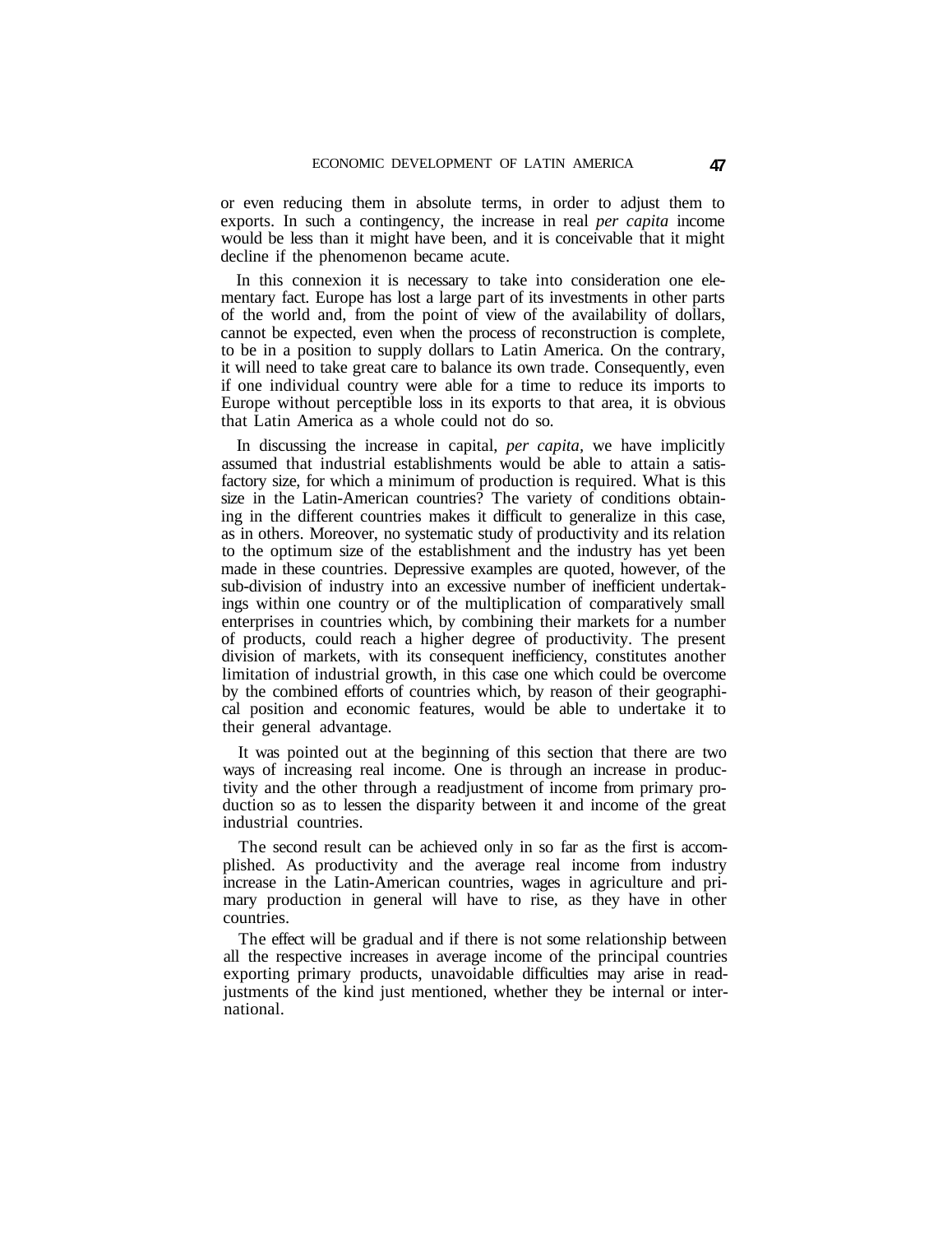or even reducing them in absolute terms, in order to adjust them to exports. In such a contingency, the increase in real *per capita* income would be less than it might have been, and it is conceivable that it might decline if the phenomenon became acute.

In this connexion it is necessary to take into consideration one elementary fact. Europe has lost a large part of its investments in other parts of the world and, from the point of view of the availability of dollars, cannot be expected, even when the process of reconstruction is complete, to be in a position to supply dollars to Latin America. On the contrary, it will need to take great care to balance its own trade. Consequently, even if one individual country were able for a time to reduce its imports to Europe without perceptible loss in its exports to that area, it is obvious that Latin America as a whole could not do so.

In discussing the increase in capital, *per capita*, we have implicitly assumed that industrial establishments would be able to attain a satisfactory size, for which a minimum of production is required. What is this size in the Latin-American countries? The variety of conditions obtaining in the different countries makes it difficult to generalize in this case, as in others. Moreover, no systematic study of productivity and its relation to the optimum size of the establishment and the industry has yet been made in these countries. Depressive examples are quoted, however, of the sub-division of industry into an excessive number of inefficient undertakings within one country or of the multiplication of comparatively small enterprises in countries which, by combining their markets for a number of products, could reach a higher degree of productivity. The present division of markets, with its consequent inefficiency, constitutes another limitation of industrial growth, in this case one which could be overcome by the combined efforts of countries which, by reason of their geographical position and economic features, would be able to undertake it to their general advantage.

It was pointed out at the beginning of this section that there are two ways of increasing real income. One is through an increase in productivity and the other through a readjustment of income from primary production so as to lessen the disparity between it and income of the great industrial countries.

The second result can be achieved only in so far as the first is accomplished. As productivity and the average real income from industry increase in the Latin-American countries, wages in agriculture and primary production in general will have to rise, as they have in other countries.

The effect will be gradual and if there is not some relationship between all the respective increases in average income of the principal countries exporting primary products, unavoidable difficulties may arise in readjustments of the kind just mentioned, whether they be internal or international.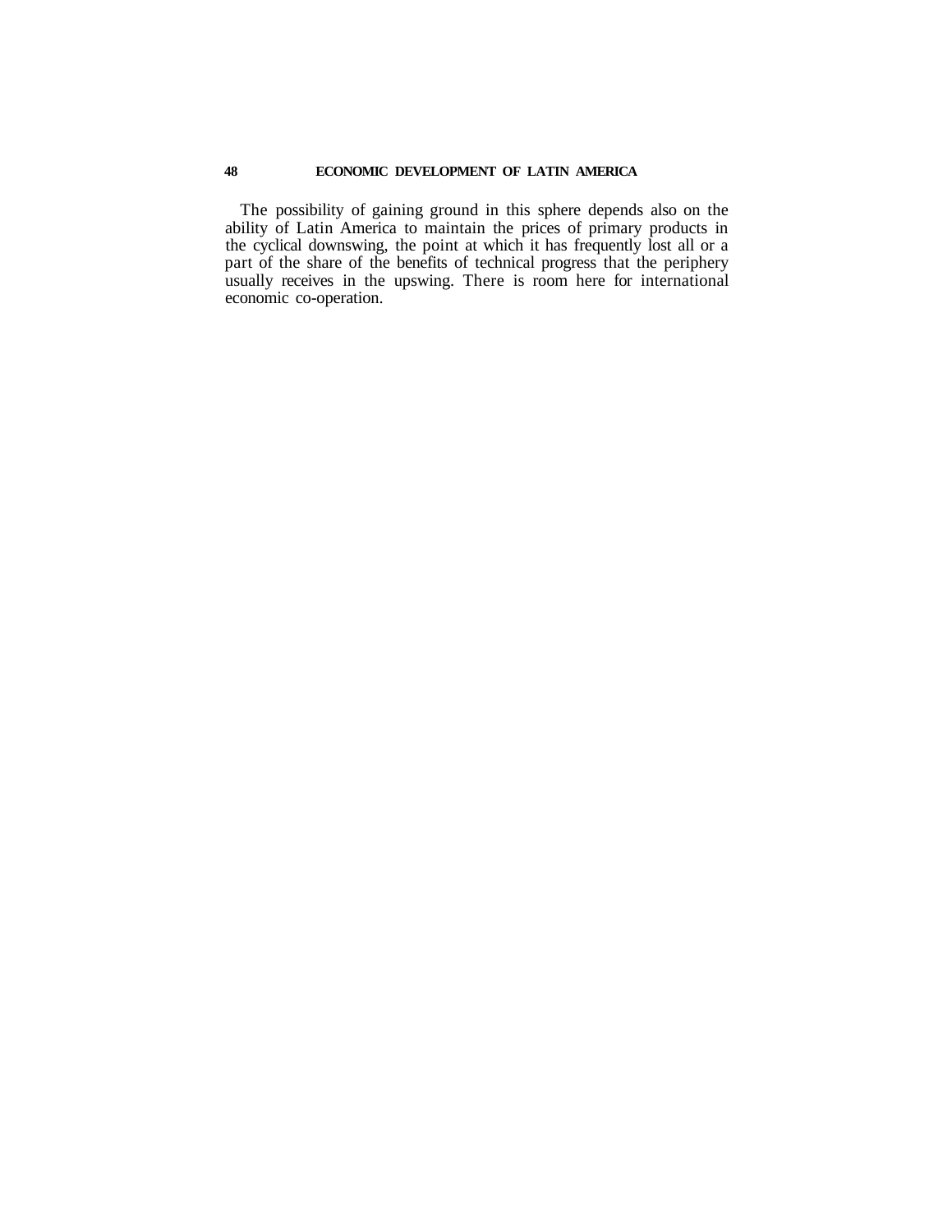The possibility of gaining ground in this sphere depends also on the ability of Latin America to maintain the prices of primary products in the cyclical downswing, the point at which it has frequently lost all or a part of the share of the benefits of technical progress that the periphery usually receives in the upswing. There is room here for international economic co-operation.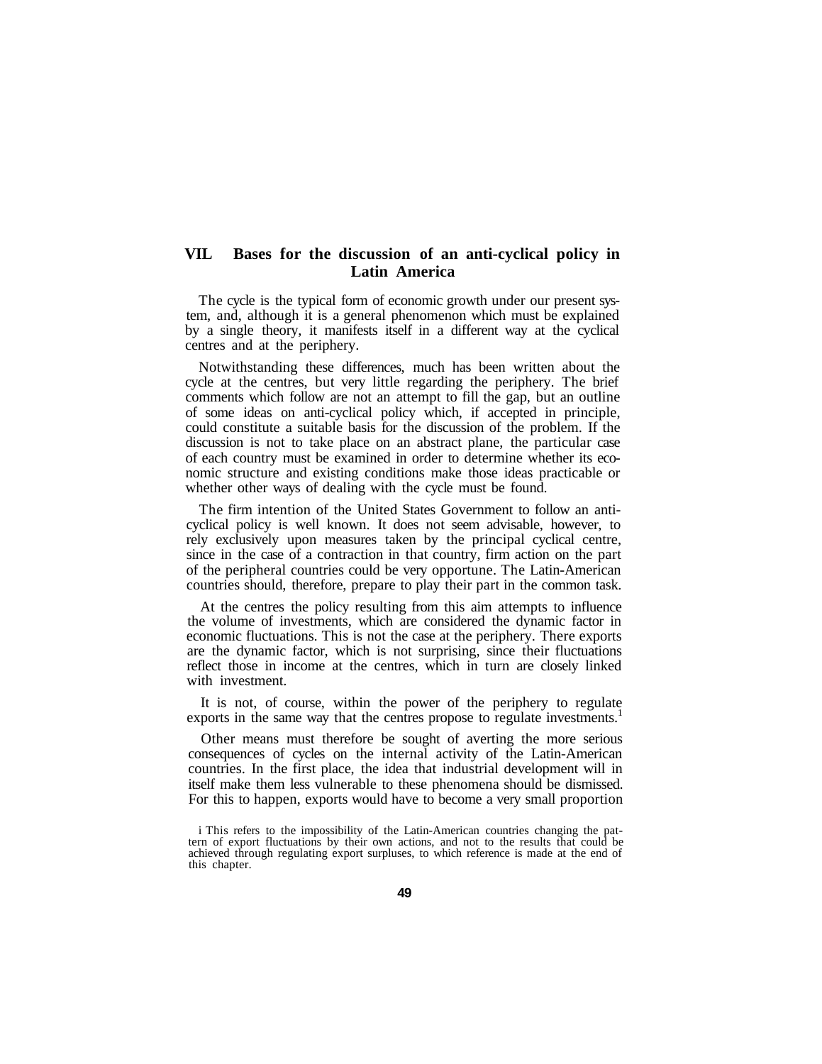## VII. Bases for the discussion of an anti-cyclical policy in Latin America

The cycle is the typical form of economic growth under our present system, and, although it is a general phenomenon which must be explained by a single theory, it manifests itself in a different way at the cyclical centres and at the periphery.

Notwithstanding these differences, much has been written about the cycle at the centres, but very little regarding the periphery. The brief comments which follow are not an attempt to fill the gap, but an outline of some ideas on anti-cyclical policy which, if accepted in principle, could constitute a suitable basis for the discussion of the problem. If the discussion is not to take place on an abstract plane, the particular case of each country must be examined in order to determine whether its economic structure and existing conditions make those ideas practicable or whether other ways of dealing with the cycle must be found.

The firm intention of the United States Government to follow an anti-cyclical policy is well known. It does not seem advisable, however, to rely exclusively upon measures taken by the principal cyclical centre, since in the case of a contraction in that country, firm action on the part of the peripheral countries could be very opportune. The Latin-American countries should, therefore, prepare to play their part in the common task.

At the centres the policy resulting from this aim attempts to influence the volume of investments, which are considered the dynamic factor in economic fluctuations. This is not the case at the periphery. There exports are the dynamic factor, which is not surprising, since their fluctuations reflect those in income at the centres, which in turn are closely linked with investment.

It is not, of course, within the power of the periphery to regulate exports in the same way that the centres propose to regulate investments.[1]

Other means must therefore be sought of averting the more serious consequences of cycles on the internal activity of the Latin-American countries. In the first place, the idea that industrial development will in itself make them less vulnerable to these phenomena should be dismissed. For this to happen, exports would have to become a very small proportion

[1] This refers to the impossibility of the Latin-American countries changing the pattern of export fluctuations by their own actions, and not to the results that could be achieved through regulating export surpluses, to which reference is made at the end of this chapter.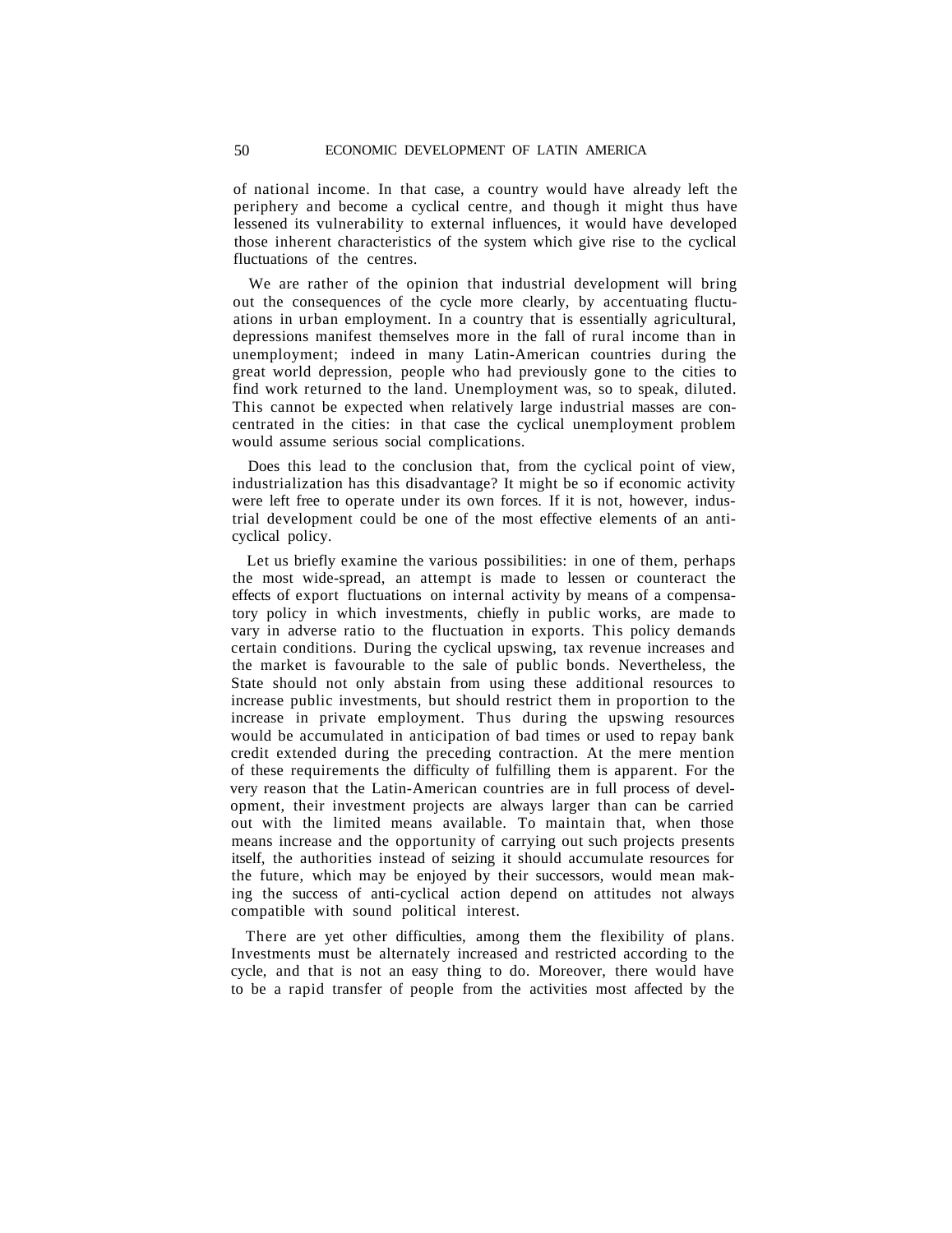of national income. In that case, a country would have already left the periphery and become a cyclical centre, and though it might thus have lessened its vulnerability to external influences, it would have developed those inherent characteristics of the system which give rise to the cyclical fluctuations of the centres.

We are rather of the opinion that industrial development will bring out the consequences of the cycle more clearly, by accentuating fluctuations in urban employment. In a country that is essentially agricultural, depressions manifest themselves more in the fall of rural income than in unemployment; indeed in many Latin-American countries during the great world depression, people who had previously gone to the cities to find work returned to the land. Unemployment was, so to speak, diluted. This cannot be expected when relatively large industrial masses are concentrated in the cities: in that case the cyclical unemployment problem would assume serious social complications.

Does this lead to the conclusion that, from the cyclical point of view, industrialization has this disadvantage? It might be so if economic activity were left free to operate under its own forces. If it is not, however, industrial development could be one of the most effective elements of an anti-cyclical policy.

Let us briefly examine the various possibilities: in one of them, perhaps the most wide-spread, an attempt is made to lessen or counteract the effects of export fluctuations on internal activity by means of a compensatory policy in which investments, chiefly in public works, are made to vary in adverse ratio to the fluctuation in exports. This policy demands certain conditions. During the cyclical upswing, tax revenue increases and the market is favourable to the sale of public bonds. Nevertheless, the State should not only abstain from using these additional resources to increase public investments, but should restrict them in proportion to the increase in private employment. Thus during the upswing resources would be accumulated in anticipation of bad times or used to repay bank credit extended during the preceding contraction. At the mere mention of these requirements the difficulty of fulfilling them is apparent. For the very reason that the Latin-American countries are in full process of development, their investment projects are always larger than can be carried out with the limited means available. To maintain that, when those means increase and the opportunity of carrying out such projects presents itself, the authorities instead of seizing it should accumulate resources for the future, which may be enjoyed by their successors, would mean making the success of anti-cyclical action depend on attitudes not always compatible with sound political interest.

There are yet other difficulties, among them the flexibility of plans. Investments must be alternately increased and restricted according to the cycle, and that is not an easy thing to do. Moreover, there would have to be a rapid transfer of people from the activities most affected by the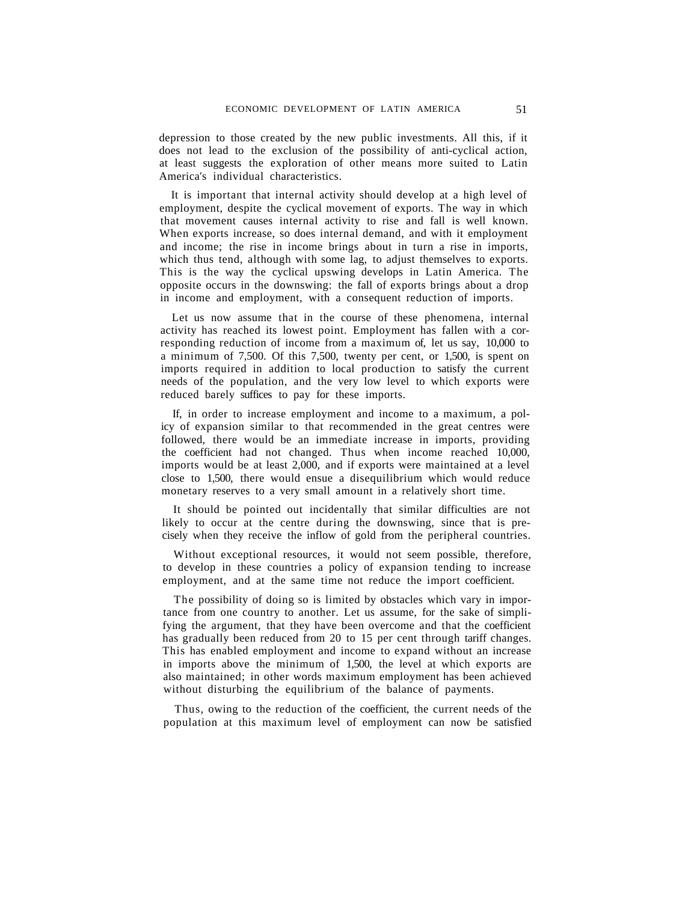depression to those created by the new public investments. All this, if it does not lead to the exclusion of the possibility of anti-cyclical action, at least suggests the exploration of other means more suited to Latin America's individual characteristics.

It is important that internal activity should develop at a high level of employment, despite the cyclical movement of exports. The way in which that movement causes internal activity to rise and fall is well known. When exports increase, so does internal demand, and with it employment and income; the rise in income brings about in turn a rise in imports, which thus tend, although with some lag, to adjust themselves to exports. This is the way the cyclical upswing develops in Latin America. The opposite occurs in the downswing: the fall of exports brings about a drop in income and employment, with a consequent reduction of imports.

Let us now assume that in the course of these phenomena, internal activity has reached its lowest point. Employment has fallen with a corresponding reduction of income from a maximum of, let us say, 10,000 to a minimum of 7,500. Of this 7,500, twenty per cent, or 1,500, is spent on imports required in addition to local production to satisfy the current needs of the population, and the very low level to which exports were reduced barely suffices to pay for these imports.

If, in order to increase employment and income to a maximum, a policy of expansion similar to that recommended in the great centres were followed, there would be an immediate increase in imports, providing the coefficient had not changed. Thus when income reached 10,000, imports would be at least 2,000, and if exports were maintained at a level close to 1,500, there would ensue a disequilibrium which would reduce monetary reserves to a very small amount in a relatively short time.

It should be pointed out incidentally that similar difficulties are not likely to occur at the centre during the downswing, since that is precisely when they receive the inflow of gold from the peripheral countries.

Without exceptional resources, it would not seem possible, therefore, to develop in these countries a policy of expansion tending to increase employment, and at the same time not reduce the import coefficient.

The possibility of doing so is limited by obstacles which vary in importance from one country to another. Let us assume, for the sake of simplifying the argument, that they have been overcome and that the coefficient has gradually been reduced from 20 to 15 per cent through tariff changes. This has enabled employment and income to expand without an increase in imports above the minimum of 1,500, the level at which exports are also maintained; in other words maximum employment has been achieved without disturbing the equilibrium of the balance of payments.

Thus, owing to the reduction of the coefficient, the current needs of the population at this maximum level of employment can now be satisfied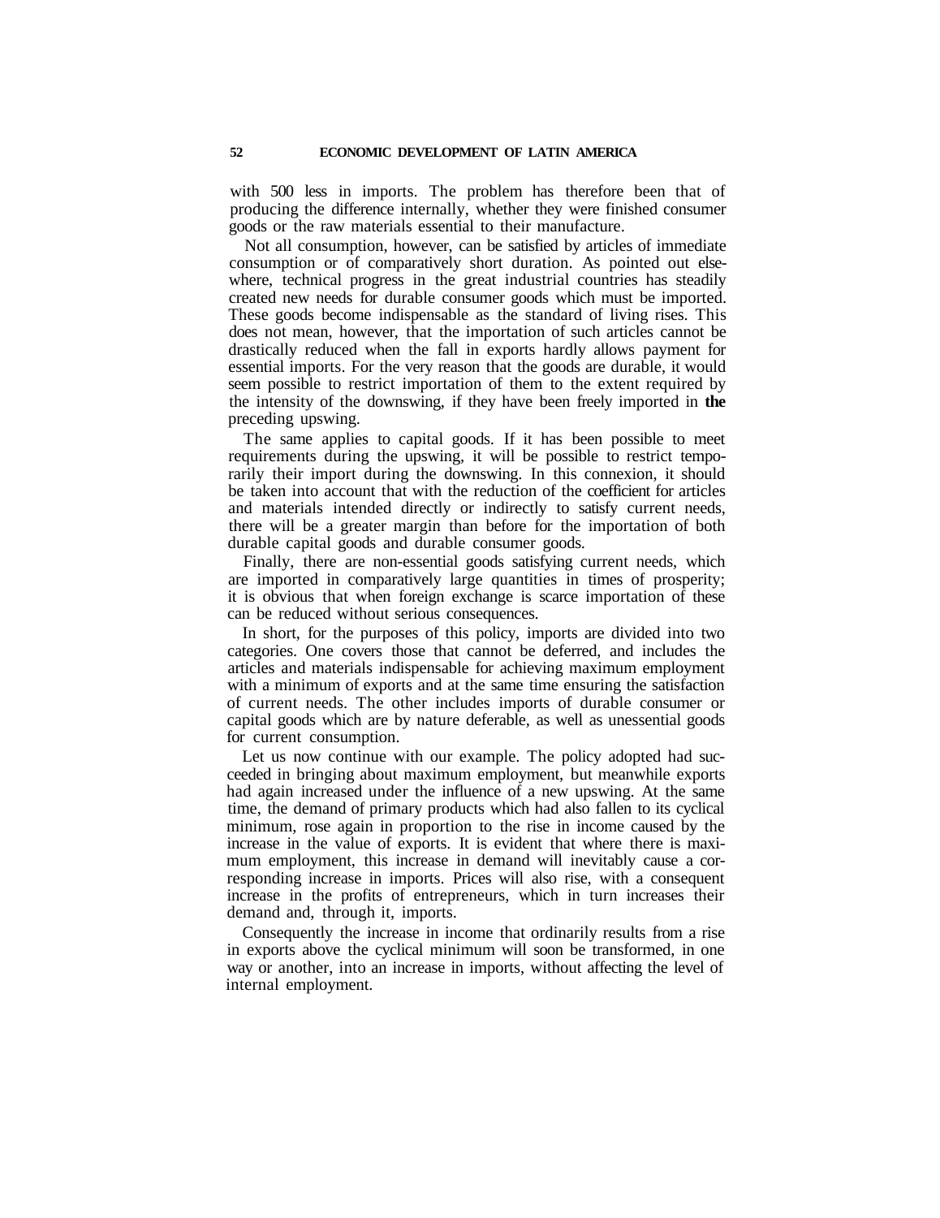with 500 less in imports. The problem has therefore been that of producing the difference internally, whether they were finished consumer goods or the raw materials essential to their manufacture.

Not all consumption, however, can be satisfied by articles of immediate consumption or of comparatively short duration. As pointed out elsewhere, technical progress in the great industrial countries has steadily created new needs for durable consumer goods which must be imported. These goods become indispensable as the standard of living rises. This does not mean, however, that the importation of such articles cannot be drastically reduced when the fall in exports hardly allows payment for essential imports. For the very reason that the goods are durable, it would seem possible to restrict importation of them to the extent required by the intensity of the downswing, if they have been freely imported in the preceding upswing.

The same applies to capital goods. If it has been possible to meet requirements during the upswing, it will be possible to restrict temporarily their import during the downswing. In this connexion, it should be taken into account that with the reduction of the coefficient for articles and materials intended directly or indirectly to satisfy current needs, there will be a greater margin than before for the importation of both durable capital goods and durable consumer goods.

Finally, there are non-essential goods satisfying current needs, which are imported in comparatively large quantities in times of prosperity; it is obvious that when foreign exchange is scarce importation of these can be reduced without serious consequences.

In short, for the purposes of this policy, imports are divided into two categories. One covers those that cannot be deferred, and includes the articles and materials indispensable for achieving maximum employment with a minimum of exports and at the same time ensuring the satisfaction of current needs. The other includes imports of durable consumer or capital goods which are by nature deferable, as well as unessential goods for current consumption.

Let us now continue with our example. The policy adopted had succeeded in bringing about maximum employment, but meanwhile exports had again increased under the influence of a new upswing. At the same time, the demand of primary products which had also fallen to its cyclical minimum, rose again in proportion to the rise in income caused by the increase in the value of exports. It is evident that where there is maximum employment, this increase in demand will inevitably cause a corresponding increase in imports. Prices will also rise, with a consequent increase in the profits of entrepreneurs, which in turn increases their demand and, through it, imports.

Consequently the increase in income that ordinarily results from a rise in exports above the cyclical minimum will soon be transformed, in one way or another, into an increase in imports, without affecting the level of internal employment.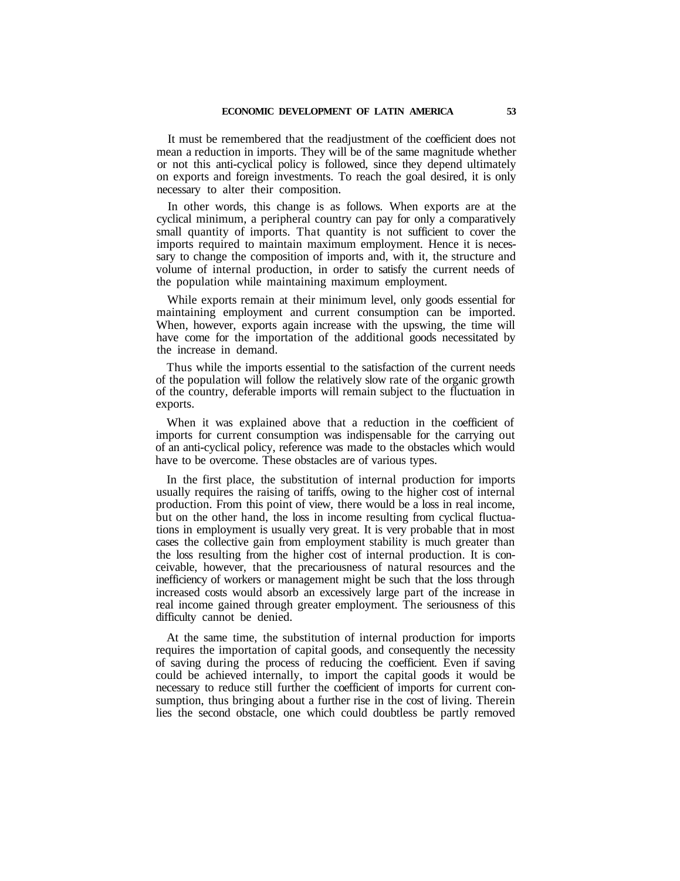It must be remembered that the readjustment of the coefficient does not mean a reduction in imports. They will be of the same magnitude whether or not this anti-cyclical policy is followed, since they depend ultimately on exports and foreign investments. To reach the goal desired, it is only necessary to alter their composition.

In other words, this change is as follows. When exports are at the cyclical minimum, a peripheral country can pay for only a comparatively small quantity of imports. That quantity is not sufficient to cover the imports required to maintain maximum employment. Hence it is necessary to change the composition of imports and, with it, the structure and volume of internal production, in order to satisfy the current needs of the population while maintaining maximum employment.

While exports remain at their minimum level, only goods essential for maintaining employment and current consumption can be imported. When, however, exports again increase with the upswing, the time will have come for the importation of the additional goods necessitated by the increase in demand.

Thus while the imports essential to the satisfaction of the current needs of the population will follow the relatively slow rate of the organic growth of the country, deferable imports will remain subject to the fluctuation in exports.

When it was explained above that a reduction in the coefficient of imports for current consumption was indispensable for the carrying out of an anti-cyclical policy, reference was made to the obstacles which would have to be overcome. These obstacles are of various types.

In the first place, the substitution of internal production for imports usually requires the raising of tariffs, owing to the higher cost of internal production. From this point of view, there would be a loss in real income, but on the other hand, the loss in income resulting from cyclical fluctuations in employment is usually very great. It is very probable that in most cases the collective gain from employment stability is much greater than the loss resulting from the higher cost of internal production. It is conceivable, however, that the precariousness of natural resources and the inefficiency of workers or management might be such that the loss through increased costs would absorb an excessively large part of the increase in real income gained through greater employment. The seriousness of this difficulty cannot be denied.

At the same time, the substitution of internal production for imports requires the importation of capital goods, and consequently the necessity of saving during the process of reducing the coefficient. Even if saving could be achieved internally, to import the capital goods it would be necessary to reduce still further the coefficient of imports for current consumption, thus bringing about a further rise in the cost of living. Therein lies the second obstacle, one which could doubtless be partly removed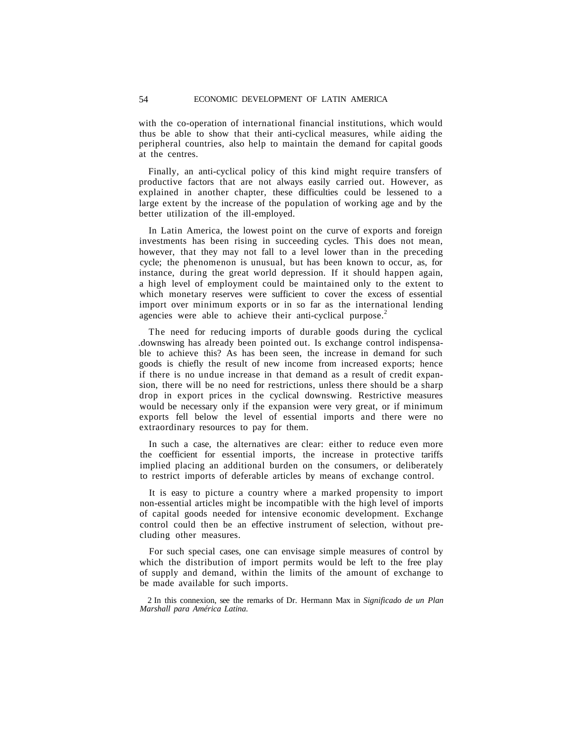with the co-operation of international financial institutions, which would thus be able to show that their anti-cyclical measures, while aiding the peripheral countries, also help to maintain the demand for capital goods at the centres.

Finally, an anti-cyclical policy of this kind might require transfers of productive factors that are not always easily carried out. However, as explained in another chapter, these difficulties could be lessened to a large extent by the increase of the population of working age and by the better utilization of the ill-employed.

In Latin America, the lowest point on the curve of exports and foreign investments has been rising in succeeding cycles. This does not mean, however, that they may not fall to a level lower than in the preceding cycle; the phenomenon is unusual, but has been known to occur, as, for instance, during the great world depression. If it should happen again, a high level of employment could be maintained only to the extent to which monetary reserves were sufficient to cover the excess of essential import over minimum exports or in so far as the international lending agencies were able to achieve their anti-cyclical purpose.[2]

The need for reducing imports of durable goods during the cyclical downswing has already been pointed out. Is exchange control indispensable to achieve this? As has been seen, the increase in demand for such goods is chiefly the result of new income from increased exports; hence if there is no undue increase in that demand as a result of credit expansion, there will be no need for restrictions, unless there should be a sharp drop in export prices in the cyclical downswing. Restrictive measures would be necessary only if the expansion were very great, or if minimum exports fell below the level of essential imports and there were no extraordinary resources to pay for them.

In such a case, the alternatives are clear: either to reduce even more the coefficient for essential imports, the increase in protective tariffs implied placing an additional burden on the consumers, or deliberately to restrict imports of deferable articles by means of exchange control.

It is easy to picture a country where a marked propensity to import non-essential articles might be incompatible with the high level of imports of capital goods needed for intensive economic development. Exchange control could then be an effective instrument of selection, without precluding other measures.

For such special cases, one can envisage simple measures of control by which the distribution of import permits would be left to the free play of supply and demand, within the limits of the amount of exchange to be made available for such imports.

2 In this connexion, see the remarks of Dr. Hermann Max in *Significado de un Plan Marshall para América Latina.*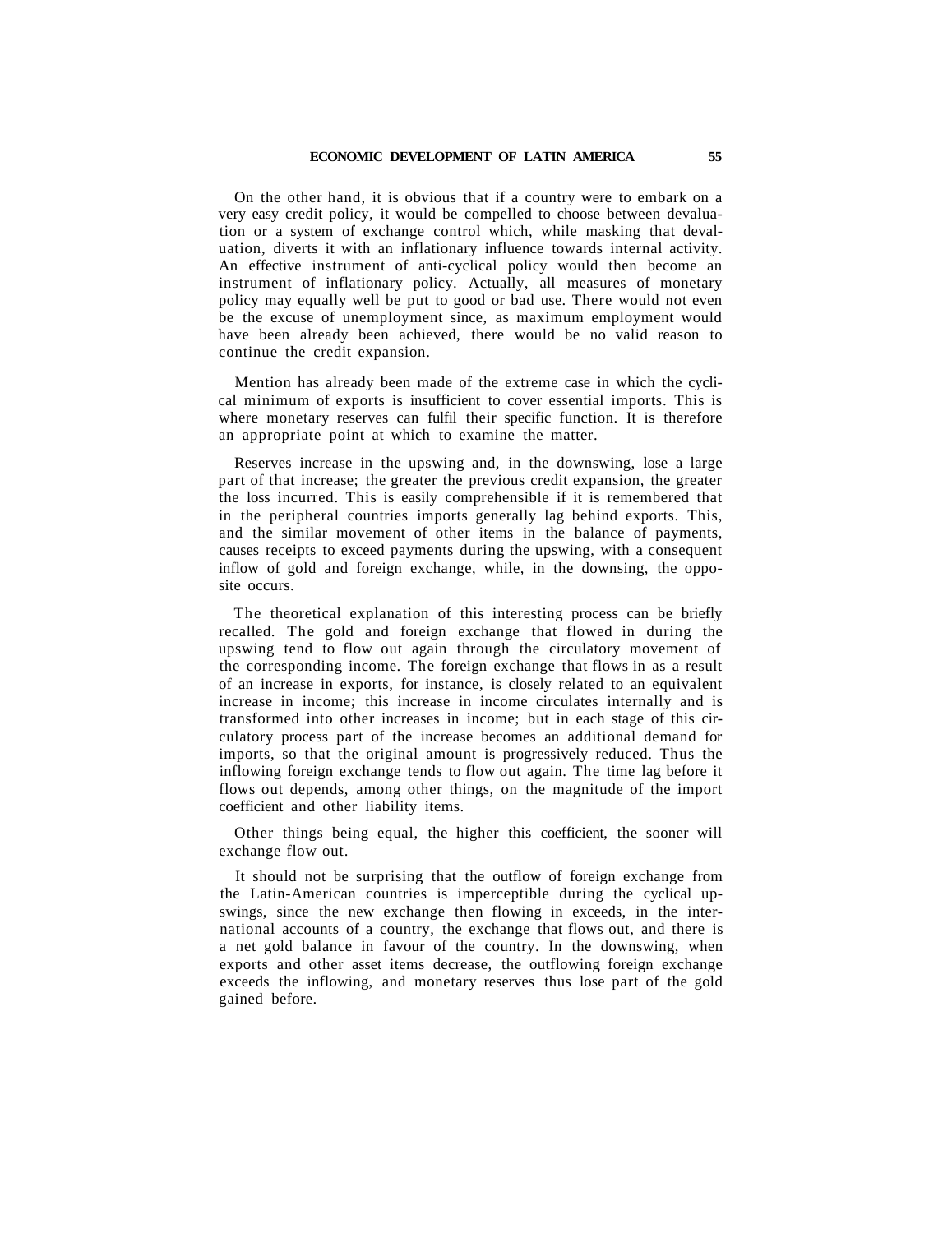On the other hand, it is obvious that if a country were to embark on a very easy credit policy, it would be compelled to choose between devaluation or a system of exchange control which, while masking that devaluation, diverts it with an inflationary influence towards internal activity. An effective instrument of anti-cyclical policy would then become an instrument of inflationary policy. Actually, all measures of monetary policy may equally well be put to good or bad use. There would not even be the excuse of unemployment since, as maximum employment would have been already been achieved, there would be no valid reason to continue the credit expansion.

Mention has already been made of the extreme case in which the cyclical minimum of exports is insufficient to cover essential imports. This is where monetary reserves can fulfil their specific function. It is therefore an appropriate point at which to examine the matter.

Reserves increase in the upswing and, in the downswing, lose a large part of that increase; the greater the previous credit expansion, the greater the loss incurred. This is easily comprehensible if it is remembered that in the peripheral countries imports generally lag behind exports. This, and the similar movement of other items in the balance of payments, causes receipts to exceed payments during the upswing, with a consequent inflow of gold and foreign exchange, while, in the downsing, the opposite occurs.

The theoretical explanation of this interesting process can be briefly recalled. The gold and foreign exchange that flowed in during the upswing tend to flow out again through the circulatory movement of the corresponding income. The foreign exchange that flows in as a result of an increase in exports, for instance, is closely related to an equivalent increase in income; this increase in income circulates internally and is transformed into other increases in income; but in each stage of this circulatory process part of the increase becomes an additional demand for imports, so that the original amount is progressively reduced. Thus the inflowing foreign exchange tends to flow out again. The time lag before it flows out depends, among other things, on the magnitude of the import coefficient and other liability items.

Other things being equal, the higher this coefficient, the sooner will exchange flow out.

It should not be surprising that the outflow of foreign exchange from the Latin-American countries is imperceptible during the cyclical upswings, since the new exchange then flowing in exceeds, in the international accounts of a country, the exchange that flows out, and there is a net gold balance in favour of the country. In the downswing, when exports and other asset items decrease, the outflowing foreign exchange exceeds the inflowing, and monetary reserves thus lose part of the gold gained before.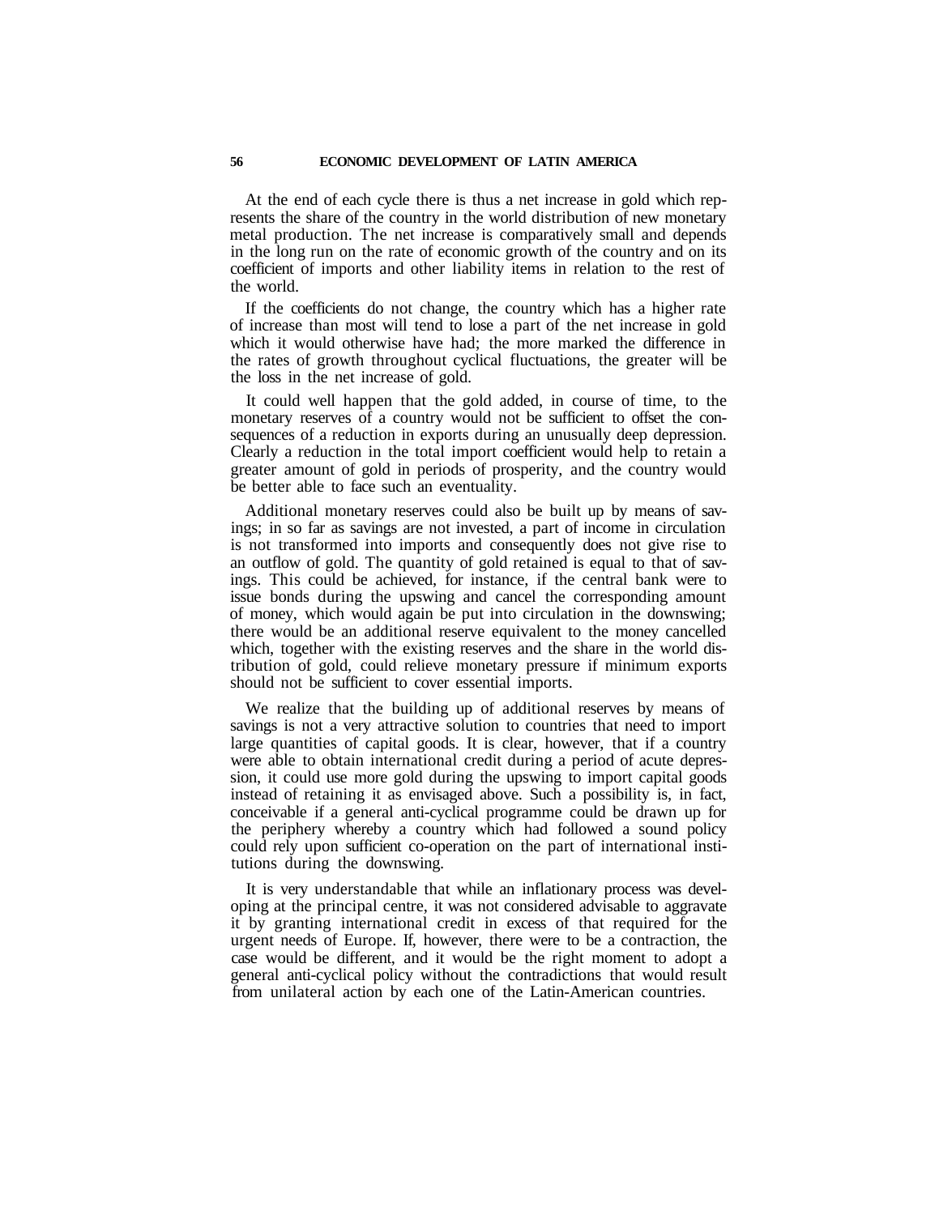At the end of each cycle there is thus a net increase in gold which represents the share of the country in the world distribution of new monetary metal production. The net increase is comparatively small and depends in the long run on the rate of economic growth of the country and on its coefficient of imports and other liability items in relation to the rest of the world.

If the coefficients do not change, the country which has a higher rate of increase than most will tend to lose a part of the net increase in gold which it would otherwise have had; the more marked the difference in the rates of growth throughout cyclical fluctuations, the greater will be the loss in the net increase of gold.

It could well happen that the gold added, in course of time, to the monetary reserves of a country would not be sufficient to offset the consequences of a reduction in exports during an unusually deep depression. Clearly a reduction in the total import coefficient would help to retain a greater amount of gold in periods of prosperity, and the country would be better able to face such an eventuality.

Additional monetary reserves could also be built up by means of savings; in so far as savings are not invested, a part of income in circulation is not transformed into imports and consequently does not give rise to an outflow of gold. The quantity of gold retained is equal to that of savings. This could be achieved, for instance, if the central bank were to issue bonds during the upswing and cancel the corresponding amount of money, which would again be put into circulation in the downswing; there would be an additional reserve equivalent to the money cancelled which, together with the existing reserves and the share in the world distribution of gold, could relieve monetary pressure if minimum exports should not be sufficient to cover essential imports.

We realize that the building up of additional reserves by means of savings is not a very attractive solution to countries that need to import large quantities of capital goods. It is clear, however, that if a country were able to obtain international credit during a period of acute depression, it could use more gold during the upswing to import capital goods instead of retaining it as envisaged above. Such a possibility is, in fact, conceivable if a general anti-cyclical programme could be drawn up for the periphery whereby a country which had followed a sound policy could rely upon sufficient co-operation on the part of international institutions during the downswing.

It is very understandable that while an inflationary process was developing at the principal centre, it was not considered advisable to aggravate it by granting international credit in excess of that required for the urgent needs of Europe. If, however, there were to be a contraction, the case would be different, and it would be the right moment to adopt a general anti-cyclical policy without the contradictions that would result from unilateral action by each one of the Latin-American countries.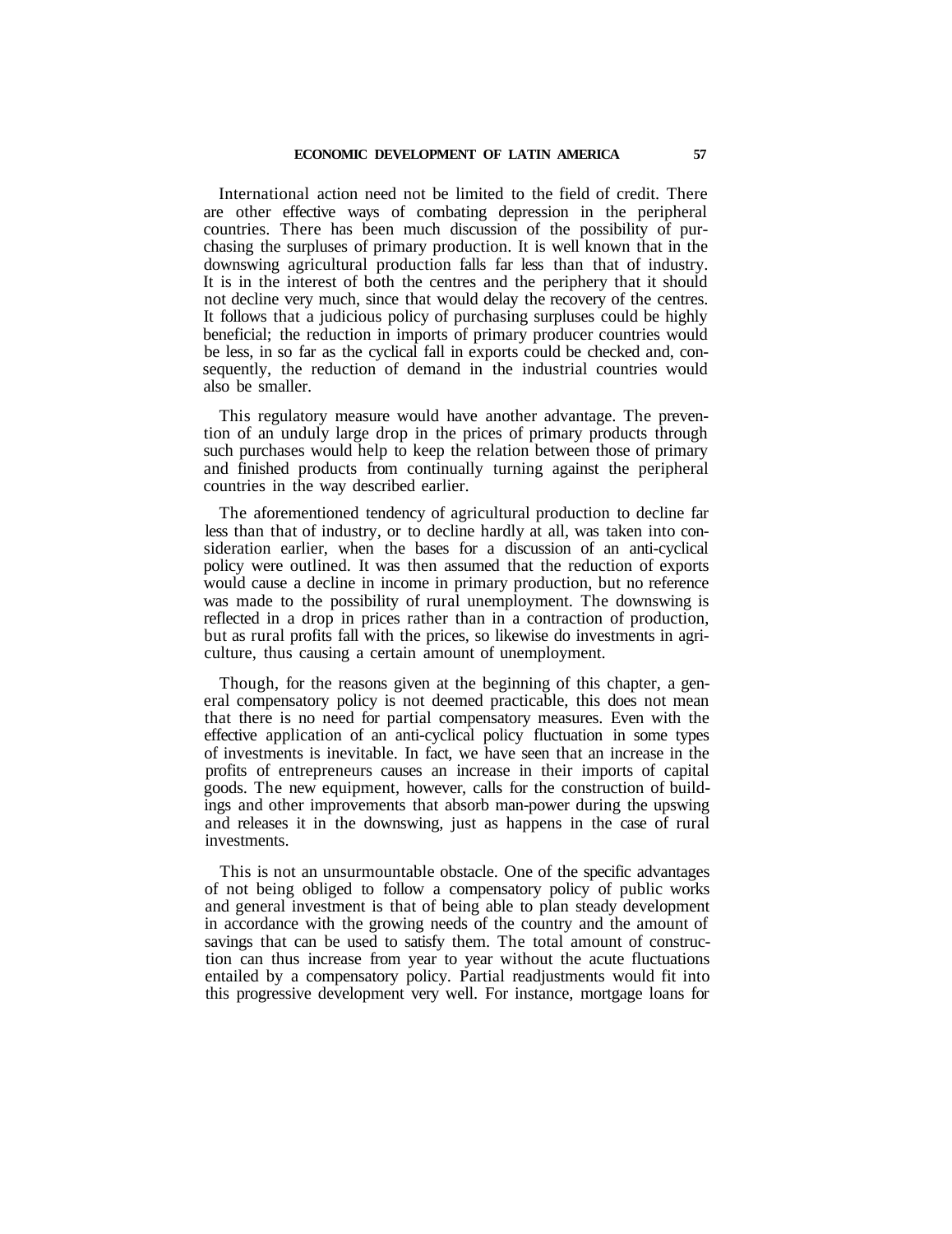International action need not be limited to the field of credit. There are other effective ways of combating depression in the peripheral countries. There has been much discussion of the possibility of purchasing the surpluses of primary production. It is well known that in the downswing agricultural production falls far less than that of industry. It is in the interest of both the centres and the periphery that it should not decline very much, since that would delay the recovery of the centres. It follows that a judicious policy of purchasing surpluses could be highly beneficial; the reduction in imports of primary producer countries would be less, in so far as the cyclical fall in exports could be checked and, consequently, the reduction of demand in the industrial countries would also be smaller.

This regulatory measure would have another advantage. The prevention of an unduly large drop in the prices of primary products through such purchases would help to keep the relation between those of primary and finished products from continually turning against the peripheral countries in the way described earlier.

The aforementioned tendency of agricultural production to decline far less than that of industry, or to decline hardly at all, was taken into consideration earlier, when the bases for a discussion of an anti-cyclical policy were outlined. It was then assumed that the reduction of exports would cause a decline in income in primary production, but no reference was made to the possibility of rural unemployment. The downswing is reflected in a drop in prices rather than in a contraction of production, but as rural profits fall with the prices, so likewise do investments in agriculture, thus causing a certain amount of unemployment.

Though, for the reasons given at the beginning of this chapter, a general compensatory policy is not deemed practicable, this does not mean that there is no need for partial compensatory measures. Even with the effective application of an anti-cyclical policy fluctuation in some types of investments is inevitable. In fact, we have seen that an increase in the profits of entrepreneurs causes an increase in their imports of capital goods. The new equipment, however, calls for the construction of buildings and other improvements that absorb man-power during the upswing and releases it in the downswing, just as happens in the case of rural investments.

This is not an unsurmountable obstacle. One of the specific advantages of not being obliged to follow a compensatory policy of public works and general investment is that of being able to plan steady development in accordance with the growing needs of the country and the amount of savings that can be used to satisfy them. The total amount of construction can thus increase from year to year without the acute fluctuations entailed by a compensatory policy. Partial readjustments would fit into this progressive development very well. For instance, mortgage loans for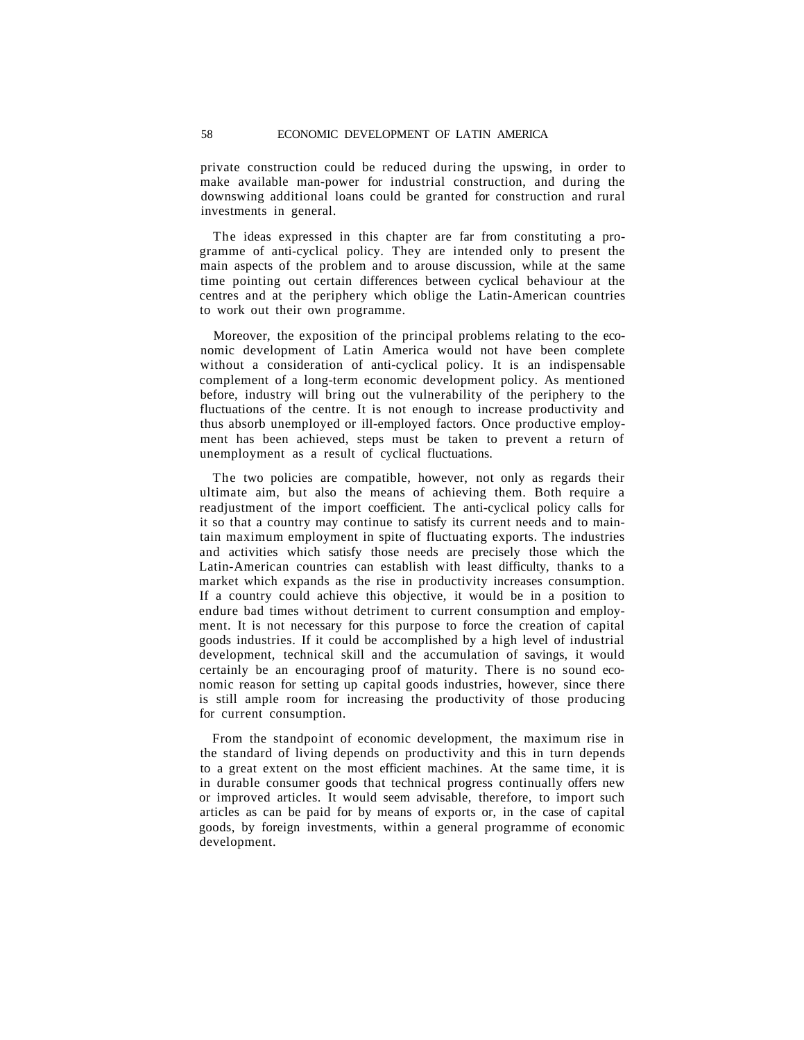private construction could be reduced during the upswing, in order to make available man-power for industrial construction, and during the downswing additional loans could be granted for construction and rural investments in general.

The ideas expressed in this chapter are far from constituting a programme of anti-cyclical policy. They are intended only to present the main aspects of the problem and to arouse discussion, while at the same time pointing out certain differences between cyclical behaviour at the centres and at the periphery which oblige the Latin-American countries to work out their own programme.

Moreover, the exposition of the principal problems relating to the economic development of Latin America would not have been complete without a consideration of anti-cyclical policy. It is an indispensable complement of a long-term economic development policy. As mentioned before, industry will bring out the vulnerability of the periphery to the fluctuations of the centre. It is not enough to increase productivity and thus absorb unemployed or ill-employed factors. Once productive employment has been achieved, steps must be taken to prevent a return of unemployment as a result of cyclical fluctuations.

The two policies are compatible, however, not only as regards their ultimate aim, but also the means of achieving them. Both require a readjustment of the import coefficient. The anti-cyclical policy calls for it so that a country may continue to satisfy its current needs and to maintain maximum employment in spite of fluctuating exports. The industries and activities which satisfy those needs are precisely those which the Latin-American countries can establish with least difficulty, thanks to a market which expands as the rise in productivity increases consumption. If a country could achieve this objective, it would be in a position to endure bad times without detriment to current consumption and employment. It is not necessary for this purpose to force the creation of capital goods industries. If it could be accomplished by a high level of industrial development, technical skill and the accumulation of savings, it would certainly be an encouraging proof of maturity. There is no sound economic reason for setting up capital goods industries, however, since there is still ample room for increasing the productivity of those producing for current consumption.

From the standpoint of economic development, the maximum rise in the standard of living depends on productivity and this in turn depends to a great extent on the most efficient machines. At the same time, it is in durable consumer goods that technical progress continually offers new or improved articles. It would seem advisable, therefore, to import such articles as can be paid for by means of exports or, in the case of capital goods, by foreign investments, within a general programme of economic development.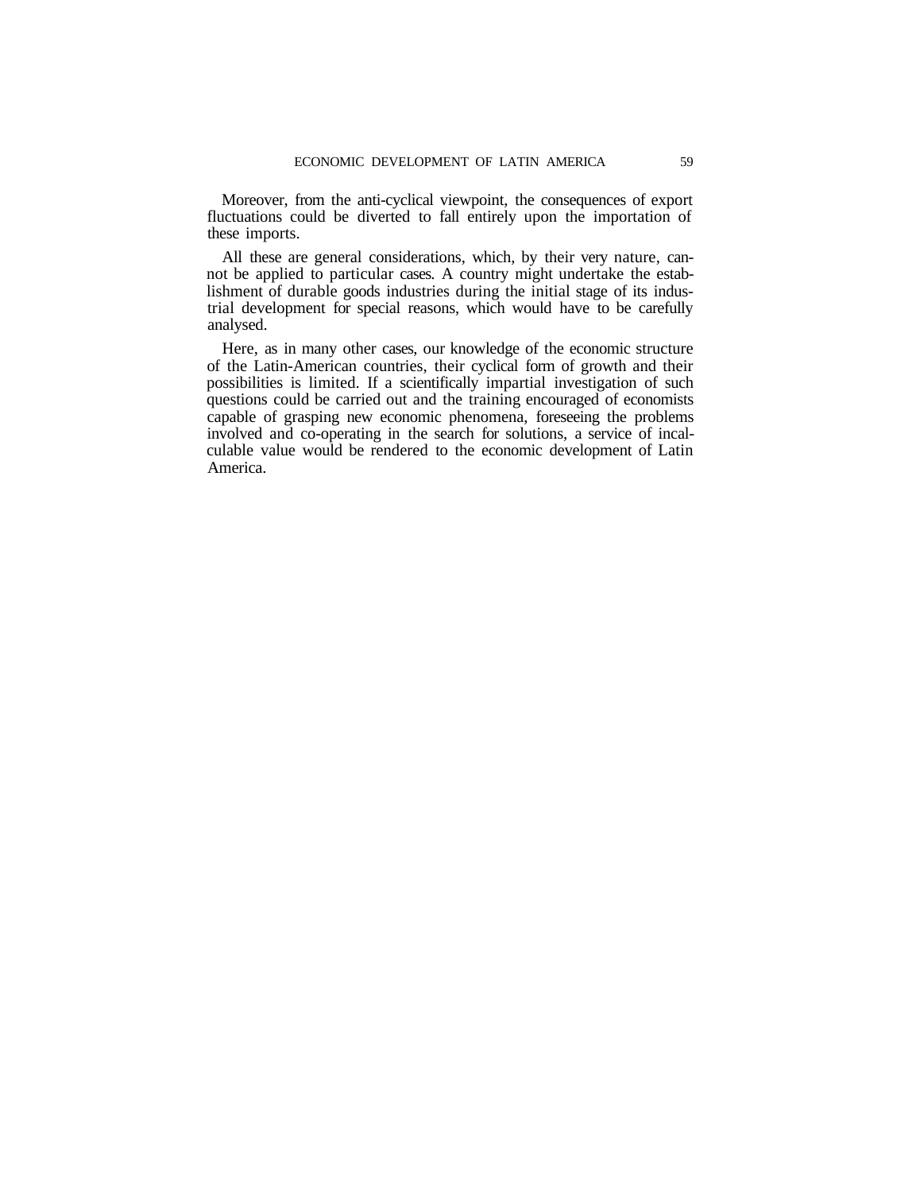Moreover, from the anti-cyclical viewpoint, the consequences of export fluctuations could be diverted to fall entirely upon the importation of these imports.

All these are general considerations, which, by their very nature, cannot be applied to particular cases. A country might undertake the establishment of durable goods industries during the initial stage of its industrial development for special reasons, which would have to be carefully analysed.

Here, as in many other cases, our knowledge of the economic structure of the Latin-American countries, their cyclical form of growth and their possibilities is limited. If a scientifically impartial investigation of such questions could be carried out and the training encouraged of economists capable of grasping new economic phenomena, foreseeing the problems involved and co-operating in the search for solutions, a service of incalculable value would be rendered to the economic development of Latin America.